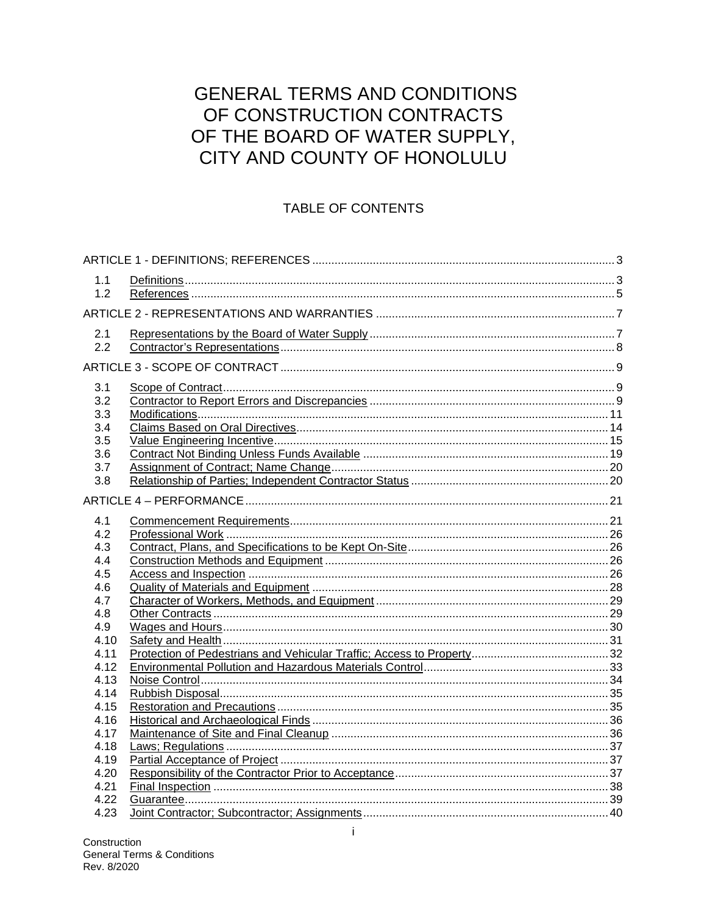# GENERAL TERMS AND CONDITIONS OF CONSTRUCTION CONTRACTS OF THE BOARD OF WATER SUPPLY, CITY AND COUNTY OF HONOLULU

## TABLE OF CONTENTS

ARTICLE 1 - DEFINITIONS; REFERENCES ..... 3

- 1.1 Definitions ..... 3
- 1.2 References ..... 5

ARTICLE 2 - REPRESENTATIONS AND WARRANTIES ..... 7

- 2.1 Representations by the Board of Water Supply ..... 7
- 2.2 Contractor's Representations ..... 8

ARTICLE 3 - SCOPE OF CONTRACT ..... 9

- 3.1 Scope of Contract ..... 9
- 3.2 Contractor to Report Errors and Discrepancies ..... 9
- 3.3 Modifications ..... 11
- 3.4 Claims Based on Oral Directives ..... 14
- 3.5 Value Engineering Incentive ..... 15
- 3.6 Contract Not Binding Unless Funds Available ..... 19
- 3.7 Assignment of Contract; Name Change ..... 20
- 3.8 Relationship of Parties; Independent Contractor Status ..... 20

ARTICLE 4 – PERFORMANCE ..... 21

- 4.1 Commencement Requirements ..... 21
- 4.2 Professional Work ..... 26
- 4.3 Contract, Plans, and Specifications to be Kept On-Site ..... 26
- 4.4 Construction Methods and Equipment ..... 26
- 4.5 Access and Inspection ..... 26
- 4.6 Quality of Materials and Equipment ..... 28
- 4.7 Character of Workers, Methods, and Equipment ..... 29
- 4.8 Other Contracts ..... 29
- 4.9 Wages and Hours ..... 30
- 4.10 Safety and Health ..... 31
- 4.11 Protection of Pedestrians and Vehicular Traffic; Access to Property ..... 32
- 4.12 Environmental Pollution and Hazardous Materials Control ..... 33
- 4.13 Noise Control ..... 34
- 4.14 Rubbish Disposal ..... 35
- 4.15 Restoration and Precautions ..... 35
- 4.16 Historical and Archaeological Finds ..... 36
- 4.17 Maintenance of Site and Final Cleanup ..... 36
- 4.18 Laws; Regulations ..... 37
- 4.19 Partial Acceptance of Project ..... 37
- 4.20 Responsibility of the Contractor Prior to Acceptance ..... 37
- 4.21 Final Inspection ..... 38
- 4.22 Guarantee ..... 39
- 4.23 Joint Contractor; Subcontractor; Assignments ..... 40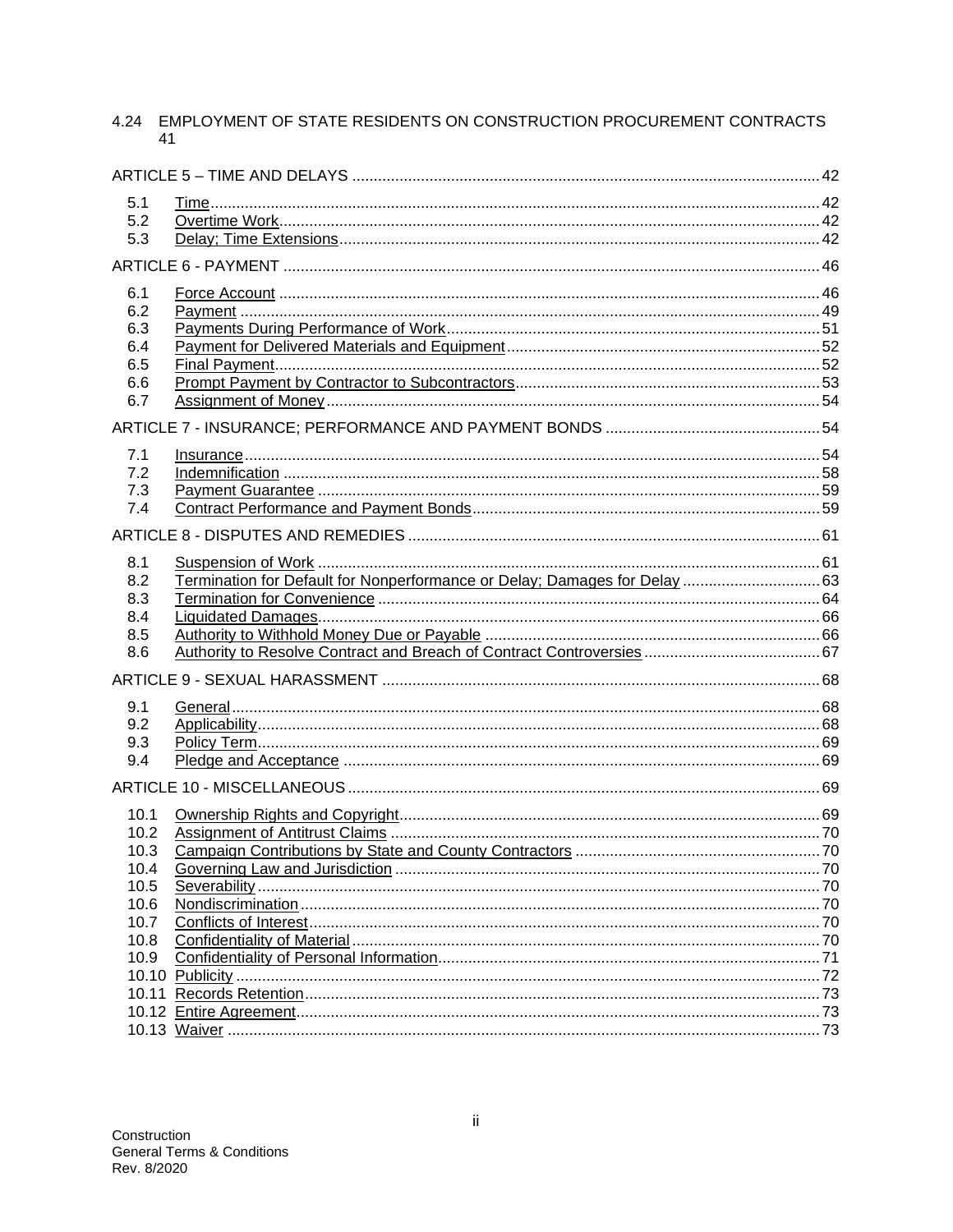4.24 EMPLOYMENT OF STATE RESIDENTS ON CONSTRUCTION PROCUREMENT CONTRACTS 41

ARTICLE 5 – TIME AND DELAYS ..... 42

- 5.1 Time ..... 42
- 5.2 Overtime Work ..... 42
- 5.3 Delay; Time Extensions ..... 42

ARTICLE 6 - PAYMENT ..... 46

- 6.1 Force Account ..... 46
- 6.2 Payment ..... 49
- 6.3 Payments During Performance of Work ..... 51
- 6.4 Payment for Delivered Materials and Equipment ..... 52
- 6.5 Final Payment ..... 52
- 6.6 Prompt Payment by Contractor to Subcontractors ..... 53
- 6.7 Assignment of Money ..... 54

ARTICLE 7 - INSURANCE; PERFORMANCE AND PAYMENT BONDS ..... 54

- 7.1 Insurance ..... 54
- 7.2 Indemnification ..... 58
- 7.3 Payment Guarantee ..... 59
- 7.4 Contract Performance and Payment Bonds ..... 59

ARTICLE 8 - DISPUTES AND REMEDIES ..... 61

- 8.1 Suspension of Work ..... 61
- 8.2 Termination for Default for Nonperformance or Delay; Damages for Delay ..... 63
- 8.3 Termination for Convenience ..... 64
- 8.4 Liquidated Damages ..... 66
- 8.5 Authority to Withhold Money Due or Payable ..... 66
- 8.6 Authority to Resolve Contract and Breach of Contract Controversies ..... 67

ARTICLE 9 - SEXUAL HARASSMENT ..... 68

- 9.1 General ..... 68
- 9.2 Applicability ..... 68
- 9.3 Policy Term ..... 69
- 9.4 Pledge and Acceptance ..... 69

ARTICLE 10 - MISCELLANEOUS ..... 69

- 10.1 Ownership Rights and Copyright ..... 69
- 10.2 Assignment of Antitrust Claims ..... 70
- 10.3 Campaign Contributions by State and County Contractors ..... 70
- 10.4 Governing Law and Jurisdiction ..... 70
- 10.5 Severability ..... 70
- 10.6 Nondiscrimination ..... 70
- 10.7 Conflicts of Interest ..... 70
- 10.8 Confidentiality of Material ..... 70
- 10.9 Confidentiality of Personal Information ..... 71
- 10.10 Publicity ..... 72
- 10.11 Records Retention ..... 73
- 10.12 Entire Agreement ..... 73
- 10.13 Waiver ..... 73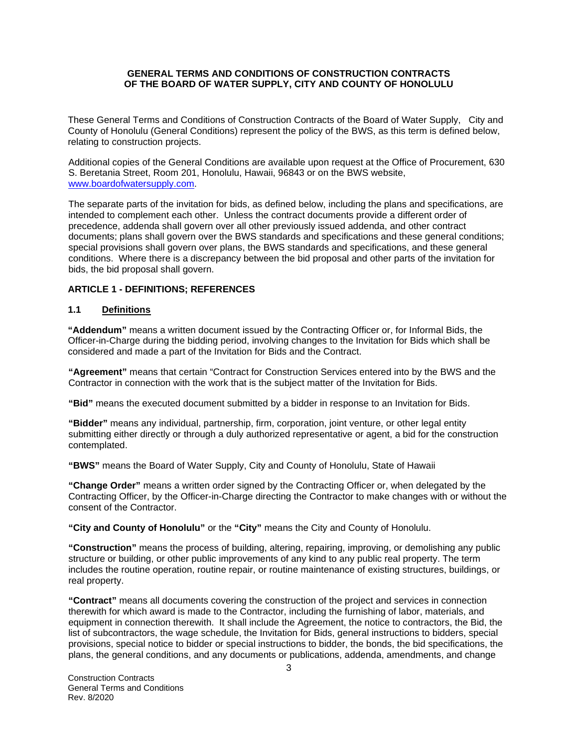**GENERAL TERMS AND CONDITIONS OF CONSTRUCTION CONTRACTS OF THE BOARD OF WATER SUPPLY, CITY AND COUNTY OF HONOLULU**

These General Terms and Conditions of Construction Contracts of the Board of Water Supply, City and County of Honolulu (General Conditions) represent the policy of the BWS, as this term is defined below, relating to construction projects.

Additional copies of the General Conditions are available upon request at the Office of Procurement, 630 S. Beretania Street, Room 201, Honolulu, Hawaii, 96843 or on the BWS website, www.boardofwatersupply.com.

The separate parts of the invitation for bids, as defined below, including the plans and specifications, are intended to complement each other. Unless the contract documents provide a different order of precedence, addenda shall govern over all other previously issued addenda, and other contract documents; plans shall govern over the BWS standards and specifications and these general conditions; special provisions shall govern over plans, the BWS standards and specifications, and these general conditions. Where there is a discrepancy between the bid proposal and other parts of the invitation for bids, the bid proposal shall govern.

## ARTICLE 1 - DEFINITIONS; REFERENCES

### 1.1 Definitions

**"Addendum"** means a written document issued by the Contracting Officer or, for Informal Bids, the Officer-in-Charge during the bidding period, involving changes to the Invitation for Bids which shall be considered and made a part of the Invitation for Bids and the Contract.

**"Agreement"** means that certain "Contract for Construction Services entered into by the BWS and the Contractor in connection with the work that is the subject matter of the Invitation for Bids.

**"Bid"** means the executed document submitted by a bidder in response to an Invitation for Bids.

**"Bidder"** means any individual, partnership, firm, corporation, joint venture, or other legal entity submitting either directly or through a duly authorized representative or agent, a bid for the construction contemplated.

**"BWS"** means the Board of Water Supply, City and County of Honolulu, State of Hawaii

**"Change Order"** means a written order signed by the Contracting Officer or, when delegated by the Contracting Officer, by the Officer-in-Charge directing the Contractor to make changes with or without the consent of the Contractor.

**"City and County of Honolulu"** or the **"City"** means the City and County of Honolulu.

**"Construction"** means the process of building, altering, repairing, improving, or demolishing any public structure or building, or other public improvements of any kind to any public real property. The term includes the routine operation, routine repair, or routine maintenance of existing structures, buildings, or real property.

**"Contract"** means all documents covering the construction of the project and services in connection therewith for which award is made to the Contractor, including the furnishing of labor, materials, and equipment in connection therewith. It shall include the Agreement, the notice to contractors, the Bid, the list of subcontractors, the wage schedule, the Invitation for Bids, general instructions to bidders, special provisions, special notice to bidder or special instructions to bidder, the bonds, the bid specifications, the plans, the general conditions, and any documents or publications, addenda, amendments, and change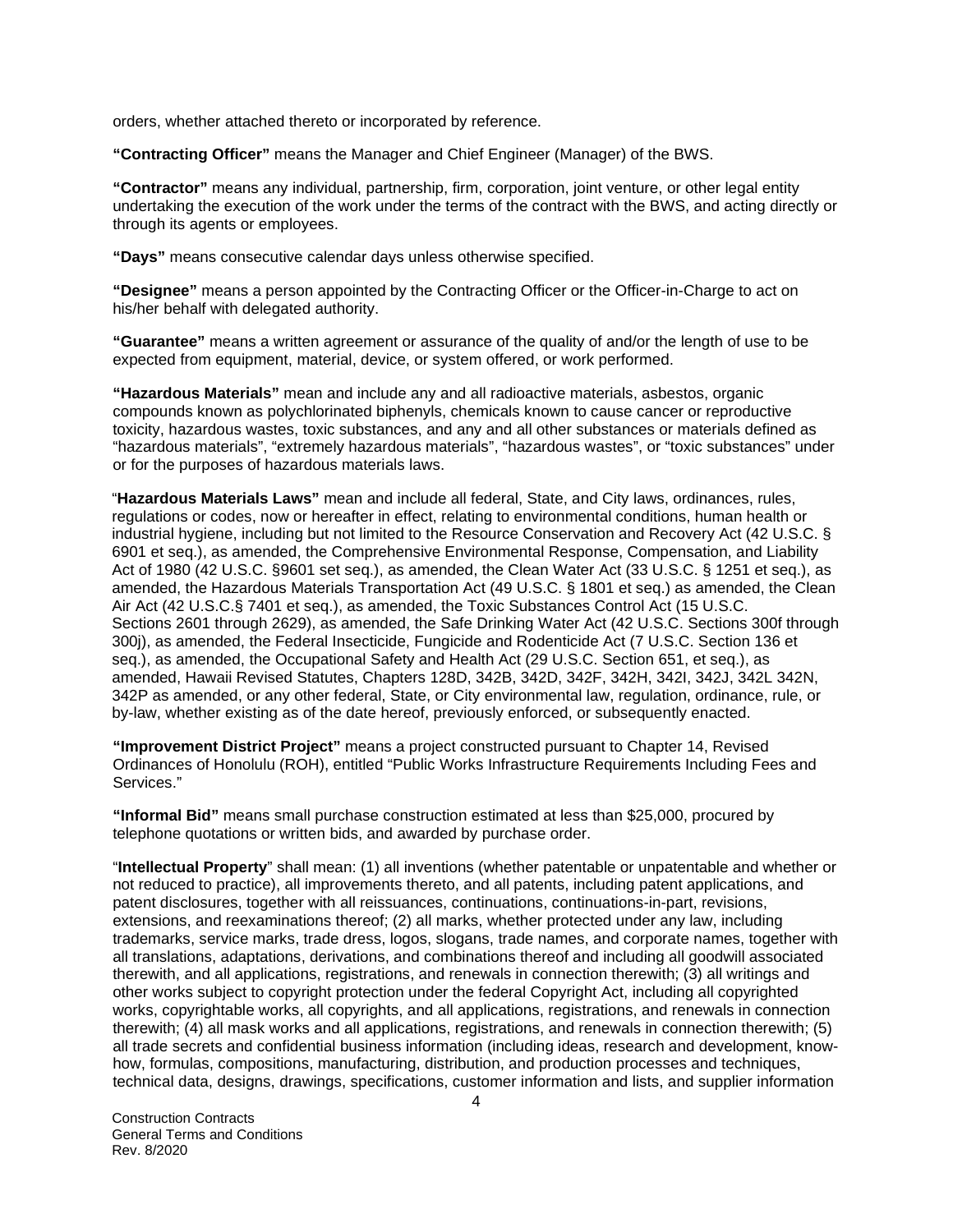orders, whether attached thereto or incorporated by reference.

**"Contracting Officer"** means the Manager and Chief Engineer (Manager) of the BWS.

**"Contractor"** means any individual, partnership, firm, corporation, joint venture, or other legal entity undertaking the execution of the work under the terms of the contract with the BWS, and acting directly or through its agents or employees.

**"Days"** means consecutive calendar days unless otherwise specified.

**"Designee"** means a person appointed by the Contracting Officer or the Officer-in-Charge to act on his/her behalf with delegated authority.

**"Guarantee"** means a written agreement or assurance of the quality of and/or the length of use to be expected from equipment, material, device, or system offered, or work performed.

**"Hazardous Materials"** mean and include any and all radioactive materials, asbestos, organic compounds known as polychlorinated biphenyls, chemicals known to cause cancer or reproductive toxicity, hazardous wastes, toxic substances, and any and all other substances or materials defined as "hazardous materials", "extremely hazardous materials", "hazardous wastes", or "toxic substances" under or for the purposes of hazardous materials laws.

"**Hazardous Materials Laws"** mean and include all federal, State, and City laws, ordinances, rules, regulations or codes, now or hereafter in effect, relating to environmental conditions, human health or industrial hygiene, including but not limited to the Resource Conservation and Recovery Act (42 U.S.C. § 6901 et seq.), as amended, the Comprehensive Environmental Response, Compensation, and Liability Act of 1980 (42 U.S.C. §9601 set seq.), as amended, the Clean Water Act (33 U.S.C. § 1251 et seq.), as amended, the Hazardous Materials Transportation Act (49 U.S.C. § 1801 et seq.) as amended, the Clean Air Act (42 U.S.C.§ 7401 et seq.), as amended, the Toxic Substances Control Act (15 U.S.C. Sections 2601 through 2629), as amended, the Safe Drinking Water Act (42 U.S.C. Sections 300f through 300j), as amended, the Federal Insecticide, Fungicide and Rodenticide Act (7 U.S.C. Section 136 et seq.), as amended, the Occupational Safety and Health Act (29 U.S.C. Section 651, et seq.), as amended, Hawaii Revised Statutes, Chapters 128D, 342B, 342D, 342F, 342H, 342I, 342J, 342L 342N, 342P as amended, or any other federal, State, or City environmental law, regulation, ordinance, rule, or by-law, whether existing as of the date hereof, previously enforced, or subsequently enacted.

**"Improvement District Project"** means a project constructed pursuant to Chapter 14, Revised Ordinances of Honolulu (ROH), entitled "Public Works Infrastructure Requirements Including Fees and Services."

**"Informal Bid"** means small purchase construction estimated at less than $25,000, procured by telephone quotations or written bids, and awarded by purchase order.

"**Intellectual Property**" shall mean: (1) all inventions (whether patentable or unpatentable and whether or not reduced to practice), all improvements thereto, and all patents, including patent applications, and patent disclosures, together with all reissuances, continuations, continuations-in-part, revisions, extensions, and reexaminations thereof; (2) all marks, whether protected under any law, including trademarks, service marks, trade dress, logos, slogans, trade names, and corporate names, together with all translations, adaptations, derivations, and combinations thereof and including all goodwill associated therewith, and all applications, registrations, and renewals in connection therewith; (3) all writings and other works subject to copyright protection under the federal Copyright Act, including all copyrighted works, copyrightable works, all copyrights, and all applications, registrations, and renewals in connection therewith; (4) all mask works and all applications, registrations, and renewals in connection therewith; (5) all trade secrets and confidential business information (including ideas, research and development, know-how, formulas, compositions, manufacturing, distribution, and production processes and techniques, technical data, designs, drawings, specifications, customer information and lists, and supplier information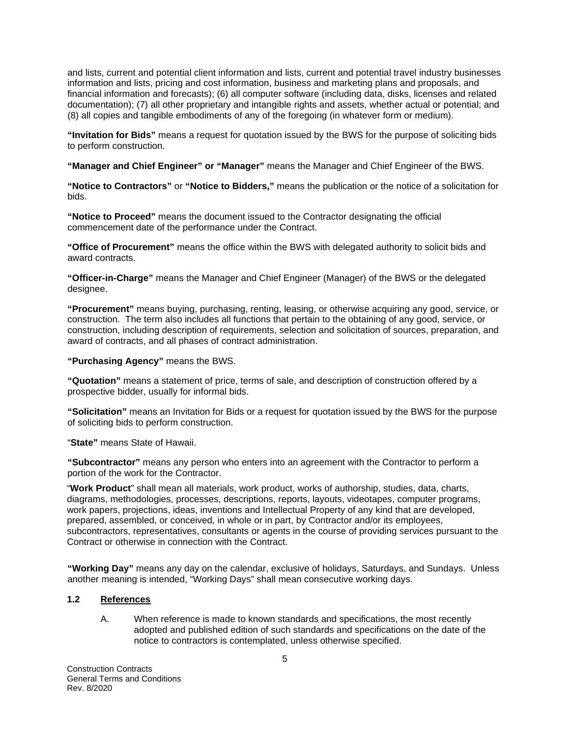and lists, current and potential client information and lists, current and potential travel industry businesses information and lists, pricing and cost information, business and marketing plans and proposals, and financial information and forecasts); (6) all computer software (including data, disks, licenses and related documentation); (7) all other proprietary and intangible rights and assets, whether actual or potential; and (8) all copies and tangible embodiments of any of the foregoing (in whatever form or medium).

**"Invitation for Bids"** means a request for quotation issued by the BWS for the purpose of soliciting bids to perform construction.

**"Manager and Chief Engineer" or "Manager"** means the Manager and Chief Engineer of the BWS.

**"Notice to Contractors"** or **"Notice to Bidders,"** means the publication or the notice of a solicitation for bids.

**"Notice to Proceed"** means the document issued to the Contractor designating the official commencement date of the performance under the Contract.

**"Office of Procurement"** means the office within the BWS with delegated authority to solicit bids and award contracts.

**"Officer-in-Charge"** means the Manager and Chief Engineer (Manager) of the BWS or the delegated designee.

**"Procurement"** means buying, purchasing, renting, leasing, or otherwise acquiring any good, service, or construction. The term also includes all functions that pertain to the obtaining of any good, service, or construction, including description of requirements, selection and solicitation of sources, preparation, and award of contracts, and all phases of contract administration.

**"Purchasing Agency"** means the BWS.

**"Quotation"** means a statement of price, terms of sale, and description of construction offered by a prospective bidder, usually for informal bids.

**"Solicitation"** means an Invitation for Bids or a request for quotation issued by the BWS for the purpose of soliciting bids to perform construction.

"**State"** means State of Hawaii.

**"Subcontractor"** means any person who enters into an agreement with the Contractor to perform a portion of the work for the Contractor.

"**Work Product**" shall mean all materials, work product, works of authorship, studies, data, charts, diagrams, methodologies, processes, descriptions, reports, layouts, videotapes, computer programs, work papers, projections, ideas, inventions and Intellectual Property of any kind that are developed, prepared, assembled, or conceived, in whole or in part, by Contractor and/or its employees, subcontractors, representatives, consultants or agents in the course of providing services pursuant to the Contract or otherwise in connection with the Contract.

**"Working Day"** means any day on the calendar, exclusive of holidays, Saturdays, and Sundays. Unless another meaning is intended, "Working Days" shall mean consecutive working days.

### 1.2 References

A. When reference is made to known standards and specifications, the most recently adopted and published edition of such standards and specifications on the date of the notice to contractors is contemplated, unless otherwise specified.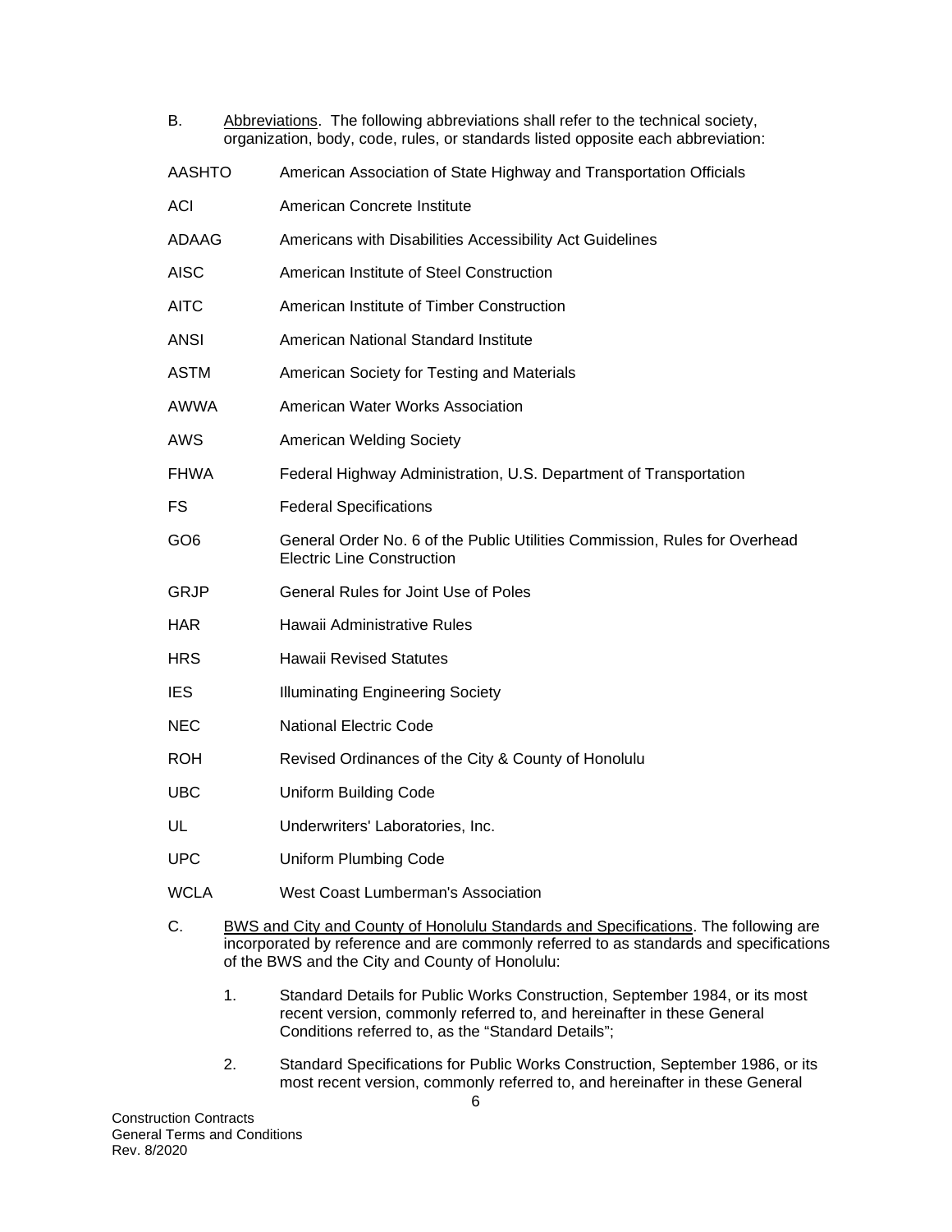B. Abbreviations. The following abbreviations shall refer to the technical society, organization, body, code, rules, or standards listed opposite each abbreviation:

| | |
|---|---|
| AASHTO | American Association of State Highway and Transportation Officials |
| ACI | American Concrete Institute |
| ADAAG | Americans with Disabilities Accessibility Act Guidelines |
| AISC | American Institute of Steel Construction |
| AITC | American Institute of Timber Construction |
| ANSI | American National Standard Institute |
| ASTM | American Society for Testing and Materials |
| AWWA | American Water Works Association |
| AWS | American Welding Society |
| FHWA | Federal Highway Administration, U.S. Department of Transportation |
| FS | Federal Specifications |
| GO6 | General Order No. 6 of the Public Utilities Commission, Rules for Overhead Electric Line Construction |
| GRJP | General Rules for Joint Use of Poles |
| HAR | Hawaii Administrative Rules |
| HRS | Hawaii Revised Statutes |
| IES | Illuminating Engineering Society |
| NEC | National Electric Code |
| ROH | Revised Ordinances of the City & County of Honolulu |
| UBC | Uniform Building Code |
| UL | Underwriters' Laboratories, Inc. |
| UPC | Uniform Plumbing Code |
| WCLA | West Coast Lumberman's Association |

C. BWS and City and County of Honolulu Standards and Specifications. The following are incorporated by reference and are commonly referred to as standards and specifications of the BWS and the City and County of Honolulu:

1. Standard Details for Public Works Construction, September 1984, or its most recent version, commonly referred to, and hereinafter in these General Conditions referred to, as the "Standard Details";

2. Standard Specifications for Public Works Construction, September 1986, or its most recent version, commonly referred to, and hereinafter in these General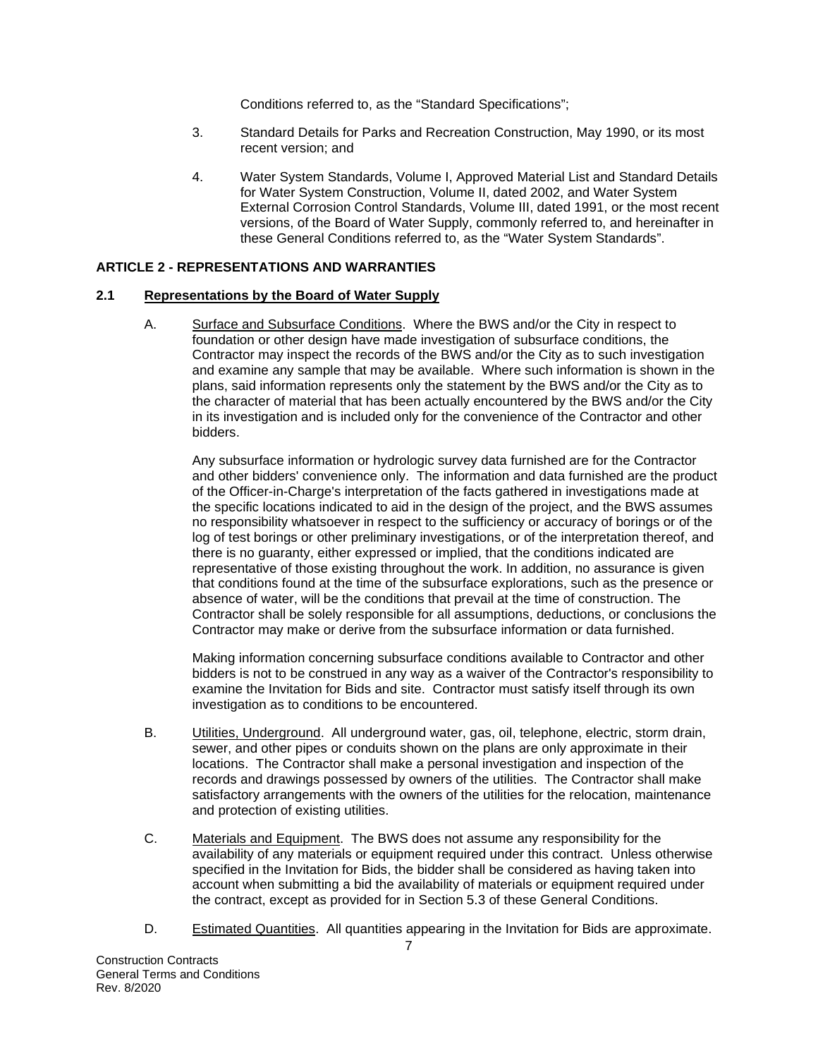Conditions referred to, as the "Standard Specifications";

3. Standard Details for Parks and Recreation Construction, May 1990, or its most recent version; and

4. Water System Standards, Volume I, Approved Material List and Standard Details for Water System Construction, Volume II, dated 2002, and Water System External Corrosion Control Standards, Volume III, dated 1991, or the most recent versions, of the Board of Water Supply, commonly referred to, and hereinafter in these General Conditions referred to, as the "Water System Standards".

## ARTICLE 2 - REPRESENTATIONS AND WARRANTIES

### 2.1 Representations by the Board of Water Supply

A. Surface and Subsurface Conditions. Where the BWS and/or the City in respect to foundation or other design have made investigation of subsurface conditions, the Contractor may inspect the records of the BWS and/or the City as to such investigation and examine any sample that may be available. Where such information is shown in the plans, said information represents only the statement by the BWS and/or the City as to the character of material that has been actually encountered by the BWS and/or the City in its investigation and is included only for the convenience of the Contractor and other bidders.

   Any subsurface information or hydrologic survey data furnished are for the Contractor and other bidders' convenience only. The information and data furnished are the product of the Officer-in-Charge's interpretation of the facts gathered in investigations made at the specific locations indicated to aid in the design of the project, and the BWS assumes no responsibility whatsoever in respect to the sufficiency or accuracy of borings or of the log of test borings or other preliminary investigations, or of the interpretation thereof, and there is no guaranty, either expressed or implied, that the conditions indicated are representative of those existing throughout the work. In addition, no assurance is given that conditions found at the time of the subsurface explorations, such as the presence or absence of water, will be the conditions that prevail at the time of construction. The Contractor shall be solely responsible for all assumptions, deductions, or conclusions the Contractor may make or derive from the subsurface information or data furnished.

   Making information concerning subsurface conditions available to Contractor and other bidders is not to be construed in any way as a waiver of the Contractor's responsibility to examine the Invitation for Bids and site. Contractor must satisfy itself through its own investigation as to conditions to be encountered.

B. Utilities, Underground. All underground water, gas, oil, telephone, electric, storm drain, sewer, and other pipes or conduits shown on the plans are only approximate in their locations. The Contractor shall make a personal investigation and inspection of the records and drawings possessed by owners of the utilities. The Contractor shall make satisfactory arrangements with the owners of the utilities for the relocation, maintenance and protection of existing utilities.

C. Materials and Equipment. The BWS does not assume any responsibility for the availability of any materials or equipment required under this contract. Unless otherwise specified in the Invitation for Bids, the bidder shall be considered as having taken into account when submitting a bid the availability of materials or equipment required under the contract, except as provided for in Section 5.3 of these General Conditions.

D. Estimated Quantities. All quantities appearing in the Invitation for Bids are approximate.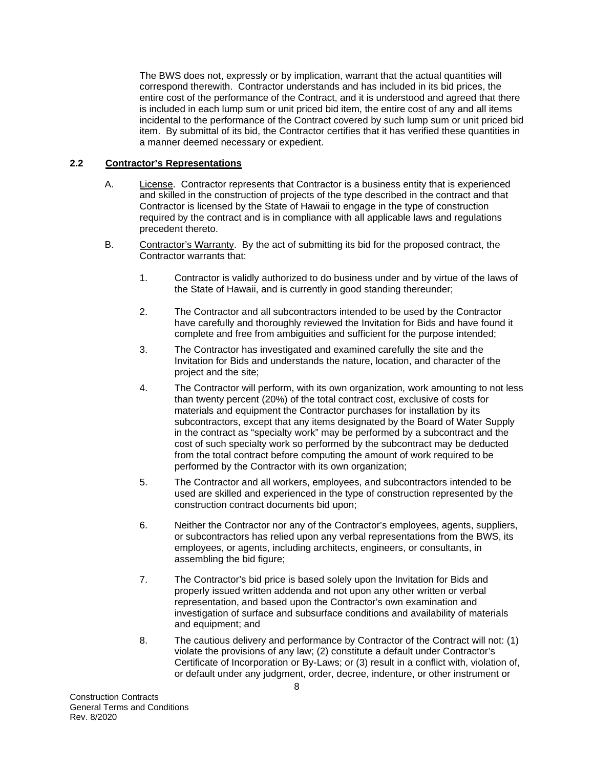The BWS does not, expressly or by implication, warrant that the actual quantities will correspond therewith. Contractor understands and has included in its bid prices, the entire cost of the performance of the Contract, and it is understood and agreed that there is included in each lump sum or unit priced bid item, the entire cost of any and all items incidental to the performance of the Contract covered by such lump sum or unit priced bid item. By submittal of its bid, the Contractor certifies that it has verified these quantities in a manner deemed necessary or expedient.

## 2.2 Contractor's Representations

A. License. Contractor represents that Contractor is a business entity that is experienced and skilled in the construction of projects of the type described in the contract and that Contractor is licensed by the State of Hawaii to engage in the type of construction required by the contract and is in compliance with all applicable laws and regulations precedent thereto.

B. Contractor's Warranty. By the act of submitting its bid for the proposed contract, the Contractor warrants that:

1. Contractor is validly authorized to do business under and by virtue of the laws of the State of Hawaii, and is currently in good standing thereunder;

2. The Contractor and all subcontractors intended to be used by the Contractor have carefully and thoroughly reviewed the Invitation for Bids and have found it complete and free from ambiguities and sufficient for the purpose intended;

3. The Contractor has investigated and examined carefully the site and the Invitation for Bids and understands the nature, location, and character of the project and the site;

4. The Contractor will perform, with its own organization, work amounting to not less than twenty percent (20%) of the total contract cost, exclusive of costs for materials and equipment the Contractor purchases for installation by its subcontractors, except that any items designated by the Board of Water Supply in the contract as "specialty work" may be performed by a subcontract and the cost of such specialty work so performed by the subcontract may be deducted from the total contract before computing the amount of work required to be performed by the Contractor with its own organization;

5. The Contractor and all workers, employees, and subcontractors intended to be used are skilled and experienced in the type of construction represented by the construction contract documents bid upon;

6. Neither the Contractor nor any of the Contractor's employees, agents, suppliers, or subcontractors has relied upon any verbal representations from the BWS, its employees, or agents, including architects, engineers, or consultants, in assembling the bid figure;

7. The Contractor's bid price is based solely upon the Invitation for Bids and properly issued written addenda and not upon any other written or verbal representation, and based upon the Contractor's own examination and investigation of surface and subsurface conditions and availability of materials and equipment; and

8. The cautious delivery and performance by Contractor of the Contract will not: (1) violate the provisions of any law; (2) constitute a default under Contractor's Certificate of Incorporation or By-Laws; or (3) result in a conflict with, violation of, or default under any judgment, order, decree, indenture, or other instrument or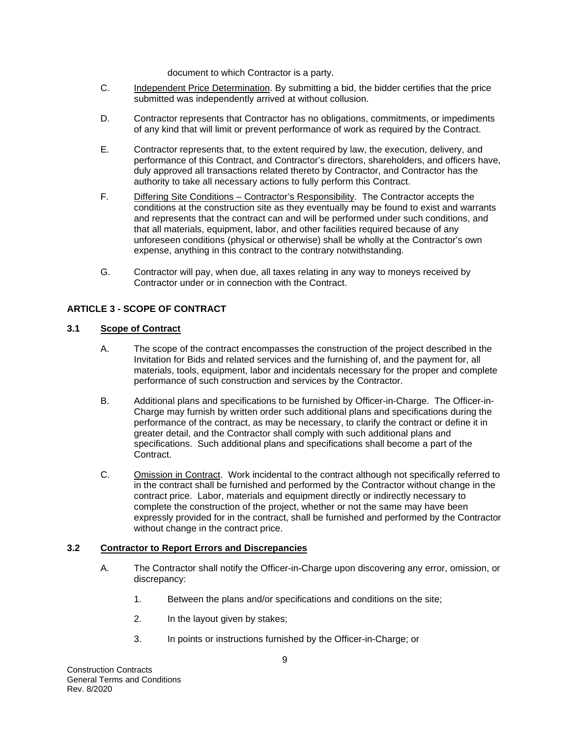document to which Contractor is a party.

C. Independent Price Determination. By submitting a bid, the bidder certifies that the price submitted was independently arrived at without collusion.

D. Contractor represents that Contractor has no obligations, commitments, or impediments of any kind that will limit or prevent performance of work as required by the Contract.

E. Contractor represents that, to the extent required by law, the execution, delivery, and performance of this Contract, and Contractor's directors, shareholders, and officers have, duly approved all transactions related thereto by Contractor, and Contractor has the authority to take all necessary actions to fully perform this Contract.

F. Differing Site Conditions – Contractor's Responsibility. The Contractor accepts the conditions at the construction site as they eventually may be found to exist and warrants and represents that the contract can and will be performed under such conditions, and that all materials, equipment, labor, and other facilities required because of any unforeseen conditions (physical or otherwise) shall be wholly at the Contractor's own expense, anything in this contract to the contrary notwithstanding.

G. Contractor will pay, when due, all taxes relating in any way to moneys received by Contractor under or in connection with the Contract.

## ARTICLE 3 - SCOPE OF CONTRACT

### 3.1 Scope of Contract

A. The scope of the contract encompasses the construction of the project described in the Invitation for Bids and related services and the furnishing of, and the payment for, all materials, tools, equipment, labor and incidentals necessary for the proper and complete performance of such construction and services by the Contractor.

B. Additional plans and specifications to be furnished by Officer-in-Charge. The Officer-in-Charge may furnish by written order such additional plans and specifications during the performance of the contract, as may be necessary, to clarify the contract or define it in greater detail, and the Contractor shall comply with such additional plans and specifications. Such additional plans and specifications shall become a part of the Contract.

C. Omission in Contract. Work incidental to the contract although not specifically referred to in the contract shall be furnished and performed by the Contractor without change in the contract price. Labor, materials and equipment directly or indirectly necessary to complete the construction of the project, whether or not the same may have been expressly provided for in the contract, shall be furnished and performed by the Contractor without change in the contract price.

### 3.2 Contractor to Report Errors and Discrepancies

A. The Contractor shall notify the Officer-in-Charge upon discovering any error, omission, or discrepancy:

1. Between the plans and/or specifications and conditions on the site;
2. In the layout given by stakes;
3. In points or instructions furnished by the Officer-in-Charge; or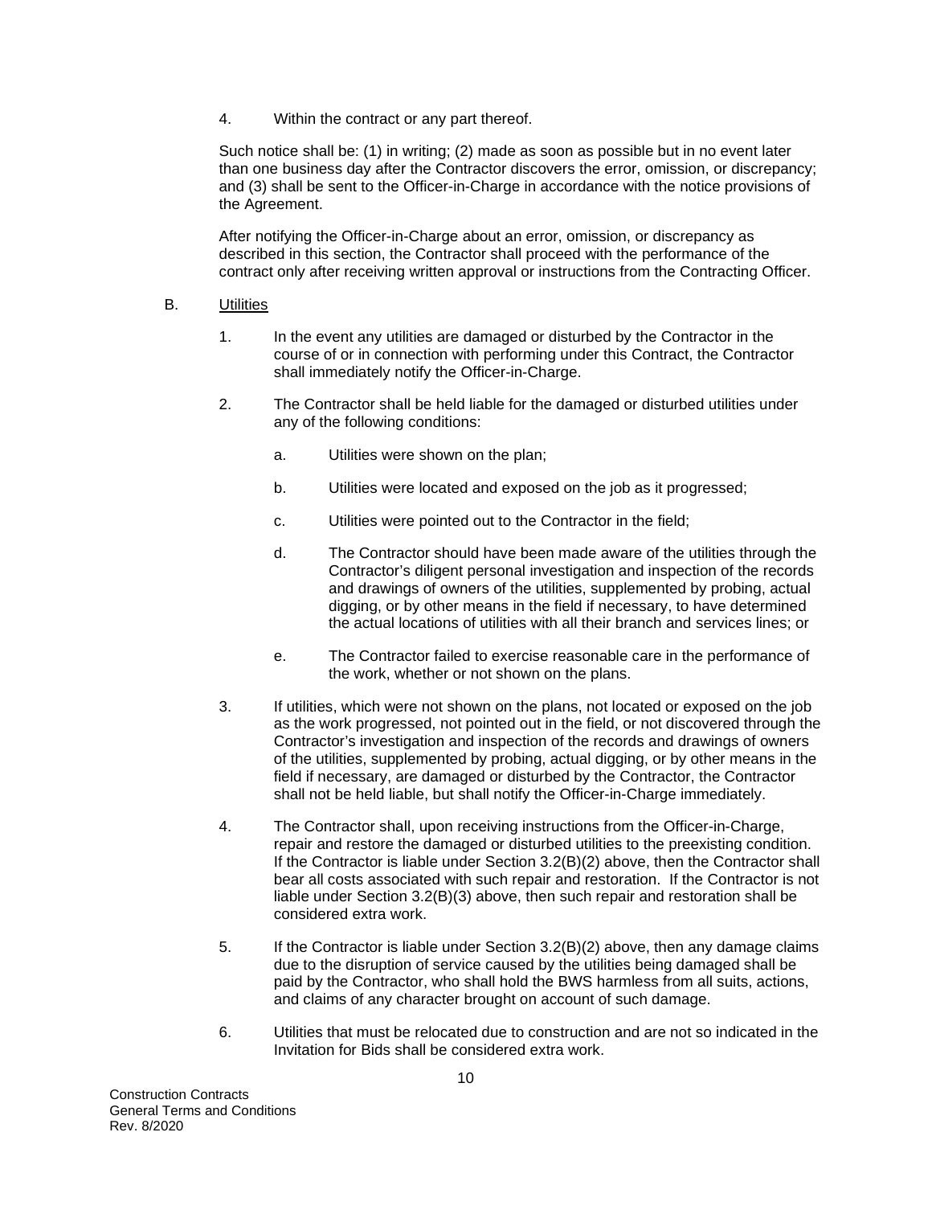4. Within the contract or any part thereof.

Such notice shall be: (1) in writing; (2) made as soon as possible but in no event later than one business day after the Contractor discovers the error, omission, or discrepancy; and (3) shall be sent to the Officer-in-Charge in accordance with the notice provisions of the Agreement.

After notifying the Officer-in-Charge about an error, omission, or discrepancy as described in this section, the Contractor shall proceed with the performance of the contract only after receiving written approval or instructions from the Contracting Officer.

B. Utilities

1. In the event any utilities are damaged or disturbed by the Contractor in the course of or in connection with performing under this Contract, the Contractor shall immediately notify the Officer-in-Charge.

2. The Contractor shall be held liable for the damaged or disturbed utilities under any of the following conditions:

   a. Utilities were shown on the plan;

   b. Utilities were located and exposed on the job as it progressed;

   c. Utilities were pointed out to the Contractor in the field;

   d. The Contractor should have been made aware of the utilities through the Contractor's diligent personal investigation and inspection of the records and drawings of owners of the utilities, supplemented by probing, actual digging, or by other means in the field if necessary, to have determined the actual locations of utilities with all their branch and services lines; or

   e. The Contractor failed to exercise reasonable care in the performance of the work, whether or not shown on the plans.

3. If utilities, which were not shown on the plans, not located or exposed on the job as the work progressed, not pointed out in the field, or not discovered through the Contractor's investigation and inspection of the records and drawings of owners of the utilities, supplemented by probing, actual digging, or by other means in the field if necessary, are damaged or disturbed by the Contractor, the Contractor shall not be held liable, but shall notify the Officer-in-Charge immediately.

4. The Contractor shall, upon receiving instructions from the Officer-in-Charge, repair and restore the damaged or disturbed utilities to the preexisting condition. If the Contractor is liable under Section 3.2(B)(2) above, then the Contractor shall bear all costs associated with such repair and restoration. If the Contractor is not liable under Section 3.2(B)(3) above, then such repair and restoration shall be considered extra work.

5. If the Contractor is liable under Section 3.2(B)(2) above, then any damage claims due to the disruption of service caused by the utilities being damaged shall be paid by the Contractor, who shall hold the BWS harmless from all suits, actions, and claims of any character brought on account of such damage.

6. Utilities that must be relocated due to construction and are not so indicated in the Invitation for Bids shall be considered extra work.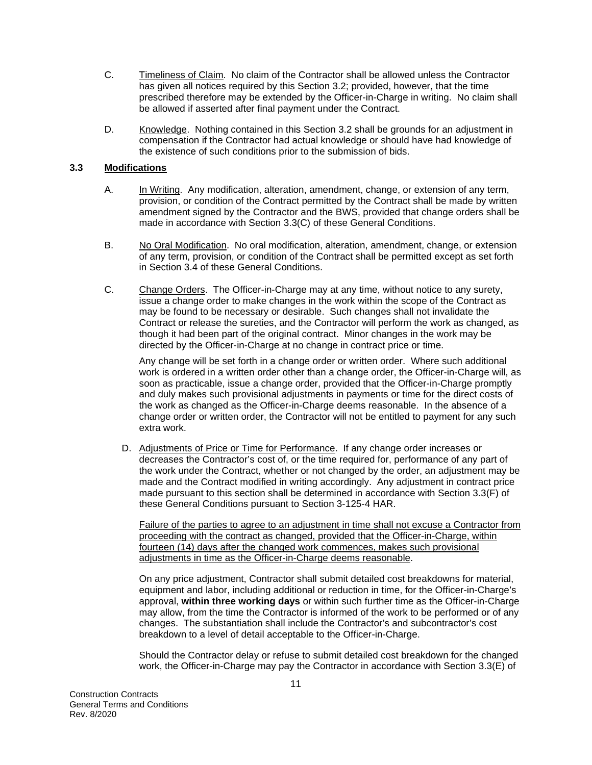C. Timeliness of Claim. No claim of the Contractor shall be allowed unless the Contractor has given all notices required by this Section 3.2; provided, however, that the time prescribed therefore may be extended by the Officer-in-Charge in writing. No claim shall be allowed if asserted after final payment under the Contract.

D. Knowledge. Nothing contained in this Section 3.2 shall be grounds for an adjustment in compensation if the Contractor had actual knowledge or should have had knowledge of the existence of such conditions prior to the submission of bids.

### 3.3 Modifications

A. In Writing. Any modification, alteration, amendment, change, or extension of any term, provision, or condition of the Contract permitted by the Contract shall be made by written amendment signed by the Contractor and the BWS, provided that change orders shall be made in accordance with Section 3.3(C) of these General Conditions.

B. No Oral Modification. No oral modification, alteration, amendment, change, or extension of any term, provision, or condition of the Contract shall be permitted except as set forth in Section 3.4 of these General Conditions.

C. Change Orders. The Officer-in-Charge may at any time, without notice to any surety, issue a change order to make changes in the work within the scope of the Contract as may be found to be necessary or desirable. Such changes shall not invalidate the Contract or release the sureties, and the Contractor will perform the work as changed, as though it had been part of the original contract. Minor changes in the work may be directed by the Officer-in-Charge at no change in contract price or time.

Any change will be set forth in a change order or written order. Where such additional work is ordered in a written order other than a change order, the Officer-in-Charge will, as soon as practicable, issue a change order, provided that the Officer-in-Charge promptly and duly makes such provisional adjustments in payments or time for the direct costs of the work as changed as the Officer-in-Charge deems reasonable. In the absence of a change order or written order, the Contractor will not be entitled to payment for any such extra work.

D. Adjustments of Price or Time for Performance. If any change order increases or decreases the Contractor's cost of, or the time required for, performance of any part of the work under the Contract, whether or not changed by the order, an adjustment may be made and the Contract modified in writing accordingly. Any adjustment in contract price made pursuant to this section shall be determined in accordance with Section 3.3(F) of these General Conditions pursuant to Section 3-125-4 HAR.

Failure of the parties to agree to an adjustment in time shall not excuse a Contractor from proceeding with the contract as changed, provided that the Officer-in-Charge, within fourteen (14) days after the changed work commences, makes such provisional adjustments in time as the Officer-in-Charge deems reasonable.

On any price adjustment, Contractor shall submit detailed cost breakdowns for material, equipment and labor, including additional or reduction in time, for the Officer-in-Charge's approval, **within three working days** or within such further time as the Officer-in-Charge may allow, from the time the Contractor is informed of the work to be performed or of any changes. The substantiation shall include the Contractor's and subcontractor's cost breakdown to a level of detail acceptable to the Officer-in-Charge.

Should the Contractor delay or refuse to submit detailed cost breakdown for the changed work, the Officer-in-Charge may pay the Contractor in accordance with Section 3.3(E) of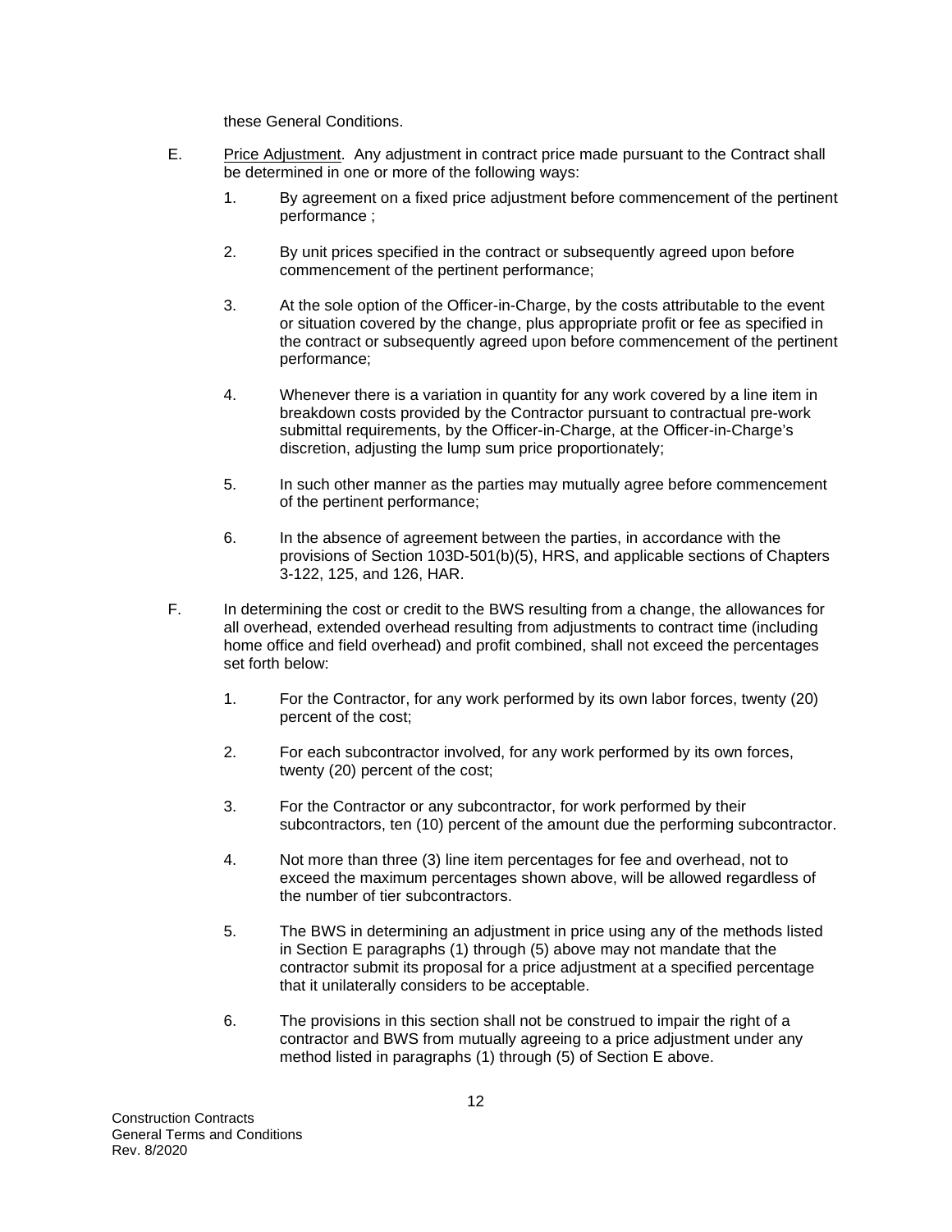these General Conditions.

E. Price Adjustment. Any adjustment in contract price made pursuant to the Contract shall be determined in one or more of the following ways:

1. By agreement on a fixed price adjustment before commencement of the pertinent performance ;

2. By unit prices specified in the contract or subsequently agreed upon before commencement of the pertinent performance;

3. At the sole option of the Officer-in-Charge, by the costs attributable to the event or situation covered by the change, plus appropriate profit or fee as specified in the contract or subsequently agreed upon before commencement of the pertinent performance;

4. Whenever there is a variation in quantity for any work covered by a line item in breakdown costs provided by the Contractor pursuant to contractual pre-work submittal requirements, by the Officer-in-Charge, at the Officer-in-Charge's discretion, adjusting the lump sum price proportionately;

5. In such other manner as the parties may mutually agree before commencement of the pertinent performance;

6. In the absence of agreement between the parties, in accordance with the provisions of Section 103D-501(b)(5), HRS, and applicable sections of Chapters 3-122, 125, and 126, HAR.

F. In determining the cost or credit to the BWS resulting from a change, the allowances for all overhead, extended overhead resulting from adjustments to contract time (including home office and field overhead) and profit combined, shall not exceed the percentages set forth below:

1. For the Contractor, for any work performed by its own labor forces, twenty (20) percent of the cost;

2. For each subcontractor involved, for any work performed by its own forces, twenty (20) percent of the cost;

3. For the Contractor or any subcontractor, for work performed by their subcontractors, ten (10) percent of the amount due the performing subcontractor.

4. Not more than three (3) line item percentages for fee and overhead, not to exceed the maximum percentages shown above, will be allowed regardless of the number of tier subcontractors.

5. The BWS in determining an adjustment in price using any of the methods listed in Section E paragraphs (1) through (5) above may not mandate that the contractor submit its proposal for a price adjustment at a specified percentage that it unilaterally considers to be acceptable.

6. The provisions in this section shall not be construed to impair the right of a contractor and BWS from mutually agreeing to a price adjustment under any method listed in paragraphs (1) through (5) of Section E above.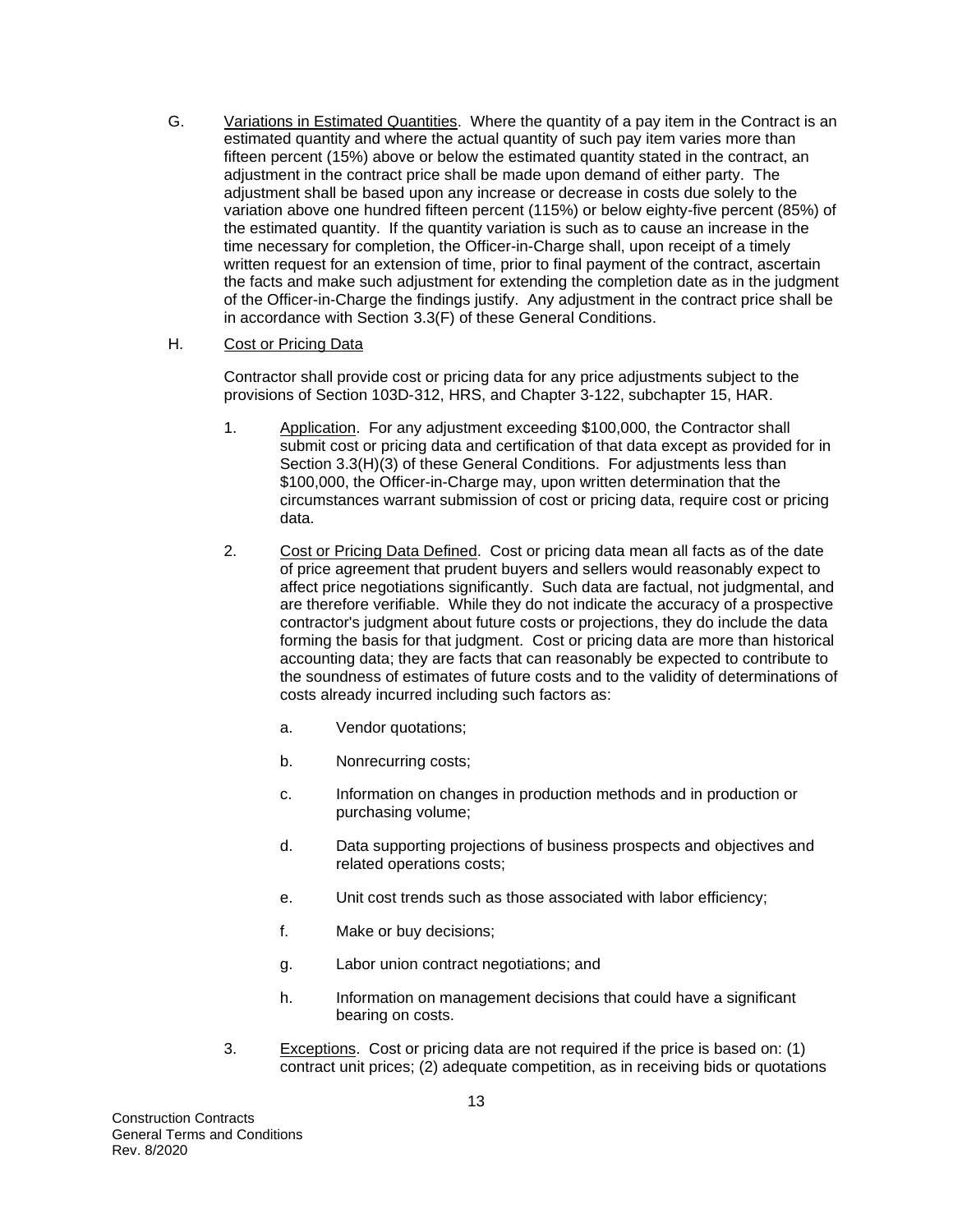G. Variations in Estimated Quantities. Where the quantity of a pay item in the Contract is an estimated quantity and where the actual quantity of such pay item varies more than fifteen percent (15%) above or below the estimated quantity stated in the contract, an adjustment in the contract price shall be made upon demand of either party. The adjustment shall be based upon any increase or decrease in costs due solely to the variation above one hundred fifteen percent (115%) or below eighty-five percent (85%) of the estimated quantity. If the quantity variation is such as to cause an increase in the time necessary for completion, the Officer-in-Charge shall, upon receipt of a timely written request for an extension of time, prior to final payment of the contract, ascertain the facts and make such adjustment for extending the completion date as in the judgment of the Officer-in-Charge the findings justify. Any adjustment in the contract price shall be in accordance with Section 3.3(F) of these General Conditions.

H. Cost or Pricing Data

Contractor shall provide cost or pricing data for any price adjustments subject to the provisions of Section 103D-312, HRS, and Chapter 3-122, subchapter 15, HAR.

1. Application. For any adjustment exceeding $100,000, the Contractor shall submit cost or pricing data and certification of that data except as provided for in Section 3.3(H)(3) of these General Conditions. For adjustments less than $100,000, the Officer-in-Charge may, upon written determination that the circumstances warrant submission of cost or pricing data, require cost or pricing data.

2. Cost or Pricing Data Defined. Cost or pricing data mean all facts as of the date of price agreement that prudent buyers and sellers would reasonably expect to affect price negotiations significantly. Such data are factual, not judgmental, and are therefore verifiable. While they do not indicate the accuracy of a prospective contractor's judgment about future costs or projections, they do include the data forming the basis for that judgment. Cost or pricing data are more than historical accounting data; they are facts that can reasonably be expected to contribute to the soundness of estimates of future costs and to the validity of determinations of costs already incurred including such factors as:

   a. Vendor quotations;

   b. Nonrecurring costs;

   c. Information on changes in production methods and in production or purchasing volume;

   d. Data supporting projections of business prospects and objectives and related operations costs;

   e. Unit cost trends such as those associated with labor efficiency;

   f. Make or buy decisions;

   g. Labor union contract negotiations; and

   h. Information on management decisions that could have a significant bearing on costs.

3. Exceptions. Cost or pricing data are not required if the price is based on: (1) contract unit prices; (2) adequate competition, as in receiving bids or quotations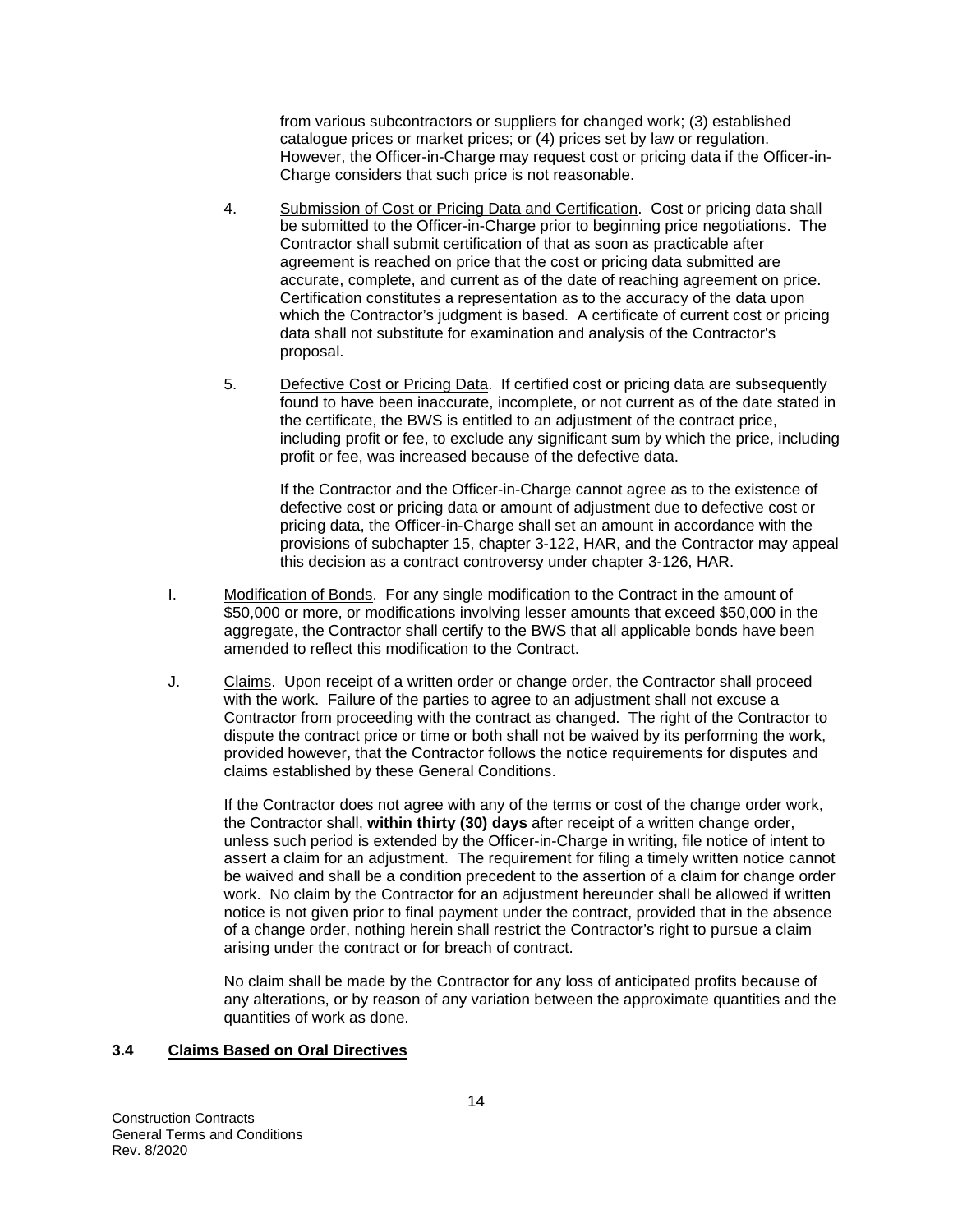from various subcontractors or suppliers for changed work; (3) established catalogue prices or market prices; or (4) prices set by law or regulation. However, the Officer-in-Charge may request cost or pricing data if the Officer-in-Charge considers that such price is not reasonable.

4. Submission of Cost or Pricing Data and Certification. Cost or pricing data shall be submitted to the Officer-in-Charge prior to beginning price negotiations. The Contractor shall submit certification of that as soon as practicable after agreement is reached on price that the cost or pricing data submitted are accurate, complete, and current as of the date of reaching agreement on price. Certification constitutes a representation as to the accuracy of the data upon which the Contractor's judgment is based. A certificate of current cost or pricing data shall not substitute for examination and analysis of the Contractor's proposal.

5. Defective Cost or Pricing Data. If certified cost or pricing data are subsequently found to have been inaccurate, incomplete, or not current as of the date stated in the certificate, the BWS is entitled to an adjustment of the contract price, including profit or fee, to exclude any significant sum by which the price, including profit or fee, was increased because of the defective data.

   If the Contractor and the Officer-in-Charge cannot agree as to the existence of defective cost or pricing data or amount of adjustment due to defective cost or pricing data, the Officer-in-Charge shall set an amount in accordance with the provisions of subchapter 15, chapter 3-122, HAR, and the Contractor may appeal this decision as a contract controversy under chapter 3-126, HAR.

I. Modification of Bonds. For any single modification to the Contract in the amount of $50,000 or more, or modifications involving lesser amounts that exceed $50,000 in the aggregate, the Contractor shall certify to the BWS that all applicable bonds have been amended to reflect this modification to the Contract.

J. Claims. Upon receipt of a written order or change order, the Contractor shall proceed with the work. Failure of the parties to agree to an adjustment shall not excuse a Contractor from proceeding with the contract as changed. The right of the Contractor to dispute the contract price or time or both shall not be waived by its performing the work, provided however, that the Contractor follows the notice requirements for disputes and claims established by these General Conditions.

   If the Contractor does not agree with any of the terms or cost of the change order work, the Contractor shall, **within thirty (30) days** after receipt of a written change order, unless such period is extended by the Officer-in-Charge in writing, file notice of intent to assert a claim for an adjustment. The requirement for filing a timely written notice cannot be waived and shall be a condition precedent to the assertion of a claim for change order work. No claim by the Contractor for an adjustment hereunder shall be allowed if written notice is not given prior to final payment under the contract, provided that in the absence of a change order, nothing herein shall restrict the Contractor's right to pursue a claim arising under the contract or for breach of contract.

   No claim shall be made by the Contractor for any loss of anticipated profits because of any alterations, or by reason of any variation between the approximate quantities and the quantities of work as done.

### 3.4 Claims Based on Oral Directives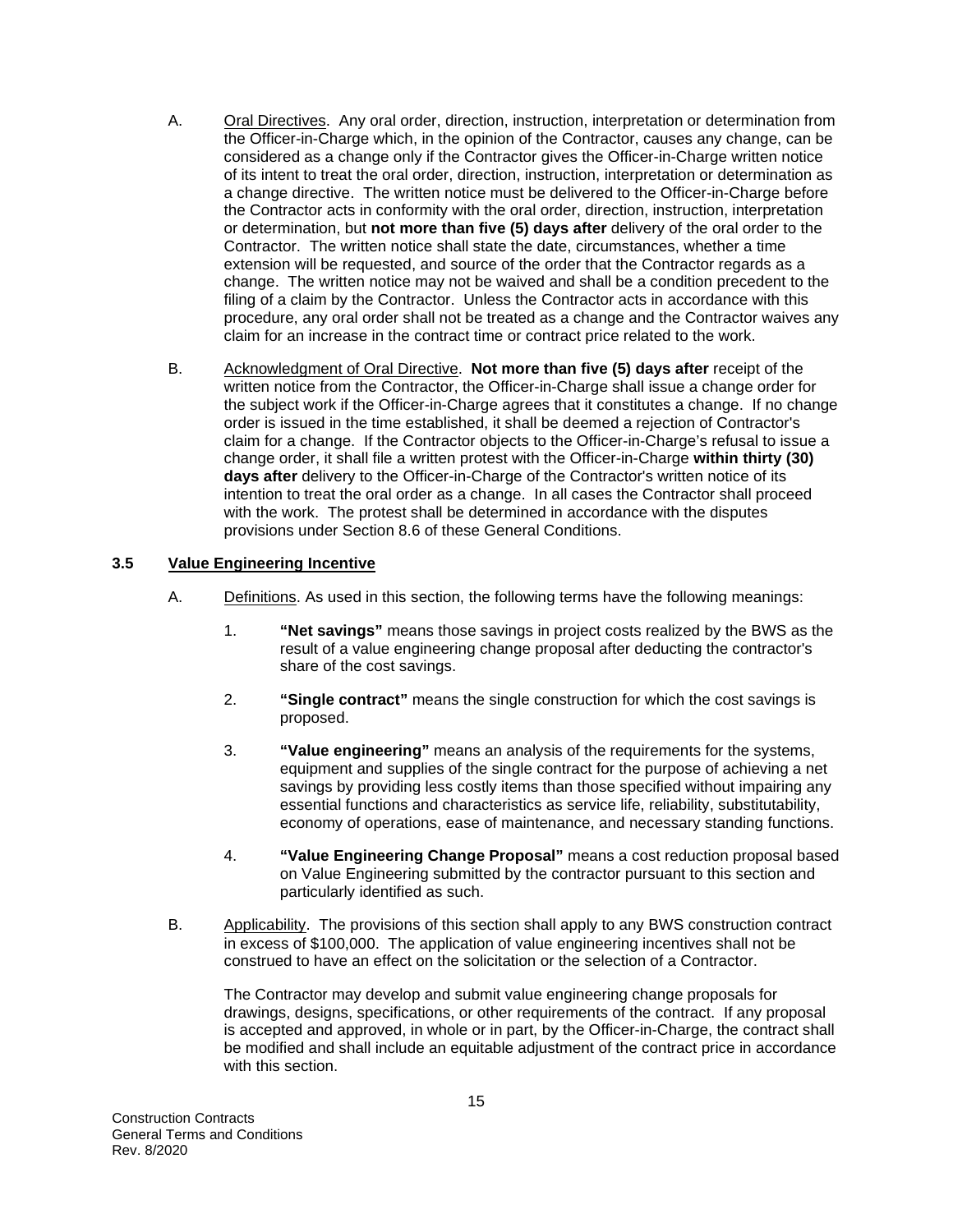A. Oral Directives. Any oral order, direction, instruction, interpretation or determination from the Officer-in-Charge which, in the opinion of the Contractor, causes any change, can be considered as a change only if the Contractor gives the Officer-in-Charge written notice of its intent to treat the oral order, direction, instruction, interpretation or determination as a change directive. The written notice must be delivered to the Officer-in-Charge before the Contractor acts in conformity with the oral order, direction, instruction, interpretation or determination, but **not more than five (5) days after** delivery of the oral order to the Contractor. The written notice shall state the date, circumstances, whether a time extension will be requested, and source of the order that the Contractor regards as a change. The written notice may not be waived and shall be a condition precedent to the filing of a claim by the Contractor. Unless the Contractor acts in accordance with this procedure, any oral order shall not be treated as a change and the Contractor waives any claim for an increase in the contract time or contract price related to the work.

B. Acknowledgment of Oral Directive. **Not more than five (5) days after** receipt of the written notice from the Contractor, the Officer-in-Charge shall issue a change order for the subject work if the Officer-in-Charge agrees that it constitutes a change. If no change order is issued in the time established, it shall be deemed a rejection of Contractor's claim for a change. If the Contractor objects to the Officer-in-Charge's refusal to issue a change order, it shall file a written protest with the Officer-in-Charge **within thirty (30) days after** delivery to the Officer-in-Charge of the Contractor's written notice of its intention to treat the oral order as a change. In all cases the Contractor shall proceed with the work. The protest shall be determined in accordance with the disputes provisions under Section 8.6 of these General Conditions.

### 3.5 Value Engineering Incentive

A. Definitions. As used in this section, the following terms have the following meanings:

1. **"Net savings"** means those savings in project costs realized by the BWS as the result of a value engineering change proposal after deducting the contractor's share of the cost savings.

2. **"Single contract"** means the single construction for which the cost savings is proposed.

3. **"Value engineering"** means an analysis of the requirements for the systems, equipment and supplies of the single contract for the purpose of achieving a net savings by providing less costly items than those specified without impairing any essential functions and characteristics as service life, reliability, substitutability, economy of operations, ease of maintenance, and necessary standing functions.

4. **"Value Engineering Change Proposal"** means a cost reduction proposal based on Value Engineering submitted by the contractor pursuant to this section and particularly identified as such.

B. Applicability. The provisions of this section shall apply to any BWS construction contract in excess of $100,000. The application of value engineering incentives shall not be construed to have an effect on the solicitation or the selection of a Contractor.

The Contractor may develop and submit value engineering change proposals for drawings, designs, specifications, or other requirements of the contract. If any proposal is accepted and approved, in whole or in part, by the Officer-in-Charge, the contract shall be modified and shall include an equitable adjustment of the contract price in accordance with this section.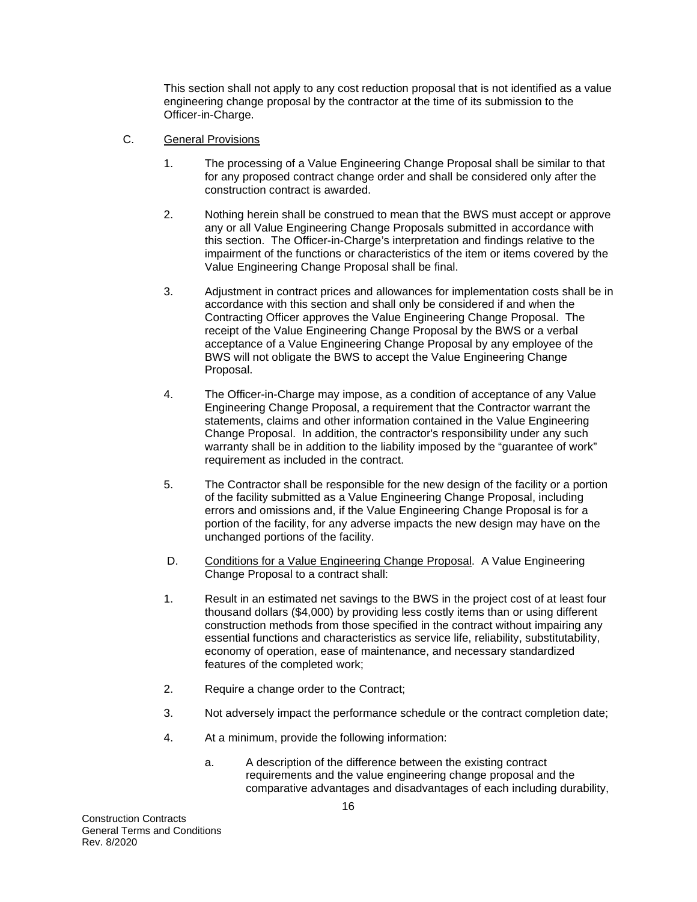This section shall not apply to any cost reduction proposal that is not identified as a value engineering change proposal by the contractor at the time of its submission to the Officer-in-Charge.

C. General Provisions

1. The processing of a Value Engineering Change Proposal shall be similar to that for any proposed contract change order and shall be considered only after the construction contract is awarded.

2. Nothing herein shall be construed to mean that the BWS must accept or approve any or all Value Engineering Change Proposals submitted in accordance with this section. The Officer-in-Charge's interpretation and findings relative to the impairment of the functions or characteristics of the item or items covered by the Value Engineering Change Proposal shall be final.

3. Adjustment in contract prices and allowances for implementation costs shall be in accordance with this section and shall only be considered if and when the Contracting Officer approves the Value Engineering Change Proposal. The receipt of the Value Engineering Change Proposal by the BWS or a verbal acceptance of a Value Engineering Change Proposal by any employee of the BWS will not obligate the BWS to accept the Value Engineering Change Proposal.

4. The Officer-in-Charge may impose, as a condition of acceptance of any Value Engineering Change Proposal, a requirement that the Contractor warrant the statements, claims and other information contained in the Value Engineering Change Proposal. In addition, the contractor's responsibility under any such warranty shall be in addition to the liability imposed by the "guarantee of work" requirement as included in the contract.

5. The Contractor shall be responsible for the new design of the facility or a portion of the facility submitted as a Value Engineering Change Proposal, including errors and omissions and, if the Value Engineering Change Proposal is for a portion of the facility, for any adverse impacts the new design may have on the unchanged portions of the facility.

D. Conditions for a Value Engineering Change Proposal. A Value Engineering Change Proposal to a contract shall:

1. Result in an estimated net savings to the BWS in the project cost of at least four thousand dollars ($4,000) by providing less costly items than or using different construction methods from those specified in the contract without impairing any essential functions and characteristics as service life, reliability, substitutability, economy of operation, ease of maintenance, and necessary standardized features of the completed work;

2. Require a change order to the Contract;

3. Not adversely impact the performance schedule or the contract completion date;

4. At a minimum, provide the following information:

   a. A description of the difference between the existing contract requirements and the value engineering change proposal and the comparative advantages and disadvantages of each including durability,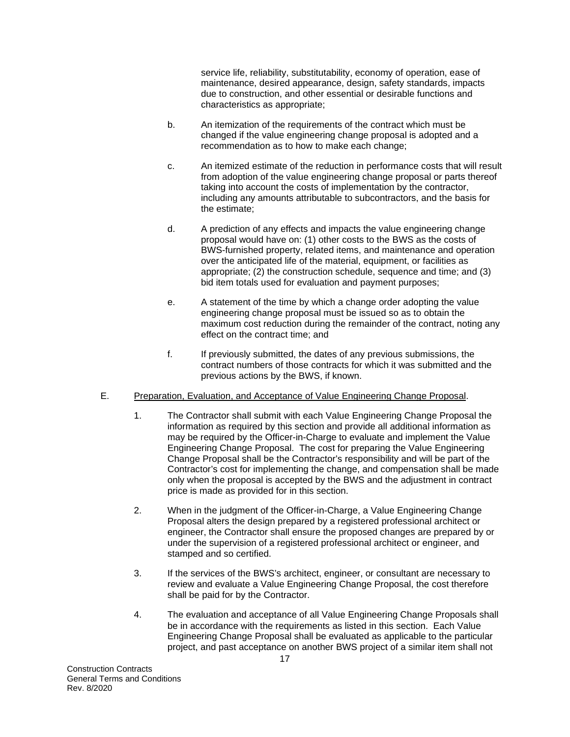service life, reliability, substitutability, economy of operation, ease of maintenance, desired appearance, design, safety standards, impacts due to construction, and other essential or desirable functions and characteristics as appropriate;

b. An itemization of the requirements of the contract which must be changed if the value engineering change proposal is adopted and a recommendation as to how to make each change;

c. An itemized estimate of the reduction in performance costs that will result from adoption of the value engineering change proposal or parts thereof taking into account the costs of implementation by the contractor, including any amounts attributable to subcontractors, and the basis for the estimate;

d. A prediction of any effects and impacts the value engineering change proposal would have on: (1) other costs to the BWS as the costs of BWS-furnished property, related items, and maintenance and operation over the anticipated life of the material, equipment, or facilities as appropriate; (2) the construction schedule, sequence and time; and (3) bid item totals used for evaluation and payment purposes;

e. A statement of the time by which a change order adopting the value engineering change proposal must be issued so as to obtain the maximum cost reduction during the remainder of the contract, noting any effect on the contract time; and

f. If previously submitted, the dates of any previous submissions, the contract numbers of those contracts for which it was submitted and the previous actions by the BWS, if known.

E. Preparation, Evaluation, and Acceptance of Value Engineering Change Proposal.

1. The Contractor shall submit with each Value Engineering Change Proposal the information as required by this section and provide all additional information as may be required by the Officer-in-Charge to evaluate and implement the Value Engineering Change Proposal. The cost for preparing the Value Engineering Change Proposal shall be the Contractor's responsibility and will be part of the Contractor's cost for implementing the change, and compensation shall be made only when the proposal is accepted by the BWS and the adjustment in contract price is made as provided for in this section.

2. When in the judgment of the Officer-in-Charge, a Value Engineering Change Proposal alters the design prepared by a registered professional architect or engineer, the Contractor shall ensure the proposed changes are prepared by or under the supervision of a registered professional architect or engineer, and stamped and so certified.

3. If the services of the BWS's architect, engineer, or consultant are necessary to review and evaluate a Value Engineering Change Proposal, the cost therefore shall be paid for by the Contractor.

4. The evaluation and acceptance of all Value Engineering Change Proposals shall be in accordance with the requirements as listed in this section. Each Value Engineering Change Proposal shall be evaluated as applicable to the particular project, and past acceptance on another BWS project of a similar item shall not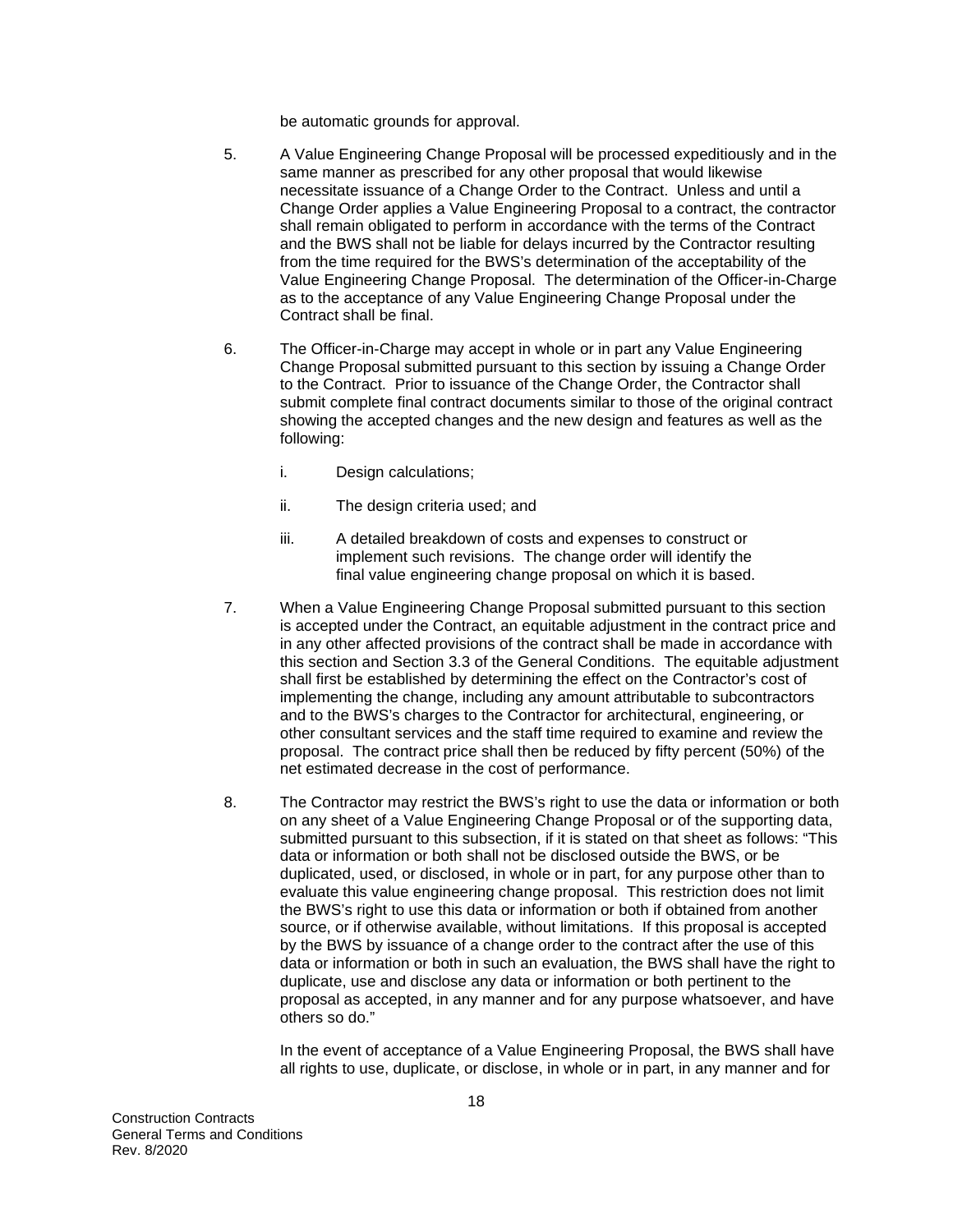be automatic grounds for approval.

5. A Value Engineering Change Proposal will be processed expeditiously and in the same manner as prescribed for any other proposal that would likewise necessitate issuance of a Change Order to the Contract. Unless and until a Change Order applies a Value Engineering Proposal to a contract, the contractor shall remain obligated to perform in accordance with the terms of the Contract and the BWS shall not be liable for delays incurred by the Contractor resulting from the time required for the BWS's determination of the acceptability of the Value Engineering Change Proposal. The determination of the Officer-in-Charge as to the acceptance of any Value Engineering Change Proposal under the Contract shall be final.

6. The Officer-in-Charge may accept in whole or in part any Value Engineering Change Proposal submitted pursuant to this section by issuing a Change Order to the Contract. Prior to issuance of the Change Order, the Contractor shall submit complete final contract documents similar to those of the original contract showing the accepted changes and the new design and features as well as the following:

   i. Design calculations;

   ii. The design criteria used; and

   iii. A detailed breakdown of costs and expenses to construct or implement such revisions. The change order will identify the final value engineering change proposal on which it is based.

7. When a Value Engineering Change Proposal submitted pursuant to this section is accepted under the Contract, an equitable adjustment in the contract price and in any other affected provisions of the contract shall be made in accordance with this section and Section 3.3 of the General Conditions. The equitable adjustment shall first be established by determining the effect on the Contractor's cost of implementing the change, including any amount attributable to subcontractors and to the BWS's charges to the Contractor for architectural, engineering, or other consultant services and the staff time required to examine and review the proposal. The contract price shall then be reduced by fifty percent (50%) of the net estimated decrease in the cost of performance.

8. The Contractor may restrict the BWS's right to use the data or information or both on any sheet of a Value Engineering Change Proposal or of the supporting data, submitted pursuant to this subsection, if it is stated on that sheet as follows: "This data or information or both shall not be disclosed outside the BWS, or be duplicated, used, or disclosed, in whole or in part, for any purpose other than to evaluate this value engineering change proposal. This restriction does not limit the BWS's right to use this data or information or both if obtained from another source, or if otherwise available, without limitations. If this proposal is accepted by the BWS by issuance of a change order to the contract after the use of this data or information or both in such an evaluation, the BWS shall have the right to duplicate, use and disclose any data or information or both pertinent to the proposal as accepted, in any manner and for any purpose whatsoever, and have others so do."

   In the event of acceptance of a Value Engineering Proposal, the BWS shall have all rights to use, duplicate, or disclose, in whole or in part, in any manner and for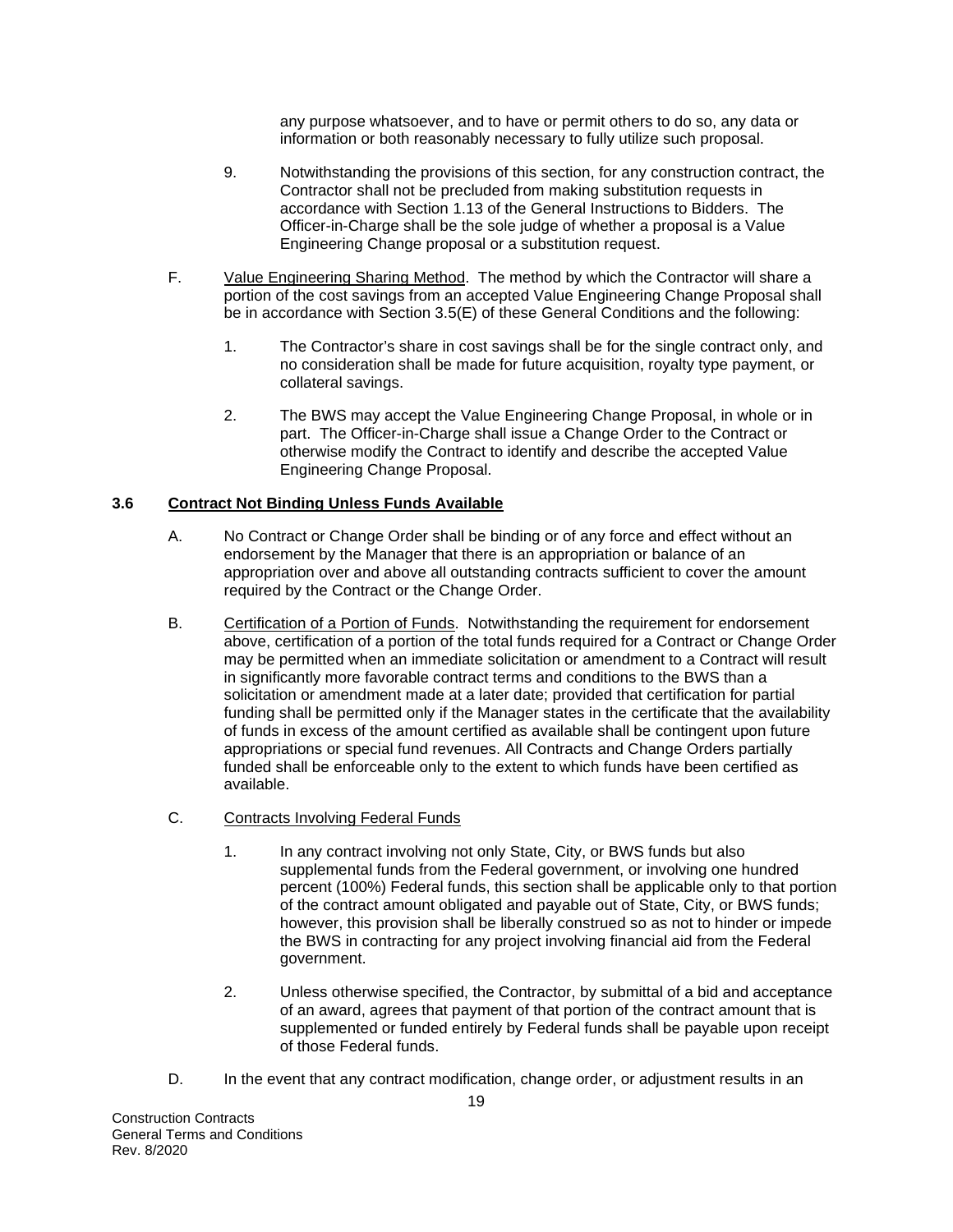any purpose whatsoever, and to have or permit others to do so, any data or information or both reasonably necessary to fully utilize such proposal.

9. Notwithstanding the provisions of this section, for any construction contract, the Contractor shall not be precluded from making substitution requests in accordance with Section 1.13 of the General Instructions to Bidders. The Officer-in-Charge shall be the sole judge of whether a proposal is a Value Engineering Change proposal or a substitution request.

F. Value Engineering Sharing Method. The method by which the Contractor will share a portion of the cost savings from an accepted Value Engineering Change Proposal shall be in accordance with Section 3.5(E) of these General Conditions and the following:

1. The Contractor's share in cost savings shall be for the single contract only, and no consideration shall be made for future acquisition, royalty type payment, or collateral savings.

2. The BWS may accept the Value Engineering Change Proposal, in whole or in part. The Officer-in-Charge shall issue a Change Order to the Contract or otherwise modify the Contract to identify and describe the accepted Value Engineering Change Proposal.

### 3.6 Contract Not Binding Unless Funds Available

A. No Contract or Change Order shall be binding or of any force and effect without an endorsement by the Manager that there is an appropriation or balance of an appropriation over and above all outstanding contracts sufficient to cover the amount required by the Contract or the Change Order.

B. Certification of a Portion of Funds. Notwithstanding the requirement for endorsement above, certification of a portion of the total funds required for a Contract or Change Order may be permitted when an immediate solicitation or amendment to a Contract will result in significantly more favorable contract terms and conditions to the BWS than a solicitation or amendment made at a later date; provided that certification for partial funding shall be permitted only if the Manager states in the certificate that the availability of funds in excess of the amount certified as available shall be contingent upon future appropriations or special fund revenues. All Contracts and Change Orders partially funded shall be enforceable only to the extent to which funds have been certified as available.

C. Contracts Involving Federal Funds

1. In any contract involving not only State, City, or BWS funds but also supplemental funds from the Federal government, or involving one hundred percent (100%) Federal funds, this section shall be applicable only to that portion of the contract amount obligated and payable out of State, City, or BWS funds; however, this provision shall be liberally construed so as not to hinder or impede the BWS in contracting for any project involving financial aid from the Federal government.

2. Unless otherwise specified, the Contractor, by submittal of a bid and acceptance of an award, agrees that payment of that portion of the contract amount that is supplemented or funded entirely by Federal funds shall be payable upon receipt of those Federal funds.

D. In the event that any contract modification, change order, or adjustment results in an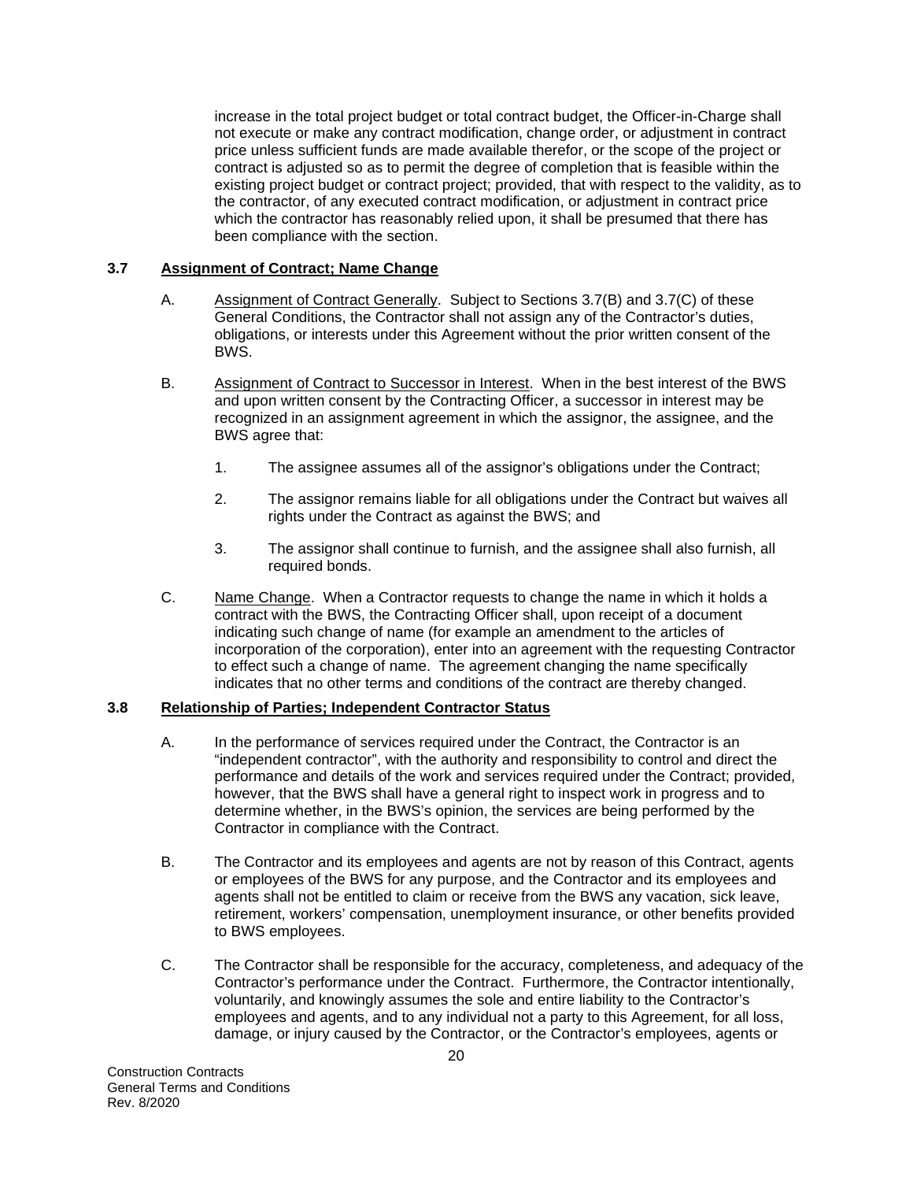increase in the total project budget or total contract budget, the Officer-in-Charge shall not execute or make any contract modification, change order, or adjustment in contract price unless sufficient funds are made available therefor, or the scope of the project or contract is adjusted so as to permit the degree of completion that is feasible within the existing project budget or contract project; provided, that with respect to the validity, as to the contractor, of any executed contract modification, or adjustment in contract price which the contractor has reasonably relied upon, it shall be presumed that there has been compliance with the section.

### 3.7 Assignment of Contract; Name Change

A. Assignment of Contract Generally. Subject to Sections 3.7(B) and 3.7(C) of these General Conditions, the Contractor shall not assign any of the Contractor's duties, obligations, or interests under this Agreement without the prior written consent of the BWS.

B. Assignment of Contract to Successor in Interest. When in the best interest of the BWS and upon written consent by the Contracting Officer, a successor in interest may be recognized in an assignment agreement in which the assignor, the assignee, and the BWS agree that:

1. The assignee assumes all of the assignor's obligations under the Contract;
2. The assignor remains liable for all obligations under the Contract but waives all rights under the Contract as against the BWS; and
3. The assignor shall continue to furnish, and the assignee shall also furnish, all required bonds.

C. Name Change. When a Contractor requests to change the name in which it holds a contract with the BWS, the Contracting Officer shall, upon receipt of a document indicating such change of name (for example an amendment to the articles of incorporation of the corporation), enter into an agreement with the requesting Contractor to effect such a change of name. The agreement changing the name specifically indicates that no other terms and conditions of the contract are thereby changed.

### 3.8 Relationship of Parties; Independent Contractor Status

A. In the performance of services required under the Contract, the Contractor is an "independent contractor", with the authority and responsibility to control and direct the performance and details of the work and services required under the Contract; provided, however, that the BWS shall have a general right to inspect work in progress and to determine whether, in the BWS's opinion, the services are being performed by the Contractor in compliance with the Contract.

B. The Contractor and its employees and agents are not by reason of this Contract, agents or employees of the BWS for any purpose, and the Contractor and its employees and agents shall not be entitled to claim or receive from the BWS any vacation, sick leave, retirement, workers' compensation, unemployment insurance, or other benefits provided to BWS employees.

C. The Contractor shall be responsible for the accuracy, completeness, and adequacy of the Contractor's performance under the Contract. Furthermore, the Contractor intentionally, voluntarily, and knowingly assumes the sole and entire liability to the Contractor's employees and agents, and to any individual not a party to this Agreement, for all loss, damage, or injury caused by the Contractor, or the Contractor's employees, agents or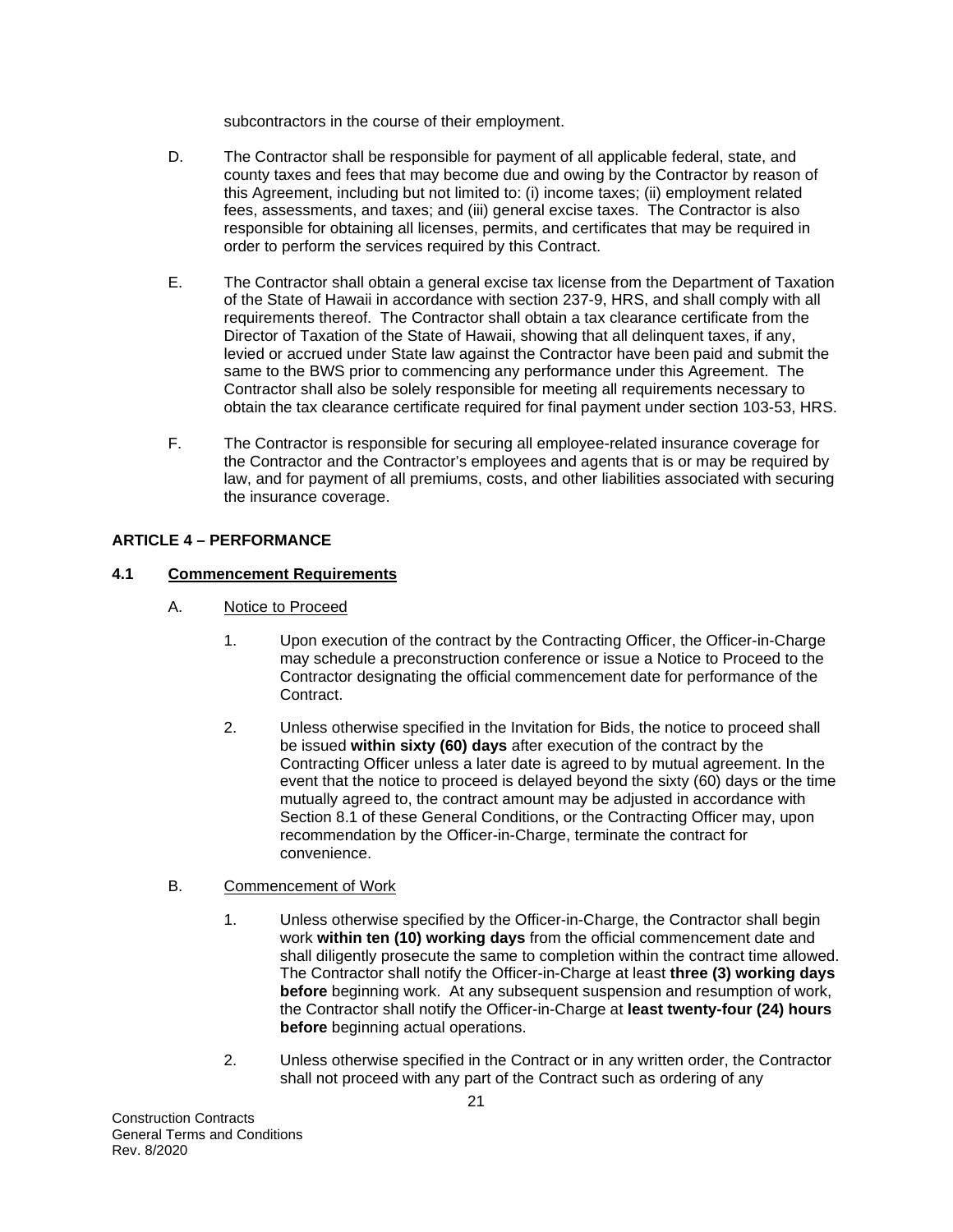subcontractors in the course of their employment.

D. The Contractor shall be responsible for payment of all applicable federal, state, and county taxes and fees that may become due and owing by the Contractor by reason of this Agreement, including but not limited to: (i) income taxes; (ii) employment related fees, assessments, and taxes; and (iii) general excise taxes. The Contractor is also responsible for obtaining all licenses, permits, and certificates that may be required in order to perform the services required by this Contract.

E. The Contractor shall obtain a general excise tax license from the Department of Taxation of the State of Hawaii in accordance with section 237-9, HRS, and shall comply with all requirements thereof. The Contractor shall obtain a tax clearance certificate from the Director of Taxation of the State of Hawaii, showing that all delinquent taxes, if any, levied or accrued under State law against the Contractor have been paid and submit the same to the BWS prior to commencing any performance under this Agreement. The Contractor shall also be solely responsible for meeting all requirements necessary to obtain the tax clearance certificate required for final payment under section 103-53, HRS.

F. The Contractor is responsible for securing all employee-related insurance coverage for the Contractor and the Contractor's employees and agents that is or may be required by law, and for payment of all premiums, costs, and other liabilities associated with securing the insurance coverage.

## ARTICLE 4 – PERFORMANCE

### 4.1 Commencement Requirements

A. Notice to Proceed

1. Upon execution of the contract by the Contracting Officer, the Officer-in-Charge may schedule a preconstruction conference or issue a Notice to Proceed to the Contractor designating the official commencement date for performance of the Contract.

2. Unless otherwise specified in the Invitation for Bids, the notice to proceed shall be issued **within sixty (60) days** after execution of the contract by the Contracting Officer unless a later date is agreed to by mutual agreement. In the event that the notice to proceed is delayed beyond the sixty (60) days or the time mutually agreed to, the contract amount may be adjusted in accordance with Section 8.1 of these General Conditions, or the Contracting Officer may, upon recommendation by the Officer-in-Charge, terminate the contract for convenience.

B. Commencement of Work

1. Unless otherwise specified by the Officer-in-Charge, the Contractor shall begin work **within ten (10) working days** from the official commencement date and shall diligently prosecute the same to completion within the contract time allowed. The Contractor shall notify the Officer-in-Charge at least **three (3) working days before** beginning work. At any subsequent suspension and resumption of work, the Contractor shall notify the Officer-in-Charge at **least twenty-four (24) hours before** beginning actual operations.

2. Unless otherwise specified in the Contract or in any written order, the Contractor shall not proceed with any part of the Contract such as ordering of any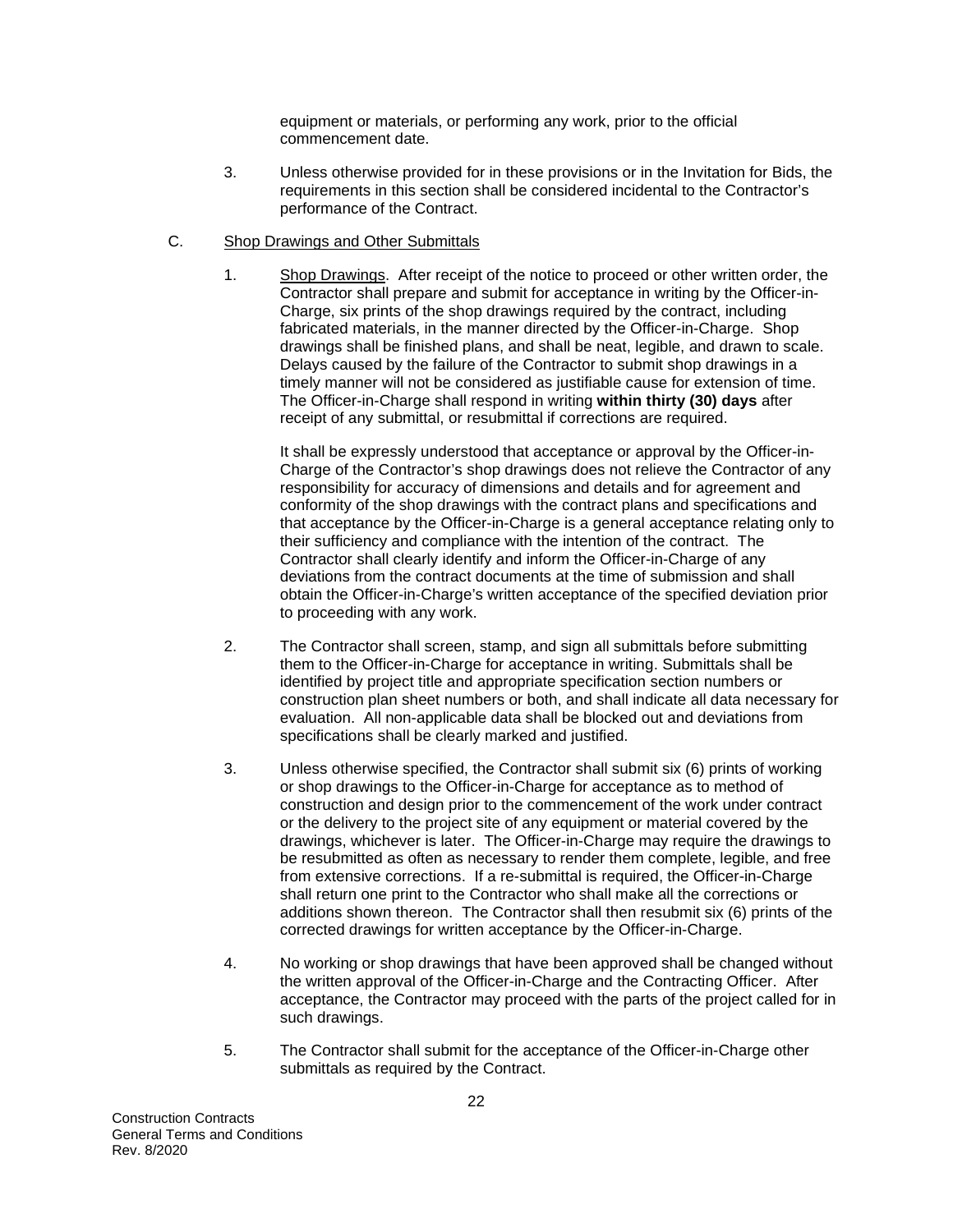equipment or materials, or performing any work, prior to the official commencement date.

3. Unless otherwise provided for in these provisions or in the Invitation for Bids, the requirements in this section shall be considered incidental to the Contractor's performance of the Contract.

C. Shop Drawings and Other Submittals

1. Shop Drawings. After receipt of the notice to proceed or other written order, the Contractor shall prepare and submit for acceptance in writing by the Officer-in-Charge, six prints of the shop drawings required by the contract, including fabricated materials, in the manner directed by the Officer-in-Charge. Shop drawings shall be finished plans, and shall be neat, legible, and drawn to scale. Delays caused by the failure of the Contractor to submit shop drawings in a timely manner will not be considered as justifiable cause for extension of time. The Officer-in-Charge shall respond in writing **within thirty (30) days** after receipt of any submittal, or resubmittal if corrections are required.

   It shall be expressly understood that acceptance or approval by the Officer-in-Charge of the Contractor's shop drawings does not relieve the Contractor of any responsibility for accuracy of dimensions and details and for agreement and conformity of the shop drawings with the contract plans and specifications and that acceptance by the Officer-in-Charge is a general acceptance relating only to their sufficiency and compliance with the intention of the contract. The Contractor shall clearly identify and inform the Officer-in-Charge of any deviations from the contract documents at the time of submission and shall obtain the Officer-in-Charge's written acceptance of the specified deviation prior to proceeding with any work.

2. The Contractor shall screen, stamp, and sign all submittals before submitting them to the Officer-in-Charge for acceptance in writing. Submittals shall be identified by project title and appropriate specification section numbers or construction plan sheet numbers or both, and shall indicate all data necessary for evaluation. All non-applicable data shall be blocked out and deviations from specifications shall be clearly marked and justified.

3. Unless otherwise specified, the Contractor shall submit six (6) prints of working or shop drawings to the Officer-in-Charge for acceptance as to method of construction and design prior to the commencement of the work under contract or the delivery to the project site of any equipment or material covered by the drawings, whichever is later. The Officer-in-Charge may require the drawings to be resubmitted as often as necessary to render them complete, legible, and free from extensive corrections. If a re-submittal is required, the Officer-in-Charge shall return one print to the Contractor who shall make all the corrections or additions shown thereon. The Contractor shall then resubmit six (6) prints of the corrected drawings for written acceptance by the Officer-in-Charge.

4. No working or shop drawings that have been approved shall be changed without the written approval of the Officer-in-Charge and the Contracting Officer. After acceptance, the Contractor may proceed with the parts of the project called for in such drawings.

5. The Contractor shall submit for the acceptance of the Officer-in-Charge other submittals as required by the Contract.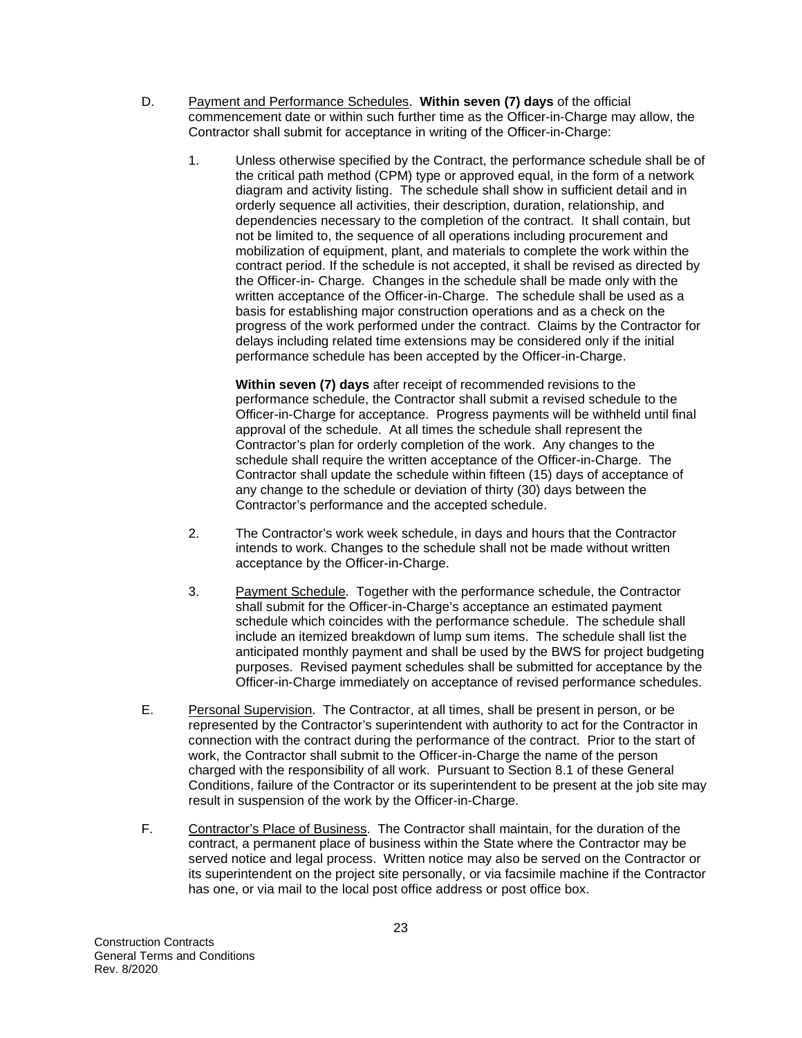D. <u>Payment and Performance Schedules</u>. **Within seven (7) days** of the official commencement date or within such further time as the Officer-in-Charge may allow, the Contractor shall submit for acceptance in writing of the Officer-in-Charge:

1. Unless otherwise specified by the Contract, the performance schedule shall be of the critical path method (CPM) type or approved equal, in the form of a network diagram and activity listing. The schedule shall show in sufficient detail and in orderly sequence all activities, their description, duration, relationship, and dependencies necessary to the completion of the contract. It shall contain, but not be limited to, the sequence of all operations including procurement and mobilization of equipment, plant, and materials to complete the work within the contract period. If the schedule is not accepted, it shall be revised as directed by the Officer-in- Charge. Changes in the schedule shall be made only with the written acceptance of the Officer-in-Charge. The schedule shall be used as a basis for establishing major construction operations and as a check on the progress of the work performed under the contract. Claims by the Contractor for delays including related time extensions may be considered only if the initial performance schedule has been accepted by the Officer-in-Charge.

   **Within seven (7) days** after receipt of recommended revisions to the performance schedule, the Contractor shall submit a revised schedule to the Officer-in-Charge for acceptance. Progress payments will be withheld until final approval of the schedule. At all times the schedule shall represent the Contractor's plan for orderly completion of the work. Any changes to the schedule shall require the written acceptance of the Officer-in-Charge. The Contractor shall update the schedule within fifteen (15) days of acceptance of any change to the schedule or deviation of thirty (30) days between the Contractor's performance and the accepted schedule.

2. The Contractor's work week schedule, in days and hours that the Contractor intends to work. Changes to the schedule shall not be made without written acceptance by the Officer-in-Charge.

3. <u>Payment Schedule</u>. Together with the performance schedule, the Contractor shall submit for the Officer-in-Charge's acceptance an estimated payment schedule which coincides with the performance schedule. The schedule shall include an itemized breakdown of lump sum items. The schedule shall list the anticipated monthly payment and shall be used by the BWS for project budgeting purposes. Revised payment schedules shall be submitted for acceptance by the Officer-in-Charge immediately on acceptance of revised performance schedules.

E. <u>Personal Supervision</u>. The Contractor, at all times, shall be present in person, or be represented by the Contractor's superintendent with authority to act for the Contractor in connection with the contract during the performance of the contract. Prior to the start of work, the Contractor shall submit to the Officer-in-Charge the name of the person charged with the responsibility of all work. Pursuant to Section 8.1 of these General Conditions, failure of the Contractor or its superintendent to be present at the job site may result in suspension of the work by the Officer-in-Charge.

F. <u>Contractor's Place of Business</u>. The Contractor shall maintain, for the duration of the contract, a permanent place of business within the State where the Contractor may be served notice and legal process. Written notice may also be served on the Contractor or its superintendent on the project site personally, or via facsimile machine if the Contractor has one, or via mail to the local post office address or post office box.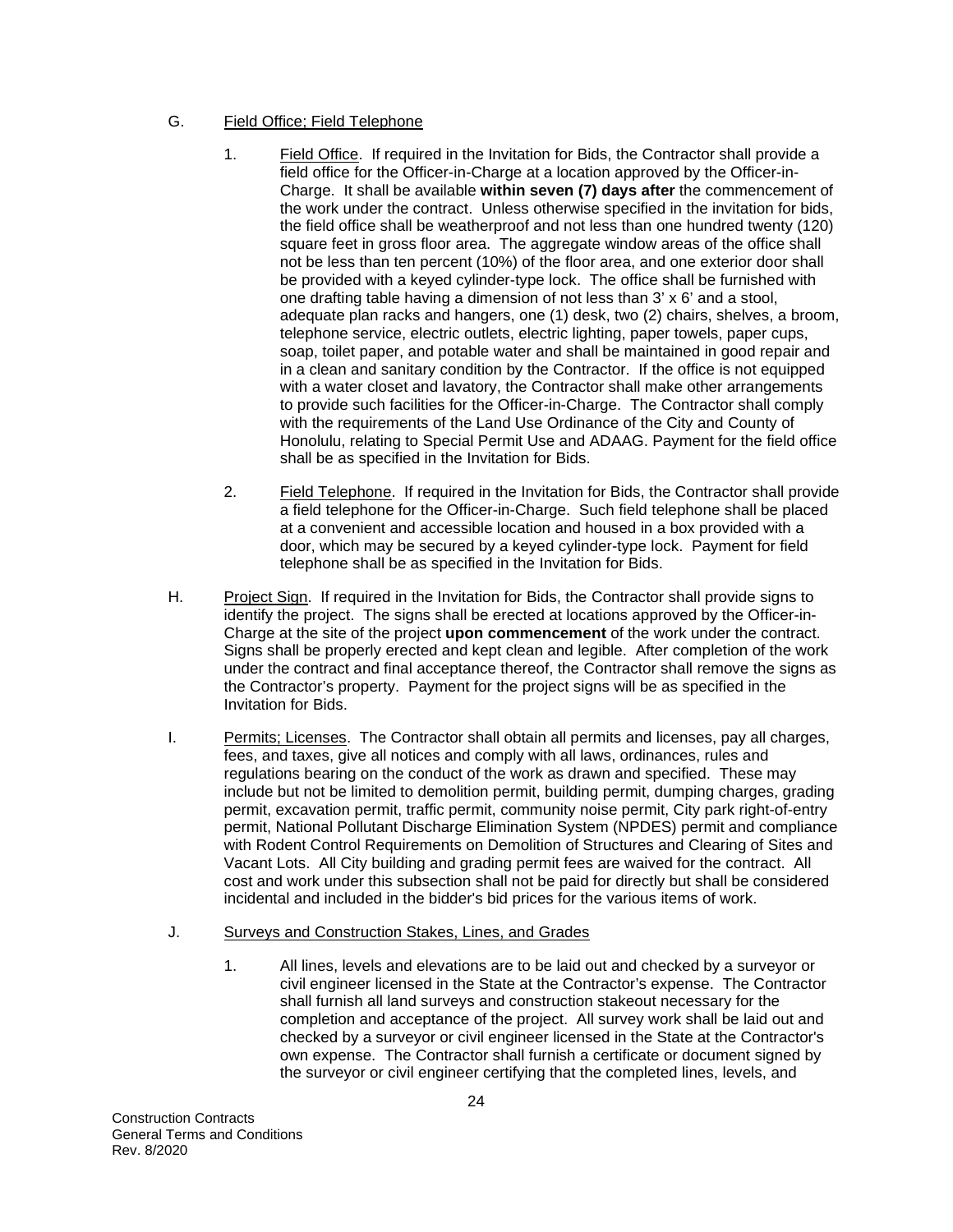G. <u>Field Office; Field Telephone</u>

1. <u>Field Office</u>. If required in the Invitation for Bids, the Contractor shall provide a field office for the Officer-in-Charge at a location approved by the Officer-in-Charge. It shall be available **within seven (7) days after** the commencement of the work under the contract. Unless otherwise specified in the invitation for bids, the field office shall be weatherproof and not less than one hundred twenty (120) square feet in gross floor area. The aggregate window areas of the office shall not be less than ten percent (10%) of the floor area, and one exterior door shall be provided with a keyed cylinder-type lock. The office shall be furnished with one drafting table having a dimension of not less than 3' x 6' and a stool, adequate plan racks and hangers, one (1) desk, two (2) chairs, shelves, a broom, telephone service, electric outlets, electric lighting, paper towels, paper cups, soap, toilet paper, and potable water and shall be maintained in good repair and in a clean and sanitary condition by the Contractor. If the office is not equipped with a water closet and lavatory, the Contractor shall make other arrangements to provide such facilities for the Officer-in-Charge. The Contractor shall comply with the requirements of the Land Use Ordinance of the City and County of Honolulu, relating to Special Permit Use and ADAAG. Payment for the field office shall be as specified in the Invitation for Bids.

2. <u>Field Telephone</u>. If required in the Invitation for Bids, the Contractor shall provide a field telephone for the Officer-in-Charge. Such field telephone shall be placed at a convenient and accessible location and housed in a box provided with a door, which may be secured by a keyed cylinder-type lock. Payment for field telephone shall be as specified in the Invitation for Bids.

H. <u>Project Sign</u>. If required in the Invitation for Bids, the Contractor shall provide signs to identify the project. The signs shall be erected at locations approved by the Officer-in-Charge at the site of the project **upon commencement** of the work under the contract. Signs shall be properly erected and kept clean and legible. After completion of the work under the contract and final acceptance thereof, the Contractor shall remove the signs as the Contractor's property. Payment for the project signs will be as specified in the Invitation for Bids.

I. <u>Permits; Licenses</u>. The Contractor shall obtain all permits and licenses, pay all charges, fees, and taxes, give all notices and comply with all laws, ordinances, rules and regulations bearing on the conduct of the work as drawn and specified. These may include but not be limited to demolition permit, building permit, dumping charges, grading permit, excavation permit, traffic permit, community noise permit, City park right-of-entry permit, National Pollutant Discharge Elimination System (NPDES) permit and compliance with Rodent Control Requirements on Demolition of Structures and Clearing of Sites and Vacant Lots. All City building and grading permit fees are waived for the contract. All cost and work under this subsection shall not be paid for directly but shall be considered incidental and included in the bidder's bid prices for the various items of work.

J. <u>Surveys and Construction Stakes, Lines, and Grades</u>

1. All lines, levels and elevations are to be laid out and checked by a surveyor or civil engineer licensed in the State at the Contractor's expense. The Contractor shall furnish all land surveys and construction stakeout necessary for the completion and acceptance of the project. All survey work shall be laid out and checked by a surveyor or civil engineer licensed in the State at the Contractor's own expense. The Contractor shall furnish a certificate or document signed by the surveyor or civil engineer certifying that the completed lines, levels, and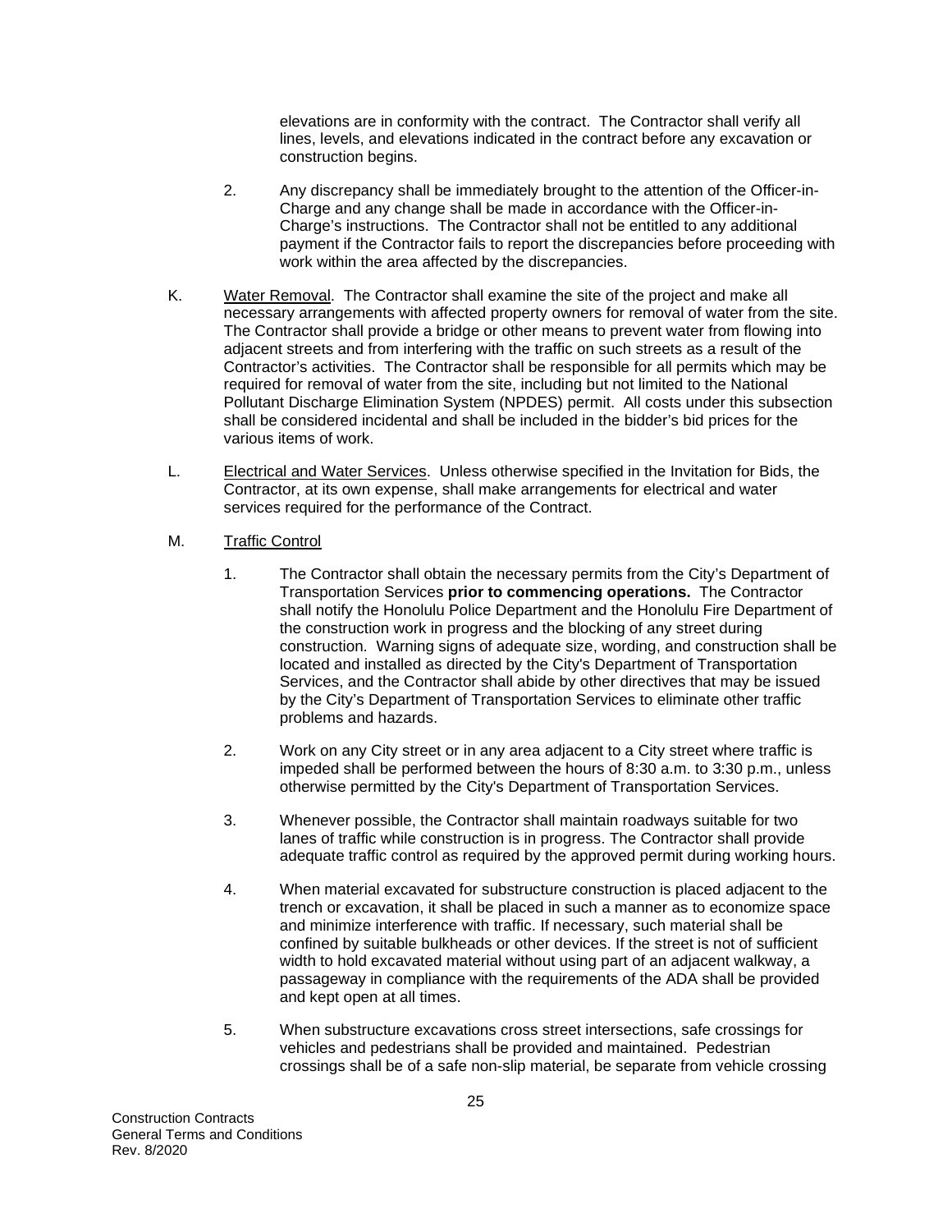elevations are in conformity with the contract. The Contractor shall verify all lines, levels, and elevations indicated in the contract before any excavation or construction begins.

2. Any discrepancy shall be immediately brought to the attention of the Officer-in-Charge and any change shall be made in accordance with the Officer-in-Charge's instructions. The Contractor shall not be entitled to any additional payment if the Contractor fails to report the discrepancies before proceeding with work within the area affected by the discrepancies.

K. Water Removal. The Contractor shall examine the site of the project and make all necessary arrangements with affected property owners for removal of water from the site. The Contractor shall provide a bridge or other means to prevent water from flowing into adjacent streets and from interfering with the traffic on such streets as a result of the Contractor's activities. The Contractor shall be responsible for all permits which may be required for removal of water from the site, including but not limited to the National Pollutant Discharge Elimination System (NPDES) permit. All costs under this subsection shall be considered incidental and shall be included in the bidder's bid prices for the various items of work.

L. Electrical and Water Services. Unless otherwise specified in the Invitation for Bids, the Contractor, at its own expense, shall make arrangements for electrical and water services required for the performance of the Contract.

M. Traffic Control

1. The Contractor shall obtain the necessary permits from the City's Department of Transportation Services **prior to commencing operations.** The Contractor shall notify the Honolulu Police Department and the Honolulu Fire Department of the construction work in progress and the blocking of any street during construction. Warning signs of adequate size, wording, and construction shall be located and installed as directed by the City's Department of Transportation Services, and the Contractor shall abide by other directives that may be issued by the City's Department of Transportation Services to eliminate other traffic problems and hazards.

2. Work on any City street or in any area adjacent to a City street where traffic is impeded shall be performed between the hours of 8:30 a.m. to 3:30 p.m., unless otherwise permitted by the City's Department of Transportation Services.

3. Whenever possible, the Contractor shall maintain roadways suitable for two lanes of traffic while construction is in progress. The Contractor shall provide adequate traffic control as required by the approved permit during working hours.

4. When material excavated for substructure construction is placed adjacent to the trench or excavation, it shall be placed in such a manner as to economize space and minimize interference with traffic. If necessary, such material shall be confined by suitable bulkheads or other devices. If the street is not of sufficient width to hold excavated material without using part of an adjacent walkway, a passageway in compliance with the requirements of the ADA shall be provided and kept open at all times.

5. When substructure excavations cross street intersections, safe crossings for vehicles and pedestrians shall be provided and maintained. Pedestrian crossings shall be of a safe non-slip material, be separate from vehicle crossing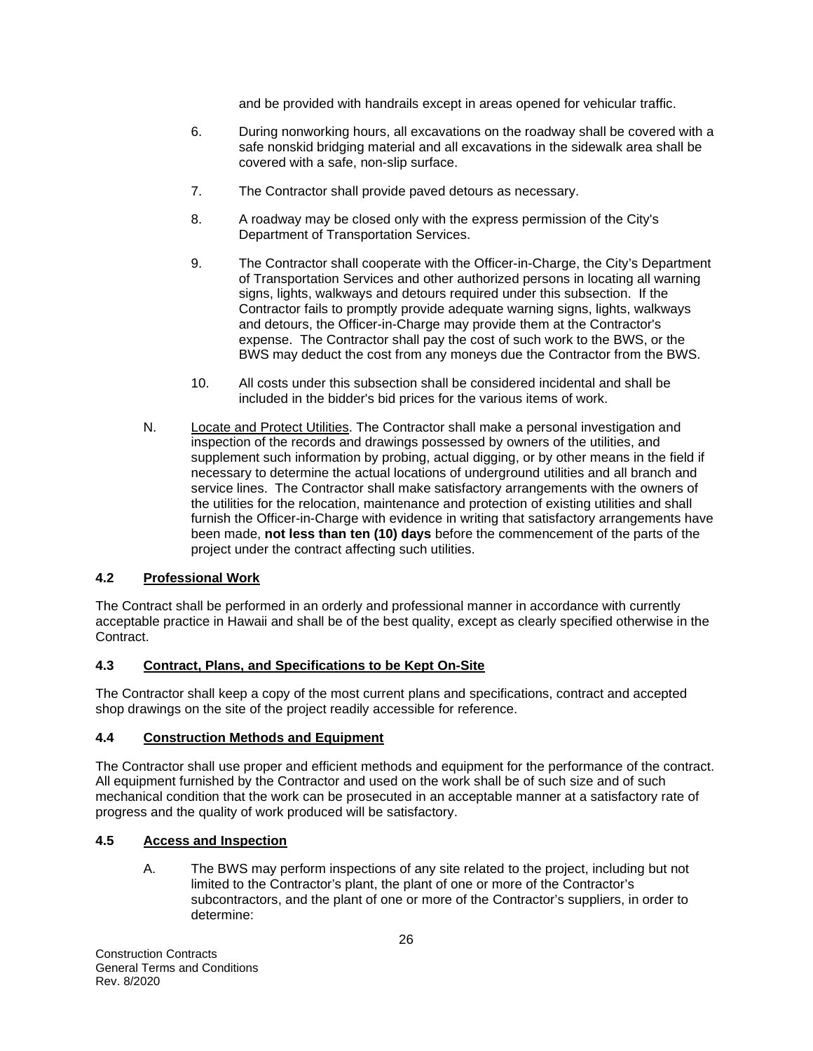and be provided with handrails except in areas opened for vehicular traffic.

6. During nonworking hours, all excavations on the roadway shall be covered with a safe nonskid bridging material and all excavations in the sidewalk area shall be covered with a safe, non-slip surface.

7. The Contractor shall provide paved detours as necessary.

8. A roadway may be closed only with the express permission of the City's Department of Transportation Services.

9. The Contractor shall cooperate with the Officer-in-Charge, the City's Department of Transportation Services and other authorized persons in locating all warning signs, lights, walkways and detours required under this subsection. If the Contractor fails to promptly provide adequate warning signs, lights, walkways and detours, the Officer-in-Charge may provide them at the Contractor's expense. The Contractor shall pay the cost of such work to the BWS, or the BWS may deduct the cost from any moneys due the Contractor from the BWS.

10. All costs under this subsection shall be considered incidental and shall be included in the bidder's bid prices for the various items of work.

N. Locate and Protect Utilities. The Contractor shall make a personal investigation and inspection of the records and drawings possessed by owners of the utilities, and supplement such information by probing, actual digging, or by other means in the field if necessary to determine the actual locations of underground utilities and all branch and service lines. The Contractor shall make satisfactory arrangements with the owners of the utilities for the relocation, maintenance and protection of existing utilities and shall furnish the Officer-in-Charge with evidence in writing that satisfactory arrangements have been made, **not less than ten (10) days** before the commencement of the parts of the project under the contract affecting such utilities.

### 4.2 Professional Work

The Contract shall be performed in an orderly and professional manner in accordance with currently acceptable practice in Hawaii and shall be of the best quality, except as clearly specified otherwise in the Contract.

### 4.3 Contract, Plans, and Specifications to be Kept On-Site

The Contractor shall keep a copy of the most current plans and specifications, contract and accepted shop drawings on the site of the project readily accessible for reference.

### 4.4 Construction Methods and Equipment

The Contractor shall use proper and efficient methods and equipment for the performance of the contract. All equipment furnished by the Contractor and used on the work shall be of such size and of such mechanical condition that the work can be prosecuted in an acceptable manner at a satisfactory rate of progress and the quality of work produced will be satisfactory.

### 4.5 Access and Inspection

A. The BWS may perform inspections of any site related to the project, including but not limited to the Contractor's plant, the plant of one or more of the Contractor's subcontractors, and the plant of one or more of the Contractor's suppliers, in order to determine: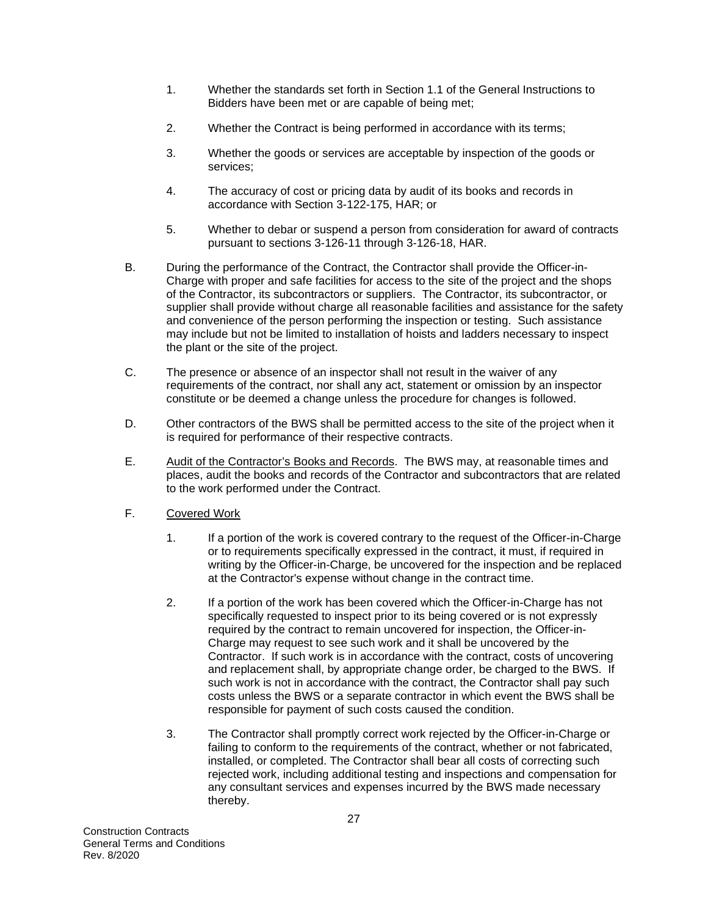1. Whether the standards set forth in Section 1.1 of the General Instructions to Bidders have been met or are capable of being met;

2. Whether the Contract is being performed in accordance with its terms;

3. Whether the goods or services are acceptable by inspection of the goods or services;

4. The accuracy of cost or pricing data by audit of its books and records in accordance with Section 3-122-175, HAR; or

5. Whether to debar or suspend a person from consideration for award of contracts pursuant to sections 3-126-11 through 3-126-18, HAR.

B. During the performance of the Contract, the Contractor shall provide the Officer-in-Charge with proper and safe facilities for access to the site of the project and the shops of the Contractor, its subcontractors or suppliers. The Contractor, its subcontractor, or supplier shall provide without charge all reasonable facilities and assistance for the safety and convenience of the person performing the inspection or testing. Such assistance may include but not be limited to installation of hoists and ladders necessary to inspect the plant or the site of the project.

C. The presence or absence of an inspector shall not result in the waiver of any requirements of the contract, nor shall any act, statement or omission by an inspector constitute or be deemed a change unless the procedure for changes is followed.

D. Other contractors of the BWS shall be permitted access to the site of the project when it is required for performance of their respective contracts.

E. Audit of the Contractor's Books and Records. The BWS may, at reasonable times and places, audit the books and records of the Contractor and subcontractors that are related to the work performed under the Contract.

F. Covered Work

1. If a portion of the work is covered contrary to the request of the Officer-in-Charge or to requirements specifically expressed in the contract, it must, if required in writing by the Officer-in-Charge, be uncovered for the inspection and be replaced at the Contractor's expense without change in the contract time.

2. If a portion of the work has been covered which the Officer-in-Charge has not specifically requested to inspect prior to its being covered or is not expressly required by the contract to remain uncovered for inspection, the Officer-in-Charge may request to see such work and it shall be uncovered by the Contractor. If such work is in accordance with the contract, costs of uncovering and replacement shall, by appropriate change order, be charged to the BWS. If such work is not in accordance with the contract, the Contractor shall pay such costs unless the BWS or a separate contractor in which event the BWS shall be responsible for payment of such costs caused the condition.

3. The Contractor shall promptly correct work rejected by the Officer-in-Charge or failing to conform to the requirements of the contract, whether or not fabricated, installed, or completed. The Contractor shall bear all costs of correcting such rejected work, including additional testing and inspections and compensation for any consultant services and expenses incurred by the BWS made necessary thereby.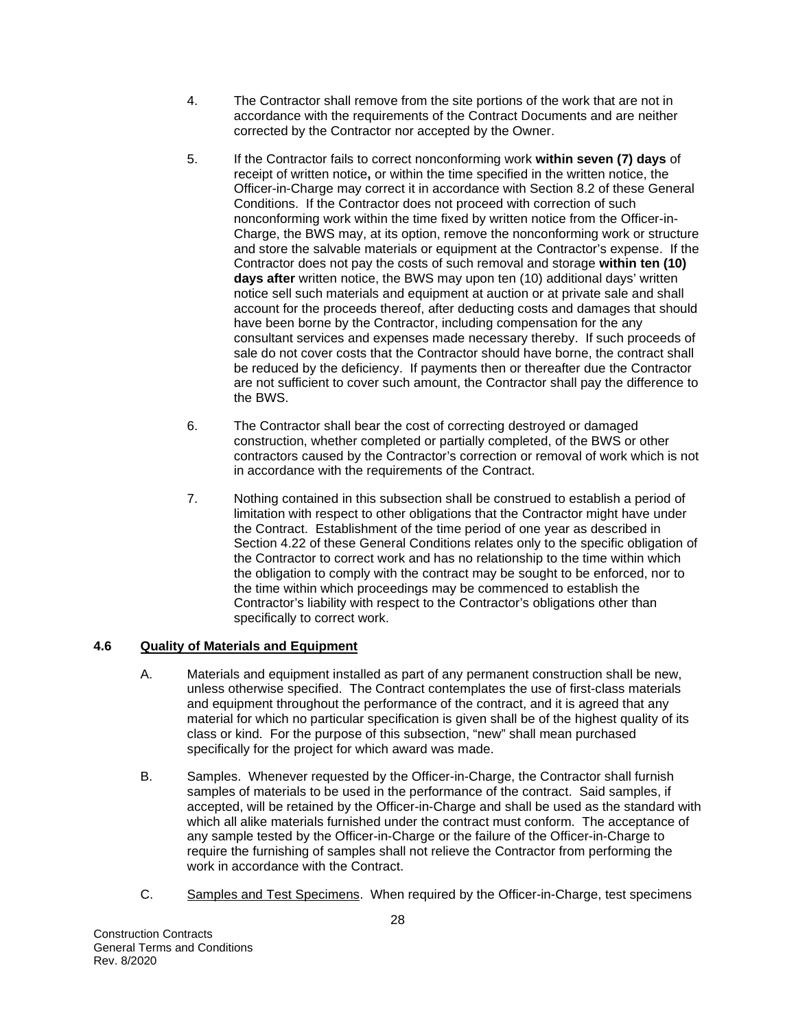4. The Contractor shall remove from the site portions of the work that are not in accordance with the requirements of the Contract Documents and are neither corrected by the Contractor nor accepted by the Owner.

5. If the Contractor fails to correct nonconforming work **within seven (7) days** of receipt of written notice**,** or within the time specified in the written notice, the Officer-in-Charge may correct it in accordance with Section 8.2 of these General Conditions. If the Contractor does not proceed with correction of such nonconforming work within the time fixed by written notice from the Officer-in-Charge, the BWS may, at its option, remove the nonconforming work or structure and store the salvable materials or equipment at the Contractor's expense. If the Contractor does not pay the costs of such removal and storage **within ten (10) days after** written notice, the BWS may upon ten (10) additional days' written notice sell such materials and equipment at auction or at private sale and shall account for the proceeds thereof, after deducting costs and damages that should have been borne by the Contractor, including compensation for the any consultant services and expenses made necessary thereby. If such proceeds of sale do not cover costs that the Contractor should have borne, the contract shall be reduced by the deficiency. If payments then or thereafter due the Contractor are not sufficient to cover such amount, the Contractor shall pay the difference to the BWS.

6. The Contractor shall bear the cost of correcting destroyed or damaged construction, whether completed or partially completed, of the BWS or other contractors caused by the Contractor's correction or removal of work which is not in accordance with the requirements of the Contract.

7. Nothing contained in this subsection shall be construed to establish a period of limitation with respect to other obligations that the Contractor might have under the Contract. Establishment of the time period of one year as described in Section 4.22 of these General Conditions relates only to the specific obligation of the Contractor to correct work and has no relationship to the time within which the obligation to comply with the contract may be sought to be enforced, nor to the time within which proceedings may be commenced to establish the Contractor's liability with respect to the Contractor's obligations other than specifically to correct work.

### 4.6 <u>Quality of Materials and Equipment</u>

A. Materials and equipment installed as part of any permanent construction shall be new, unless otherwise specified. The Contract contemplates the use of first-class materials and equipment throughout the performance of the contract, and it is agreed that any material for which no particular specification is given shall be of the highest quality of its class or kind. For the purpose of this subsection, "new" shall mean purchased specifically for the project for which award was made.

B. Samples. Whenever requested by the Officer-in-Charge, the Contractor shall furnish samples of materials to be used in the performance of the contract. Said samples, if accepted, will be retained by the Officer-in-Charge and shall be used as the standard with which all alike materials furnished under the contract must conform. The acceptance of any sample tested by the Officer-in-Charge or the failure of the Officer-in-Charge to require the furnishing of samples shall not relieve the Contractor from performing the work in accordance with the Contract.

C. <u>Samples and Test Specimens</u>. When required by the Officer-in-Charge, test specimens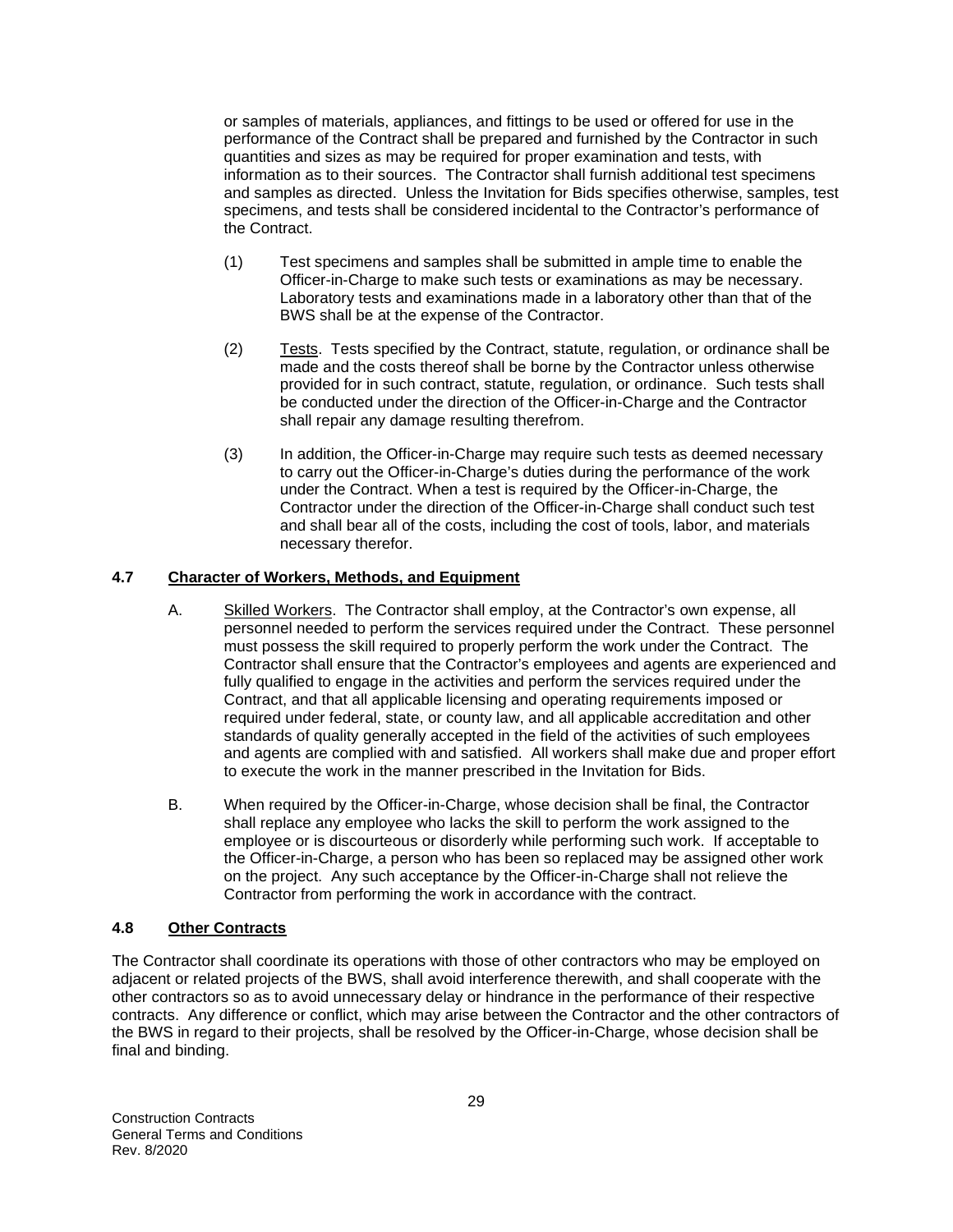or samples of materials, appliances, and fittings to be used or offered for use in the performance of the Contract shall be prepared and furnished by the Contractor in such quantities and sizes as may be required for proper examination and tests, with information as to their sources. The Contractor shall furnish additional test specimens and samples as directed. Unless the Invitation for Bids specifies otherwise, samples, test specimens, and tests shall be considered incidental to the Contractor's performance of the Contract.

(1) Test specimens and samples shall be submitted in ample time to enable the Officer-in-Charge to make such tests or examinations as may be necessary. Laboratory tests and examinations made in a laboratory other than that of the BWS shall be at the expense of the Contractor.

(2) Tests. Tests specified by the Contract, statute, regulation, or ordinance shall be made and the costs thereof shall be borne by the Contractor unless otherwise provided for in such contract, statute, regulation, or ordinance. Such tests shall be conducted under the direction of the Officer-in-Charge and the Contractor shall repair any damage resulting therefrom.

(3) In addition, the Officer-in-Charge may require such tests as deemed necessary to carry out the Officer-in-Charge's duties during the performance of the work under the Contract. When a test is required by the Officer-in-Charge, the Contractor under the direction of the Officer-in-Charge shall conduct such test and shall bear all of the costs, including the cost of tools, labor, and materials necessary therefor.

### 4.7 Character of Workers, Methods, and Equipment

A. Skilled Workers. The Contractor shall employ, at the Contractor's own expense, all personnel needed to perform the services required under the Contract. These personnel must possess the skill required to properly perform the work under the Contract. The Contractor shall ensure that the Contractor's employees and agents are experienced and fully qualified to engage in the activities and perform the services required under the Contract, and that all applicable licensing and operating requirements imposed or required under federal, state, or county law, and all applicable accreditation and other standards of quality generally accepted in the field of the activities of such employees and agents are complied with and satisfied. All workers shall make due and proper effort to execute the work in the manner prescribed in the Invitation for Bids.

B. When required by the Officer-in-Charge, whose decision shall be final, the Contractor shall replace any employee who lacks the skill to perform the work assigned to the employee or is discourteous or disorderly while performing such work. If acceptable to the Officer-in-Charge, a person who has been so replaced may be assigned other work on the project. Any such acceptance by the Officer-in-Charge shall not relieve the Contractor from performing the work in accordance with the contract.

### 4.8 Other Contracts

The Contractor shall coordinate its operations with those of other contractors who may be employed on adjacent or related projects of the BWS, shall avoid interference therewith, and shall cooperate with the other contractors so as to avoid unnecessary delay or hindrance in the performance of their respective contracts. Any difference or conflict, which may arise between the Contractor and the other contractors of the BWS in regard to their projects, shall be resolved by the Officer-in-Charge, whose decision shall be final and binding.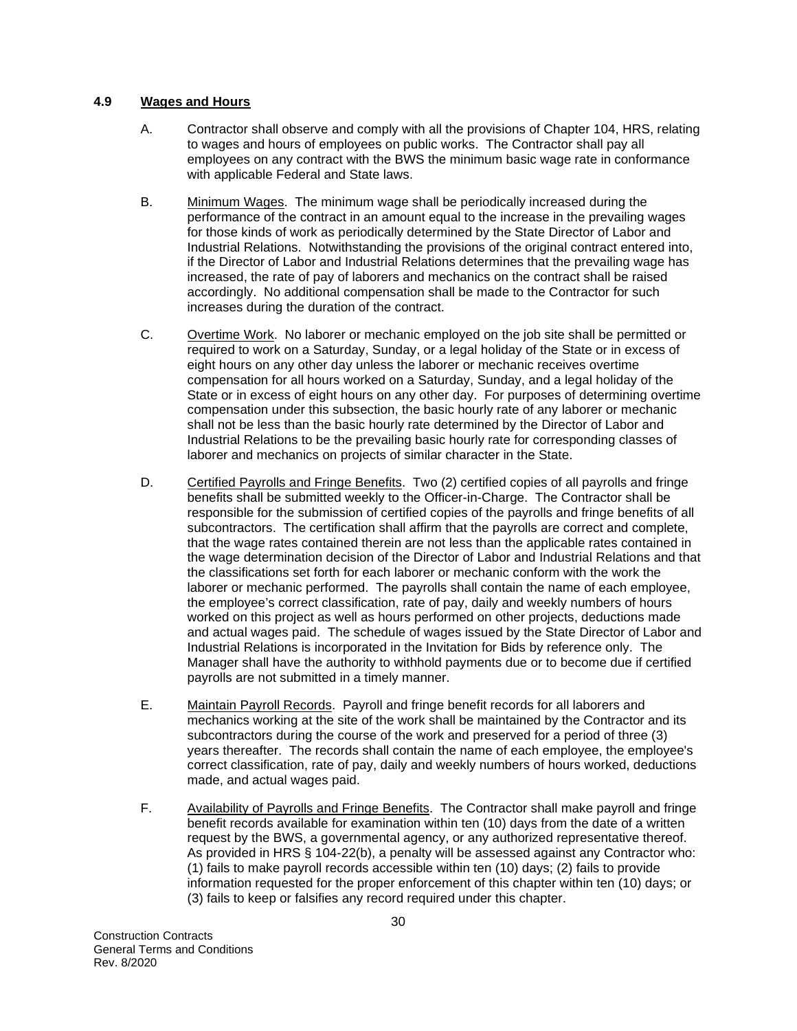### 4.9 Wages and Hours

A. Contractor shall observe and comply with all the provisions of Chapter 104, HRS, relating to wages and hours of employees on public works. The Contractor shall pay all employees on any contract with the BWS the minimum basic wage rate in conformance with applicable Federal and State laws.

B. Minimum Wages. The minimum wage shall be periodically increased during the performance of the contract in an amount equal to the increase in the prevailing wages for those kinds of work as periodically determined by the State Director of Labor and Industrial Relations. Notwithstanding the provisions of the original contract entered into, if the Director of Labor and Industrial Relations determines that the prevailing wage has increased, the rate of pay of laborers and mechanics on the contract shall be raised accordingly. No additional compensation shall be made to the Contractor for such increases during the duration of the contract.

C. Overtime Work. No laborer or mechanic employed on the job site shall be permitted or required to work on a Saturday, Sunday, or a legal holiday of the State or in excess of eight hours on any other day unless the laborer or mechanic receives overtime compensation for all hours worked on a Saturday, Sunday, and a legal holiday of the State or in excess of eight hours on any other day. For purposes of determining overtime compensation under this subsection, the basic hourly rate of any laborer or mechanic shall not be less than the basic hourly rate determined by the Director of Labor and Industrial Relations to be the prevailing basic hourly rate for corresponding classes of laborer and mechanics on projects of similar character in the State.

D. Certified Payrolls and Fringe Benefits. Two (2) certified copies of all payrolls and fringe benefits shall be submitted weekly to the Officer-in-Charge. The Contractor shall be responsible for the submission of certified copies of the payrolls and fringe benefits of all subcontractors. The certification shall affirm that the payrolls are correct and complete, that the wage rates contained therein are not less than the applicable rates contained in the wage determination decision of the Director of Labor and Industrial Relations and that the classifications set forth for each laborer or mechanic conform with the work the laborer or mechanic performed. The payrolls shall contain the name of each employee, the employee's correct classification, rate of pay, daily and weekly numbers of hours worked on this project as well as hours performed on other projects, deductions made and actual wages paid. The schedule of wages issued by the State Director of Labor and Industrial Relations is incorporated in the Invitation for Bids by reference only. The Manager shall have the authority to withhold payments due or to become due if certified payrolls are not submitted in a timely manner.

E. Maintain Payroll Records. Payroll and fringe benefit records for all laborers and mechanics working at the site of the work shall be maintained by the Contractor and its subcontractors during the course of the work and preserved for a period of three (3) years thereafter. The records shall contain the name of each employee, the employee's correct classification, rate of pay, daily and weekly numbers of hours worked, deductions made, and actual wages paid.

F. Availability of Payrolls and Fringe Benefits. The Contractor shall make payroll and fringe benefit records available for examination within ten (10) days from the date of a written request by the BWS, a governmental agency, or any authorized representative thereof. As provided in HRS § 104-22(b), a penalty will be assessed against any Contractor who: (1) fails to make payroll records accessible within ten (10) days; (2) fails to provide information requested for the proper enforcement of this chapter within ten (10) days; or (3) fails to keep or falsifies any record required under this chapter.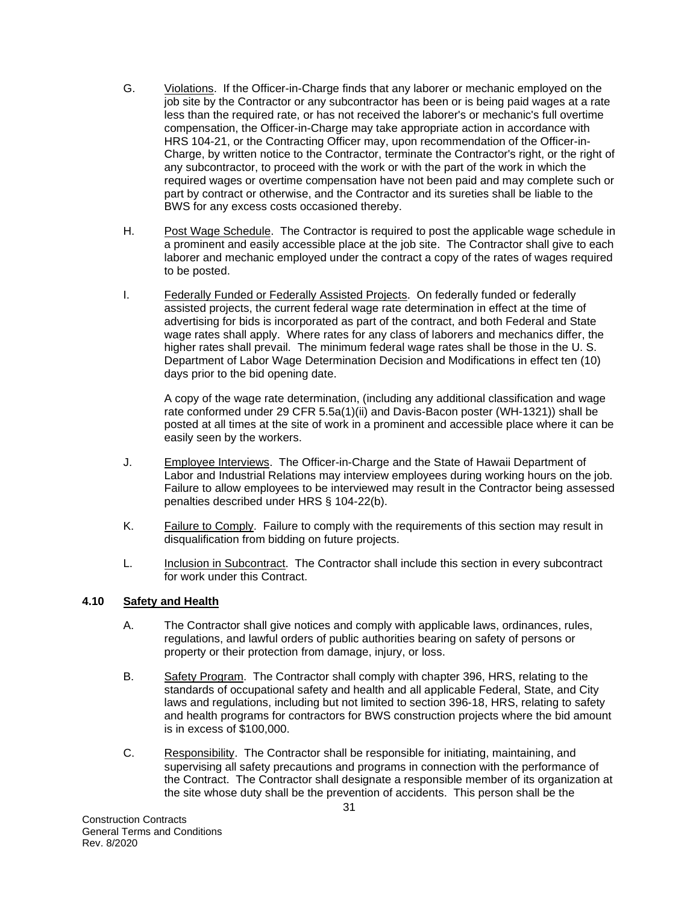G. Violations. If the Officer-in-Charge finds that any laborer or mechanic employed on the job site by the Contractor or any subcontractor has been or is being paid wages at a rate less than the required rate, or has not received the laborer's or mechanic's full overtime compensation, the Officer-in-Charge may take appropriate action in accordance with HRS 104-21, or the Contracting Officer may, upon recommendation of the Officer-in-Charge, by written notice to the Contractor, terminate the Contractor's right, or the right of any subcontractor, to proceed with the work or with the part of the work in which the required wages or overtime compensation have not been paid and may complete such or part by contract or otherwise, and the Contractor and its sureties shall be liable to the BWS for any excess costs occasioned thereby.

H. Post Wage Schedule. The Contractor is required to post the applicable wage schedule in a prominent and easily accessible place at the job site. The Contractor shall give to each laborer and mechanic employed under the contract a copy of the rates of wages required to be posted.

I. Federally Funded or Federally Assisted Projects. On federally funded or federally assisted projects, the current federal wage rate determination in effect at the time of advertising for bids is incorporated as part of the contract, and both Federal and State wage rates shall apply. Where rates for any class of laborers and mechanics differ, the higher rates shall prevail. The minimum federal wage rates shall be those in the U. S. Department of Labor Wage Determination Decision and Modifications in effect ten (10) days prior to the bid opening date.

A copy of the wage rate determination, (including any additional classification and wage rate conformed under 29 CFR 5.5a(1)(ii) and Davis-Bacon poster (WH-1321)) shall be posted at all times at the site of work in a prominent and accessible place where it can be easily seen by the workers.

J. Employee Interviews. The Officer-in-Charge and the State of Hawaii Department of Labor and Industrial Relations may interview employees during working hours on the job. Failure to allow employees to be interviewed may result in the Contractor being assessed penalties described under HRS § 104-22(b).

K. Failure to Comply. Failure to comply with the requirements of this section may result in disqualification from bidding on future projects.

L. Inclusion in Subcontract. The Contractor shall include this section in every subcontract for work under this Contract.

**4.10 Safety and Health**

A. The Contractor shall give notices and comply with applicable laws, ordinances, rules, regulations, and lawful orders of public authorities bearing on safety of persons or property or their protection from damage, injury, or loss.

B. Safety Program. The Contractor shall comply with chapter 396, HRS, relating to the standards of occupational safety and health and all applicable Federal, State, and City laws and regulations, including but not limited to section 396-18, HRS, relating to safety and health programs for contractors for BWS construction projects where the bid amount is in excess of $100,000.

C. Responsibility. The Contractor shall be responsible for initiating, maintaining, and supervising all safety precautions and programs in connection with the performance of the Contract. The Contractor shall designate a responsible member of its organization at the site whose duty shall be the prevention of accidents. This person shall be the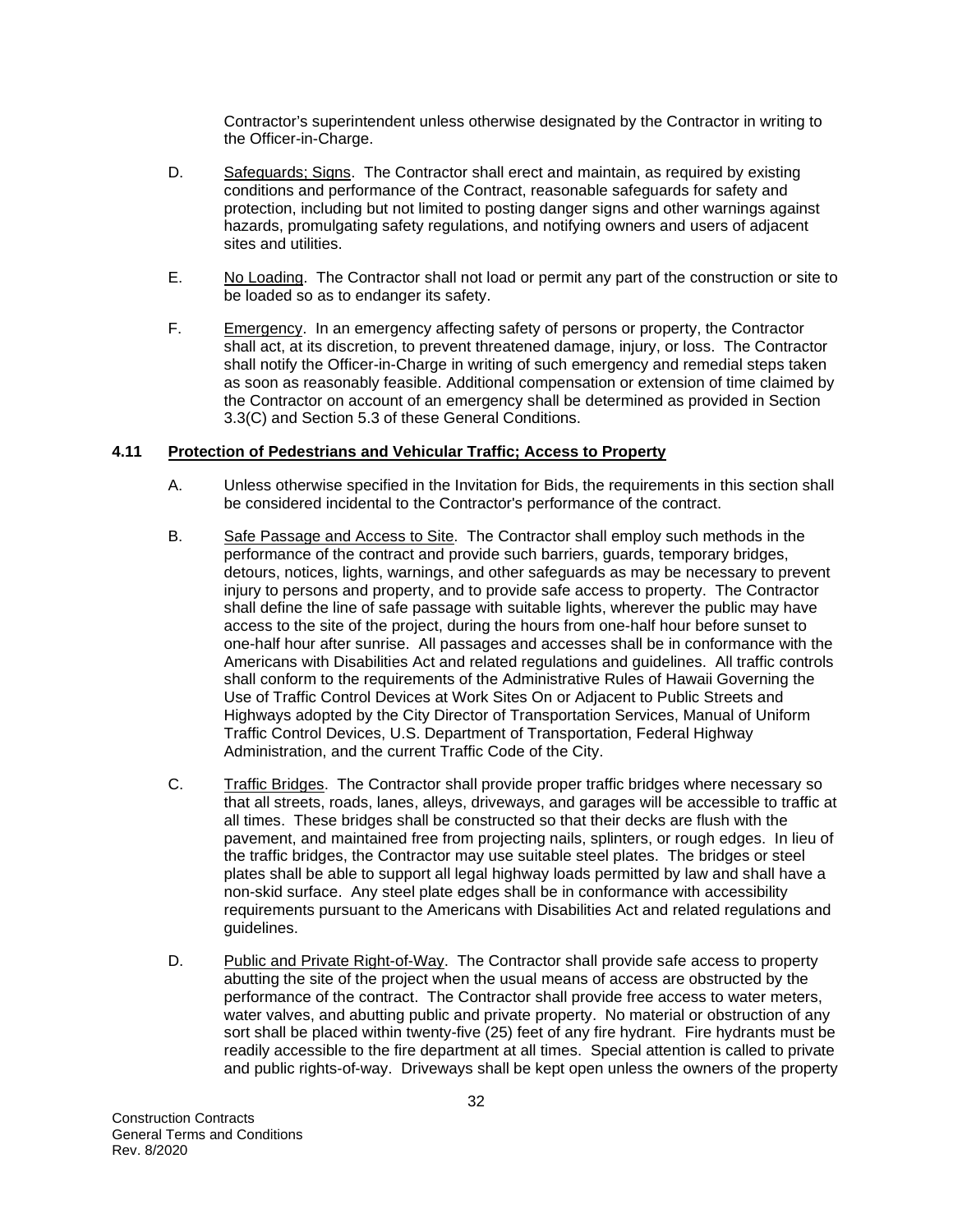Contractor's superintendent unless otherwise designated by the Contractor in writing to the Officer-in-Charge.

D. Safeguards; Signs. The Contractor shall erect and maintain, as required by existing conditions and performance of the Contract, reasonable safeguards for safety and protection, including but not limited to posting danger signs and other warnings against hazards, promulgating safety regulations, and notifying owners and users of adjacent sites and utilities.

E. No Loading. The Contractor shall not load or permit any part of the construction or site to be loaded so as to endanger its safety.

F. Emergency. In an emergency affecting safety of persons or property, the Contractor shall act, at its discretion, to prevent threatened damage, injury, or loss. The Contractor shall notify the Officer-in-Charge in writing of such emergency and remedial steps taken as soon as reasonably feasible. Additional compensation or extension of time claimed by the Contractor on account of an emergency shall be determined as provided in Section 3.3(C) and Section 5.3 of these General Conditions.

### 4.11 Protection of Pedestrians and Vehicular Traffic; Access to Property

A. Unless otherwise specified in the Invitation for Bids, the requirements in this section shall be considered incidental to the Contractor's performance of the contract.

B. Safe Passage and Access to Site. The Contractor shall employ such methods in the performance of the contract and provide such barriers, guards, temporary bridges, detours, notices, lights, warnings, and other safeguards as may be necessary to prevent injury to persons and property, and to provide safe access to property. The Contractor shall define the line of safe passage with suitable lights, wherever the public may have access to the site of the project, during the hours from one-half hour before sunset to one-half hour after sunrise. All passages and accesses shall be in conformance with the Americans with Disabilities Act and related regulations and guidelines. All traffic controls shall conform to the requirements of the Administrative Rules of Hawaii Governing the Use of Traffic Control Devices at Work Sites On or Adjacent to Public Streets and Highways adopted by the City Director of Transportation Services, Manual of Uniform Traffic Control Devices, U.S. Department of Transportation, Federal Highway Administration, and the current Traffic Code of the City.

C. Traffic Bridges. The Contractor shall provide proper traffic bridges where necessary so that all streets, roads, lanes, alleys, driveways, and garages will be accessible to traffic at all times. These bridges shall be constructed so that their decks are flush with the pavement, and maintained free from projecting nails, splinters, or rough edges. In lieu of the traffic bridges, the Contractor may use suitable steel plates. The bridges or steel plates shall be able to support all legal highway loads permitted by law and shall have a non-skid surface. Any steel plate edges shall be in conformance with accessibility requirements pursuant to the Americans with Disabilities Act and related regulations and guidelines.

D. Public and Private Right-of-Way. The Contractor shall provide safe access to property abutting the site of the project when the usual means of access are obstructed by the performance of the contract. The Contractor shall provide free access to water meters, water valves, and abutting public and private property. No material or obstruction of any sort shall be placed within twenty-five (25) feet of any fire hydrant. Fire hydrants must be readily accessible to the fire department at all times. Special attention is called to private and public rights-of-way. Driveways shall be kept open unless the owners of the property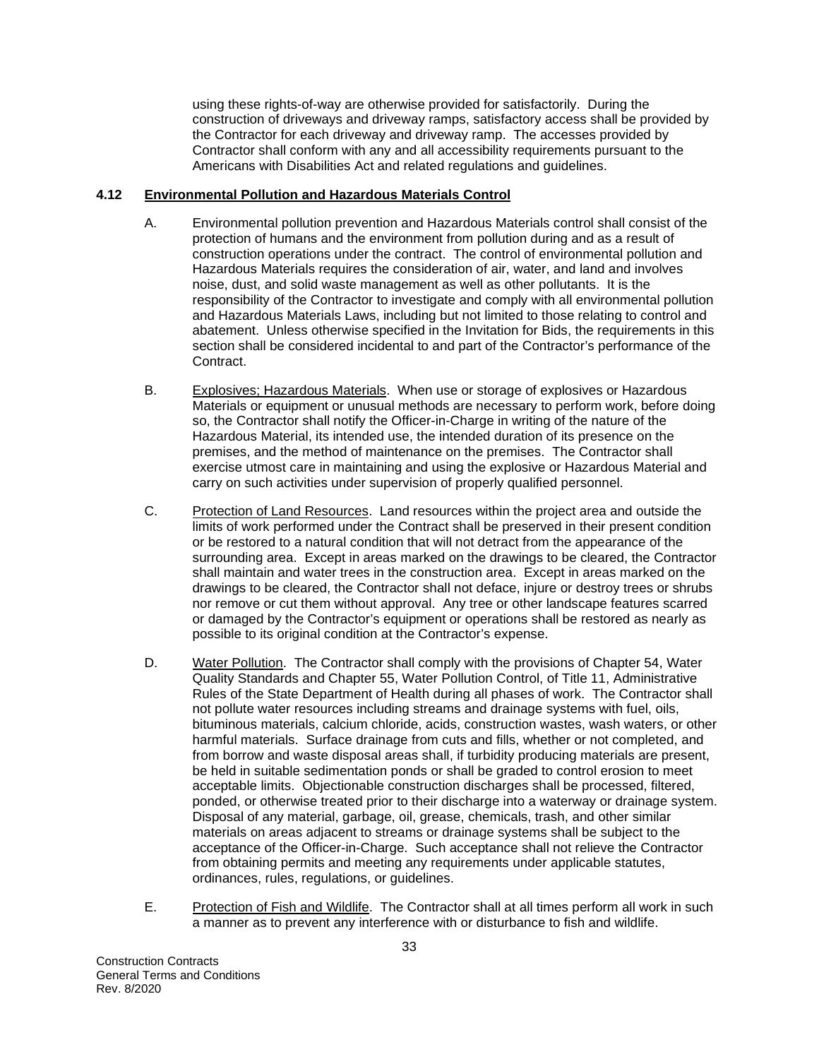using these rights-of-way are otherwise provided for satisfactorily. During the construction of driveways and driveway ramps, satisfactory access shall be provided by the Contractor for each driveway and driveway ramp. The accesses provided by Contractor shall conform with any and all accessibility requirements pursuant to the Americans with Disabilities Act and related regulations and guidelines.

## 4.12 Environmental Pollution and Hazardous Materials Control

A. Environmental pollution prevention and Hazardous Materials control shall consist of the protection of humans and the environment from pollution during and as a result of construction operations under the contract. The control of environmental pollution and Hazardous Materials requires the consideration of air, water, and land and involves noise, dust, and solid waste management as well as other pollutants. It is the responsibility of the Contractor to investigate and comply with all environmental pollution and Hazardous Materials Laws, including but not limited to those relating to control and abatement. Unless otherwise specified in the Invitation for Bids, the requirements in this section shall be considered incidental to and part of the Contractor's performance of the Contract.

B. Explosives; Hazardous Materials. When use or storage of explosives or Hazardous Materials or equipment or unusual methods are necessary to perform work, before doing so, the Contractor shall notify the Officer-in-Charge in writing of the nature of the Hazardous Material, its intended use, the intended duration of its presence on the premises, and the method of maintenance on the premises. The Contractor shall exercise utmost care in maintaining and using the explosive or Hazardous Material and carry on such activities under supervision of properly qualified personnel.

C. Protection of Land Resources. Land resources within the project area and outside the limits of work performed under the Contract shall be preserved in their present condition or be restored to a natural condition that will not detract from the appearance of the surrounding area. Except in areas marked on the drawings to be cleared, the Contractor shall maintain and water trees in the construction area. Except in areas marked on the drawings to be cleared, the Contractor shall not deface, injure or destroy trees or shrubs nor remove or cut them without approval. Any tree or other landscape features scarred or damaged by the Contractor's equipment or operations shall be restored as nearly as possible to its original condition at the Contractor's expense.

D. Water Pollution. The Contractor shall comply with the provisions of Chapter 54, Water Quality Standards and Chapter 55, Water Pollution Control, of Title 11, Administrative Rules of the State Department of Health during all phases of work. The Contractor shall not pollute water resources including streams and drainage systems with fuel, oils, bituminous materials, calcium chloride, acids, construction wastes, wash waters, or other harmful materials. Surface drainage from cuts and fills, whether or not completed, and from borrow and waste disposal areas shall, if turbidity producing materials are present, be held in suitable sedimentation ponds or shall be graded to control erosion to meet acceptable limits. Objectionable construction discharges shall be processed, filtered, ponded, or otherwise treated prior to their discharge into a waterway or drainage system. Disposal of any material, garbage, oil, grease, chemicals, trash, and other similar materials on areas adjacent to streams or drainage systems shall be subject to the acceptance of the Officer-in-Charge. Such acceptance shall not relieve the Contractor from obtaining permits and meeting any requirements under applicable statutes, ordinances, rules, regulations, or guidelines.

E. Protection of Fish and Wildlife. The Contractor shall at all times perform all work in such a manner as to prevent any interference with or disturbance to fish and wildlife.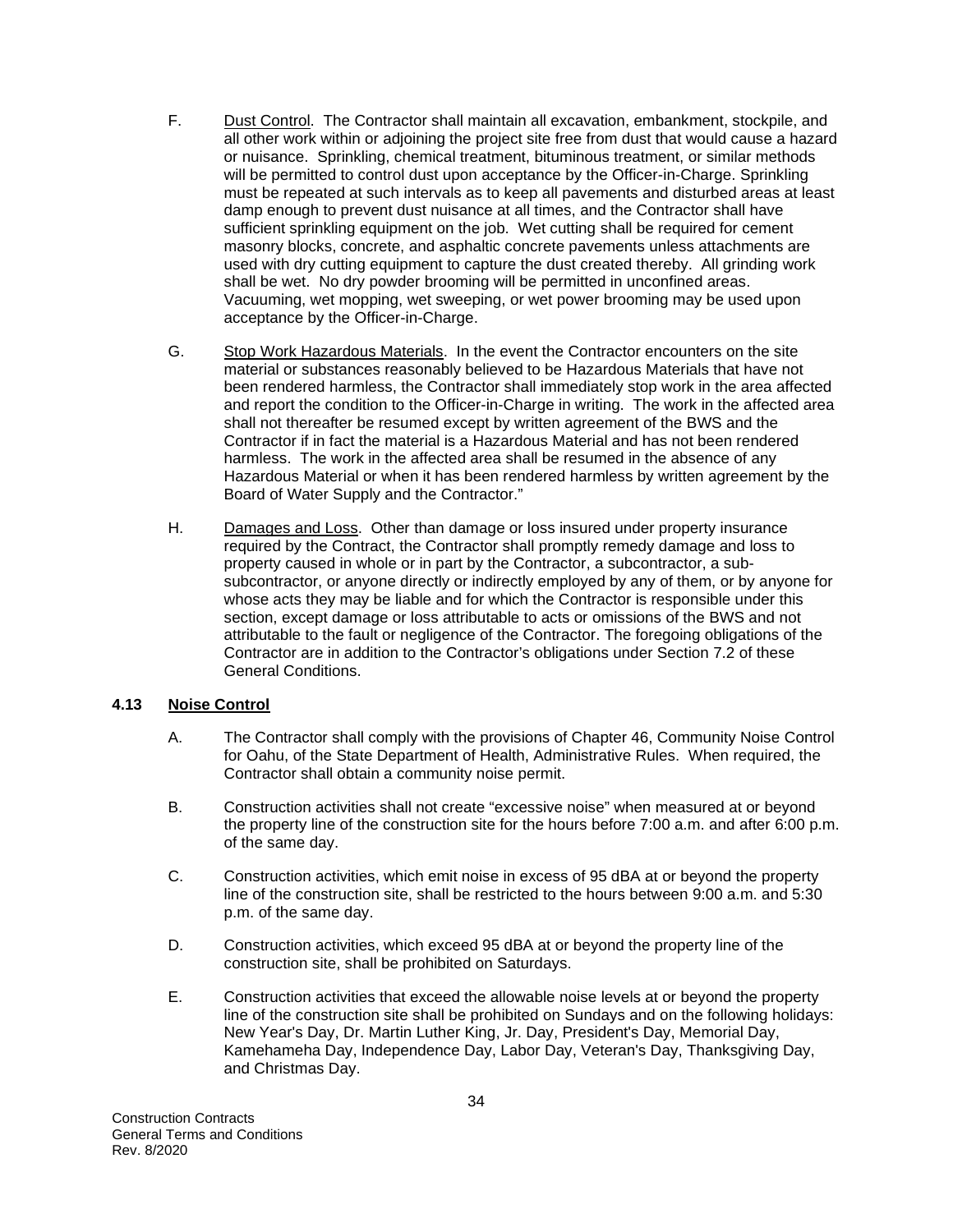F. Dust Control. The Contractor shall maintain all excavation, embankment, stockpile, and all other work within or adjoining the project site free from dust that would cause a hazard or nuisance. Sprinkling, chemical treatment, bituminous treatment, or similar methods will be permitted to control dust upon acceptance by the Officer-in-Charge. Sprinkling must be repeated at such intervals as to keep all pavements and disturbed areas at least damp enough to prevent dust nuisance at all times, and the Contractor shall have sufficient sprinkling equipment on the job. Wet cutting shall be required for cement masonry blocks, concrete, and asphaltic concrete pavements unless attachments are used with dry cutting equipment to capture the dust created thereby. All grinding work shall be wet. No dry powder brooming will be permitted in unconfined areas. Vacuuming, wet mopping, wet sweeping, or wet power brooming may be used upon acceptance by the Officer-in-Charge.

G. Stop Work Hazardous Materials. In the event the Contractor encounters on the site material or substances reasonably believed to be Hazardous Materials that have not been rendered harmless, the Contractor shall immediately stop work in the area affected and report the condition to the Officer-in-Charge in writing. The work in the affected area shall not thereafter be resumed except by written agreement of the BWS and the Contractor if in fact the material is a Hazardous Material and has not been rendered harmless. The work in the affected area shall be resumed in the absence of any Hazardous Material or when it has been rendered harmless by written agreement by the Board of Water Supply and the Contractor."

H. Damages and Loss. Other than damage or loss insured under property insurance required by the Contract, the Contractor shall promptly remedy damage and loss to property caused in whole or in part by the Contractor, a subcontractor, a sub-subcontractor, or anyone directly or indirectly employed by any of them, or by anyone for whose acts they may be liable and for which the Contractor is responsible under this section, except damage or loss attributable to acts or omissions of the BWS and not attributable to the fault or negligence of the Contractor. The foregoing obligations of the Contractor are in addition to the Contractor's obligations under Section 7.2 of these General Conditions.

## 4.13 Noise Control

A. The Contractor shall comply with the provisions of Chapter 46, Community Noise Control for Oahu, of the State Department of Health, Administrative Rules. When required, the Contractor shall obtain a community noise permit.

B. Construction activities shall not create "excessive noise" when measured at or beyond the property line of the construction site for the hours before 7:00 a.m. and after 6:00 p.m. of the same day.

C. Construction activities, which emit noise in excess of 95 dBA at or beyond the property line of the construction site, shall be restricted to the hours between 9:00 a.m. and 5:30 p.m. of the same day.

D. Construction activities, which exceed 95 dBA at or beyond the property line of the construction site, shall be prohibited on Saturdays.

E. Construction activities that exceed the allowable noise levels at or beyond the property line of the construction site shall be prohibited on Sundays and on the following holidays: New Year's Day, Dr. Martin Luther King, Jr. Day, President's Day, Memorial Day, Kamehameha Day, Independence Day, Labor Day, Veteran's Day, Thanksgiving Day, and Christmas Day.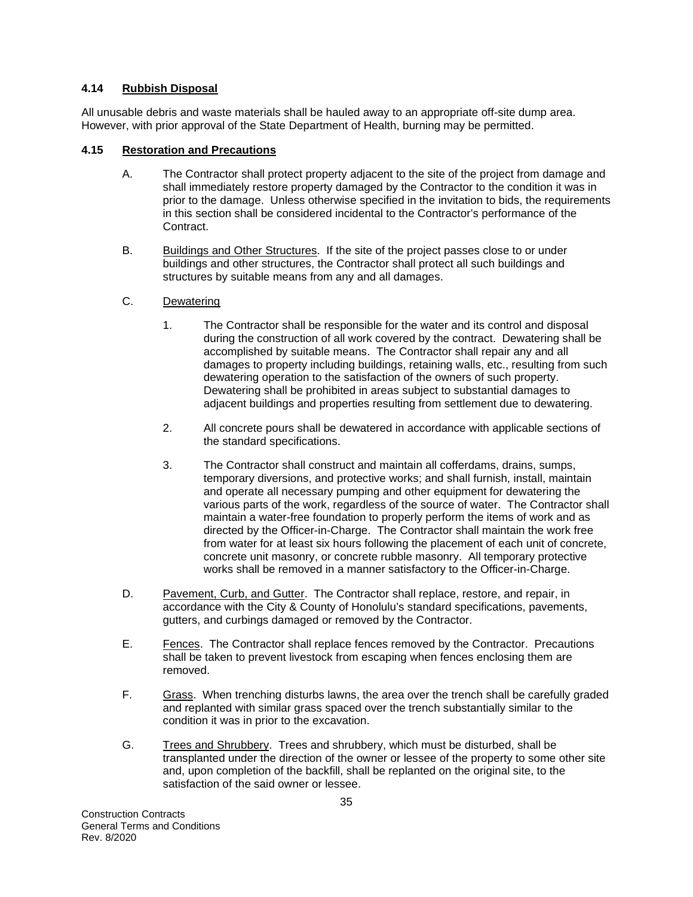### 4.14 Rubbish Disposal

All unusable debris and waste materials shall be hauled away to an appropriate off-site dump area. However, with prior approval of the State Department of Health, burning may be permitted.

### 4.15 Restoration and Precautions

A. The Contractor shall protect property adjacent to the site of the project from damage and shall immediately restore property damaged by the Contractor to the condition it was in prior to the damage. Unless otherwise specified in the invitation to bids, the requirements in this section shall be considered incidental to the Contractor's performance of the Contract.

B. Buildings and Other Structures. If the site of the project passes close to or under buildings and other structures, the Contractor shall protect all such buildings and structures by suitable means from any and all damages.

C. Dewatering

1. The Contractor shall be responsible for the water and its control and disposal during the construction of all work covered by the contract. Dewatering shall be accomplished by suitable means. The Contractor shall repair any and all damages to property including buildings, retaining walls, etc., resulting from such dewatering operation to the satisfaction of the owners of such property. Dewatering shall be prohibited in areas subject to substantial damages to adjacent buildings and properties resulting from settlement due to dewatering.

2. All concrete pours shall be dewatered in accordance with applicable sections of the standard specifications.

3. The Contractor shall construct and maintain all cofferdams, drains, sumps, temporary diversions, and protective works; and shall furnish, install, maintain and operate all necessary pumping and other equipment for dewatering the various parts of the work, regardless of the source of water. The Contractor shall maintain a water-free foundation to properly perform the items of work and as directed by the Officer-in-Charge. The Contractor shall maintain the work free from water for at least six hours following the placement of each unit of concrete, concrete unit masonry, or concrete rubble masonry. All temporary protective works shall be removed in a manner satisfactory to the Officer-in-Charge.

D. Pavement, Curb, and Gutter. The Contractor shall replace, restore, and repair, in accordance with the City & County of Honolulu's standard specifications, pavements, gutters, and curbings damaged or removed by the Contractor.

E. Fences. The Contractor shall replace fences removed by the Contractor. Precautions shall be taken to prevent livestock from escaping when fences enclosing them are removed.

F. Grass. When trenching disturbs lawns, the area over the trench shall be carefully graded and replanted with similar grass spaced over the trench substantially similar to the condition it was in prior to the excavation.

G. Trees and Shrubbery. Trees and shrubbery, which must be disturbed, shall be transplanted under the direction of the owner or lessee of the property to some other site and, upon completion of the backfill, shall be replanted on the original site, to the satisfaction of the said owner or lessee.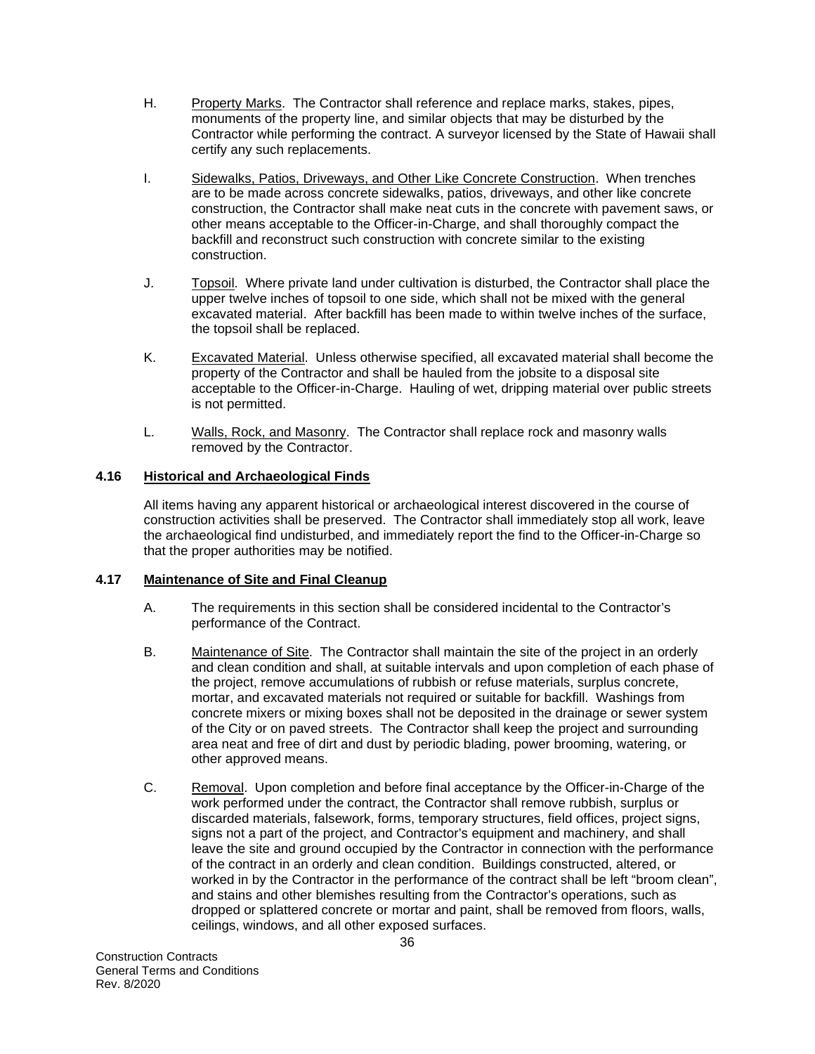H. Property Marks. The Contractor shall reference and replace marks, stakes, pipes, monuments of the property line, and similar objects that may be disturbed by the Contractor while performing the contract. A surveyor licensed by the State of Hawaii shall certify any such replacements.

I. Sidewalks, Patios, Driveways, and Other Like Concrete Construction. When trenches are to be made across concrete sidewalks, patios, driveways, and other like concrete construction, the Contractor shall make neat cuts in the concrete with pavement saws, or other means acceptable to the Officer-in-Charge, and shall thoroughly compact the backfill and reconstruct such construction with concrete similar to the existing construction.

J. Topsoil. Where private land under cultivation is disturbed, the Contractor shall place the upper twelve inches of topsoil to one side, which shall not be mixed with the general excavated material. After backfill has been made to within twelve inches of the surface, the topsoil shall be replaced.

K. Excavated Material. Unless otherwise specified, all excavated material shall become the property of the Contractor and shall be hauled from the jobsite to a disposal site acceptable to the Officer-in-Charge. Hauling of wet, dripping material over public streets is not permitted.

L. Walls, Rock, and Masonry. The Contractor shall replace rock and masonry walls removed by the Contractor.

### 4.16 Historical and Archaeological Finds

All items having any apparent historical or archaeological interest discovered in the course of construction activities shall be preserved. The Contractor shall immediately stop all work, leave the archaeological find undisturbed, and immediately report the find to the Officer-in-Charge so that the proper authorities may be notified.

### 4.17 Maintenance of Site and Final Cleanup

A. The requirements in this section shall be considered incidental to the Contractor's performance of the Contract.

B. Maintenance of Site. The Contractor shall maintain the site of the project in an orderly and clean condition and shall, at suitable intervals and upon completion of each phase of the project, remove accumulations of rubbish or refuse materials, surplus concrete, mortar, and excavated materials not required or suitable for backfill. Washings from concrete mixers or mixing boxes shall not be deposited in the drainage or sewer system of the City or on paved streets. The Contractor shall keep the project and surrounding area neat and free of dirt and dust by periodic blading, power brooming, watering, or other approved means.

C. Removal. Upon completion and before final acceptance by the Officer-in-Charge of the work performed under the contract, the Contractor shall remove rubbish, surplus or discarded materials, falsework, forms, temporary structures, field offices, project signs, signs not a part of the project, and Contractor's equipment and machinery, and shall leave the site and ground occupied by the Contractor in connection with the performance of the contract in an orderly and clean condition. Buildings constructed, altered, or worked in by the Contractor in the performance of the contract shall be left "broom clean", and stains and other blemishes resulting from the Contractor's operations, such as dropped or splattered concrete or mortar and paint, shall be removed from floors, walls, ceilings, windows, and all other exposed surfaces.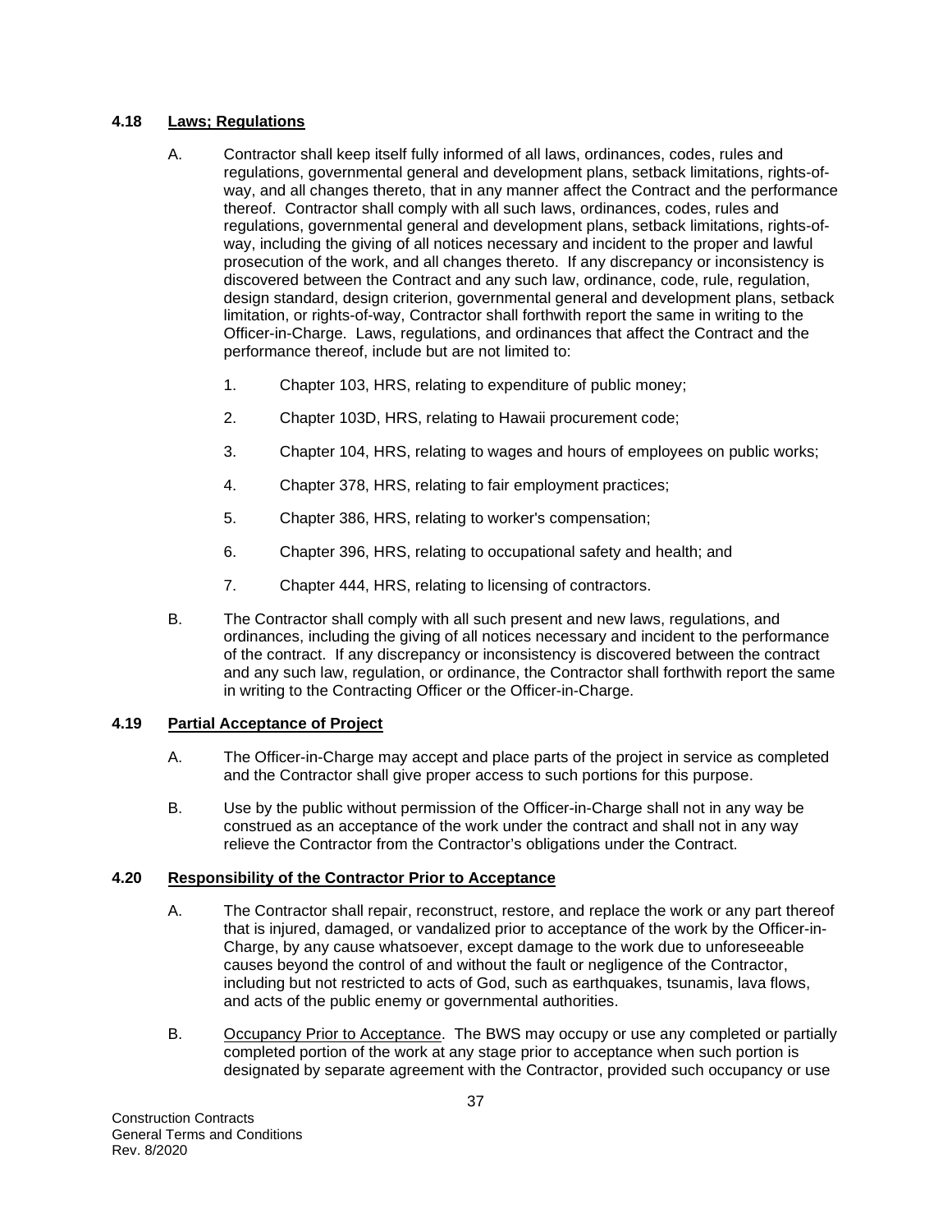### 4.18 <u>Laws; Regulations</u>

A. Contractor shall keep itself fully informed of all laws, ordinances, codes, rules and regulations, governmental general and development plans, setback limitations, rights-of-way, and all changes thereto, that in any manner affect the Contract and the performance thereof. Contractor shall comply with all such laws, ordinances, codes, rules and regulations, governmental general and development plans, setback limitations, rights-of-way, including the giving of all notices necessary and incident to the proper and lawful prosecution of the work, and all changes thereto. If any discrepancy or inconsistency is discovered between the Contract and any such law, ordinance, code, rule, regulation, design standard, design criterion, governmental general and development plans, setback limitation, or rights-of-way, Contractor shall forthwith report the same in writing to the Officer-in-Charge. Laws, regulations, and ordinances that affect the Contract and the performance thereof, include but are not limited to:

1. Chapter 103, HRS, relating to expenditure of public money;
2. Chapter 103D, HRS, relating to Hawaii procurement code;
3. Chapter 104, HRS, relating to wages and hours of employees on public works;
4. Chapter 378, HRS, relating to fair employment practices;
5. Chapter 386, HRS, relating to worker's compensation;
6. Chapter 396, HRS, relating to occupational safety and health; and
7. Chapter 444, HRS, relating to licensing of contractors.

B. The Contractor shall comply with all such present and new laws, regulations, and ordinances, including the giving of all notices necessary and incident to the performance of the contract. If any discrepancy or inconsistency is discovered between the contract and any such law, regulation, or ordinance, the Contractor shall forthwith report the same in writing to the Contracting Officer or the Officer-in-Charge.

### 4.19 <u>Partial Acceptance of Project</u>

A. The Officer-in-Charge may accept and place parts of the project in service as completed and the Contractor shall give proper access to such portions for this purpose.

B. Use by the public without permission of the Officer-in-Charge shall not in any way be construed as an acceptance of the work under the contract and shall not in any way relieve the Contractor from the Contractor's obligations under the Contract.

### 4.20 <u>Responsibility of the Contractor Prior to Acceptance</u>

A. The Contractor shall repair, reconstruct, restore, and replace the work or any part thereof that is injured, damaged, or vandalized prior to acceptance of the work by the Officer-in-Charge, by any cause whatsoever, except damage to the work due to unforeseeable causes beyond the control of and without the fault or negligence of the Contractor, including but not restricted to acts of God, such as earthquakes, tsunamis, lava flows, and acts of the public enemy or governmental authorities.

B. <u>Occupancy Prior to Acceptance</u>. The BWS may occupy or use any completed or partially completed portion of the work at any stage prior to acceptance when such portion is designated by separate agreement with the Contractor, provided such occupancy or use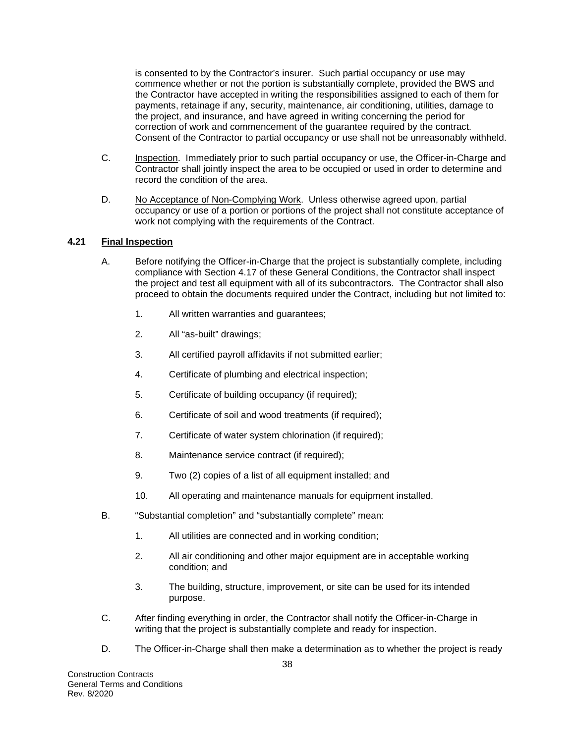is consented to by the Contractor's insurer. Such partial occupancy or use may commence whether or not the portion is substantially complete, provided the BWS and the Contractor have accepted in writing the responsibilities assigned to each of them for payments, retainage if any, security, maintenance, air conditioning, utilities, damage to the project, and insurance, and have agreed in writing concerning the period for correction of work and commencement of the guarantee required by the contract. Consent of the Contractor to partial occupancy or use shall not be unreasonably withheld.

C. Inspection. Immediately prior to such partial occupancy or use, the Officer-in-Charge and Contractor shall jointly inspect the area to be occupied or used in order to determine and record the condition of the area.

D. No Acceptance of Non-Complying Work. Unless otherwise agreed upon, partial occupancy or use of a portion or portions of the project shall not constitute acceptance of work not complying with the requirements of the Contract.

### 4.21 Final Inspection

A. Before notifying the Officer-in-Charge that the project is substantially complete, including compliance with Section 4.17 of these General Conditions, the Contractor shall inspect the project and test all equipment with all of its subcontractors. The Contractor shall also proceed to obtain the documents required under the Contract, including but not limited to:

1. All written warranties and guarantees;
2. All "as-built" drawings;
3. All certified payroll affidavits if not submitted earlier;
4. Certificate of plumbing and electrical inspection;
5. Certificate of building occupancy (if required);
6. Certificate of soil and wood treatments (if required);
7. Certificate of water system chlorination (if required);
8. Maintenance service contract (if required);
9. Two (2) copies of a list of all equipment installed; and
10. All operating and maintenance manuals for equipment installed.

B. "Substantial completion" and "substantially complete" mean:

1. All utilities are connected and in working condition;
2. All air conditioning and other major equipment are in acceptable working condition; and
3. The building, structure, improvement, or site can be used for its intended purpose.

C. After finding everything in order, the Contractor shall notify the Officer-in-Charge in writing that the project is substantially complete and ready for inspection.

D. The Officer-in-Charge shall then make a determination as to whether the project is ready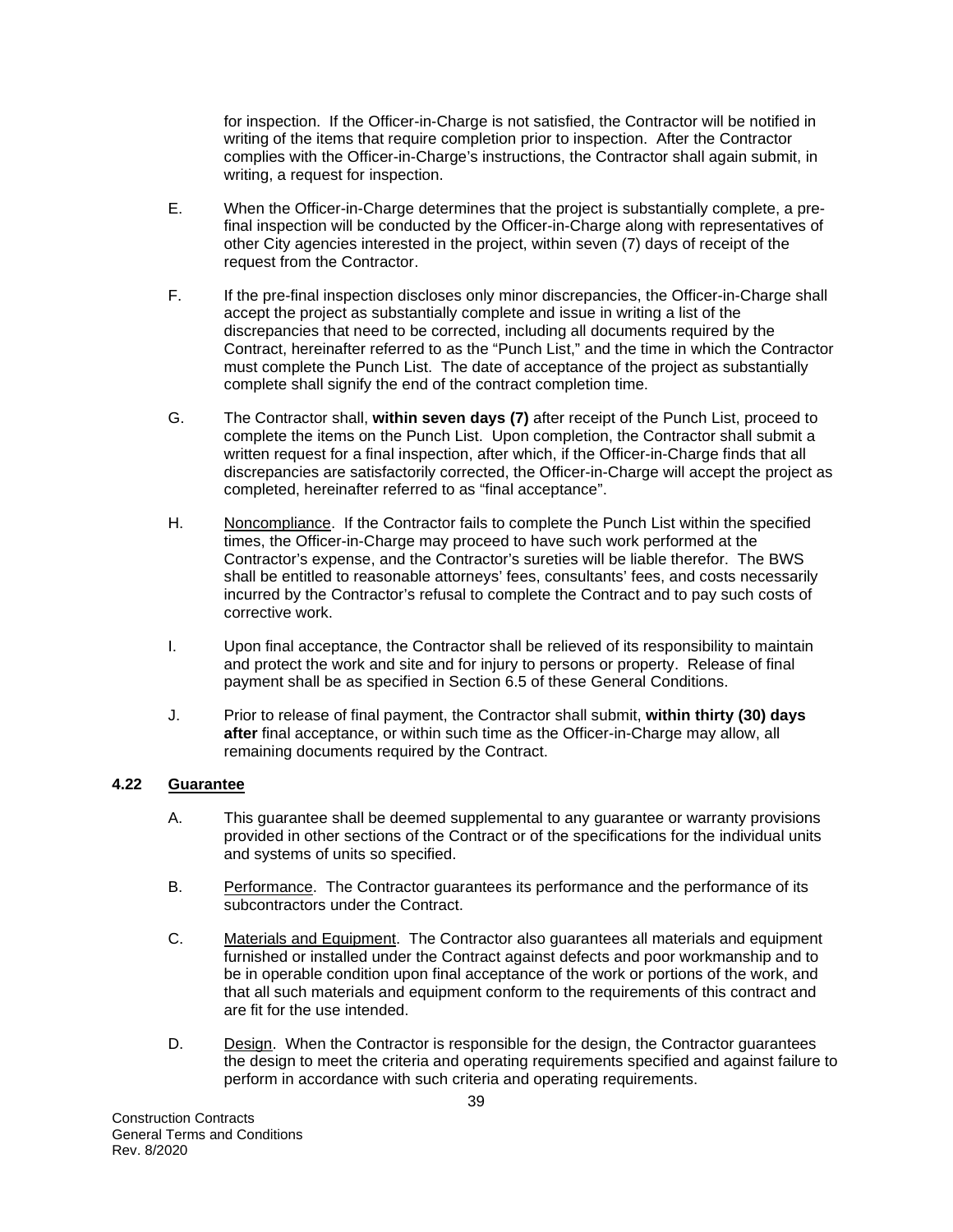for inspection. If the Officer-in-Charge is not satisfied, the Contractor will be notified in writing of the items that require completion prior to inspection. After the Contractor complies with the Officer-in-Charge's instructions, the Contractor shall again submit, in writing, a request for inspection.

E. When the Officer-in-Charge determines that the project is substantially complete, a pre-final inspection will be conducted by the Officer-in-Charge along with representatives of other City agencies interested in the project, within seven (7) days of receipt of the request from the Contractor.

F. If the pre-final inspection discloses only minor discrepancies, the Officer-in-Charge shall accept the project as substantially complete and issue in writing a list of the discrepancies that need to be corrected, including all documents required by the Contract, hereinafter referred to as the "Punch List," and the time in which the Contractor must complete the Punch List. The date of acceptance of the project as substantially complete shall signify the end of the contract completion time.

G. The Contractor shall, **within seven days (7)** after receipt of the Punch List, proceed to complete the items on the Punch List. Upon completion, the Contractor shall submit a written request for a final inspection, after which, if the Officer-in-Charge finds that all discrepancies are satisfactorily corrected, the Officer-in-Charge will accept the project as completed, hereinafter referred to as "final acceptance".

H. Noncompliance. If the Contractor fails to complete the Punch List within the specified times, the Officer-in-Charge may proceed to have such work performed at the Contractor's expense, and the Contractor's sureties will be liable therefor. The BWS shall be entitled to reasonable attorneys' fees, consultants' fees, and costs necessarily incurred by the Contractor's refusal to complete the Contract and to pay such costs of corrective work.

I. Upon final acceptance, the Contractor shall be relieved of its responsibility to maintain and protect the work and site and for injury to persons or property. Release of final payment shall be as specified in Section 6.5 of these General Conditions.

J. Prior to release of final payment, the Contractor shall submit, **within thirty (30) days after** final acceptance, or within such time as the Officer-in-Charge may allow, all remaining documents required by the Contract.

### 4.22 Guarantee

A. This guarantee shall be deemed supplemental to any guarantee or warranty provisions provided in other sections of the Contract or of the specifications for the individual units and systems of units so specified.

B. Performance. The Contractor guarantees its performance and the performance of its subcontractors under the Contract.

C. Materials and Equipment. The Contractor also guarantees all materials and equipment furnished or installed under the Contract against defects and poor workmanship and to be in operable condition upon final acceptance of the work or portions of the work, and that all such materials and equipment conform to the requirements of this contract and are fit for the use intended.

D. Design. When the Contractor is responsible for the design, the Contractor guarantees the design to meet the criteria and operating requirements specified and against failure to perform in accordance with such criteria and operating requirements.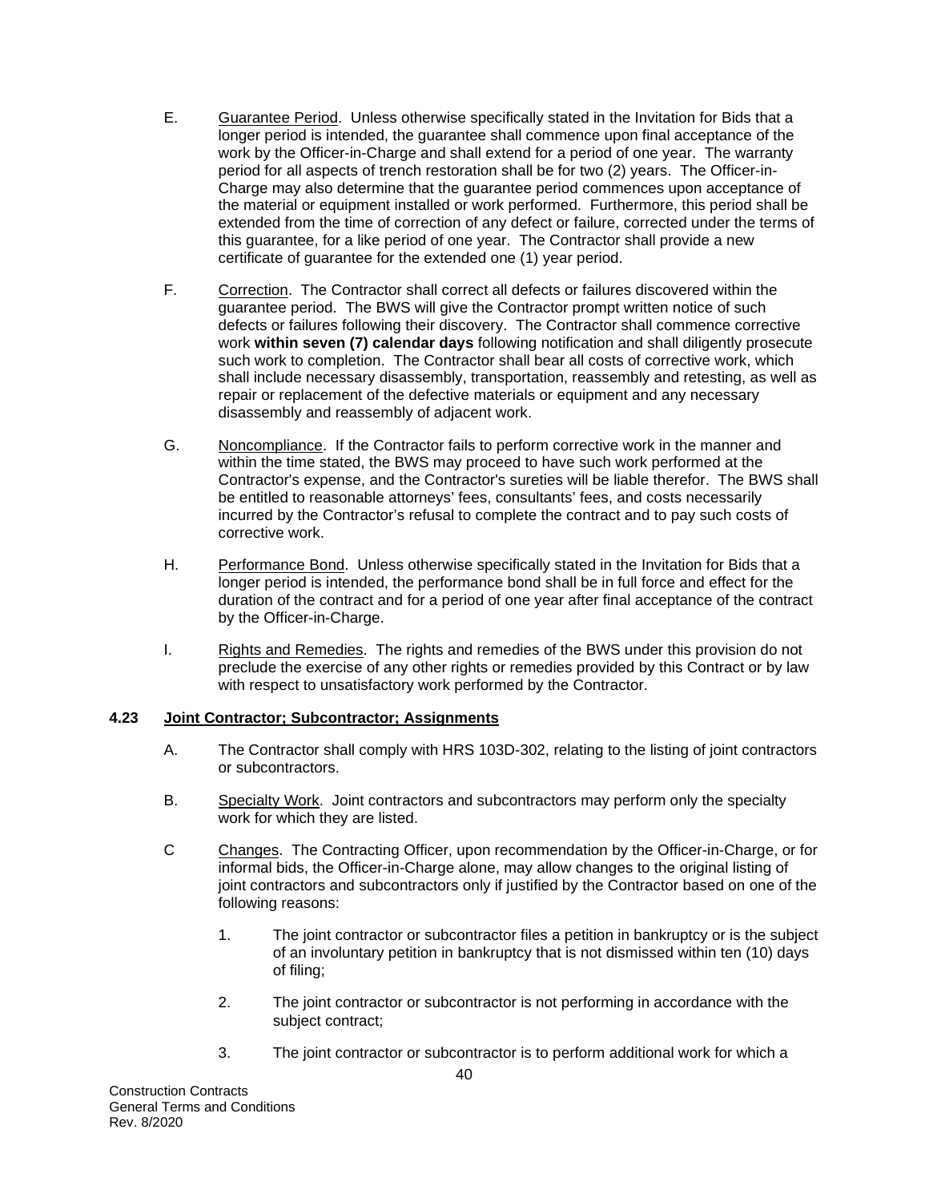E. Guarantee Period. Unless otherwise specifically stated in the Invitation for Bids that a longer period is intended, the guarantee shall commence upon final acceptance of the work by the Officer-in-Charge and shall extend for a period of one year. The warranty period for all aspects of trench restoration shall be for two (2) years. The Officer-in-Charge may also determine that the guarantee period commences upon acceptance of the material or equipment installed or work performed. Furthermore, this period shall be extended from the time of correction of any defect or failure, corrected under the terms of this guarantee, for a like period of one year. The Contractor shall provide a new certificate of guarantee for the extended one (1) year period.

F. Correction. The Contractor shall correct all defects or failures discovered within the guarantee period. The BWS will give the Contractor prompt written notice of such defects or failures following their discovery. The Contractor shall commence corrective work **within seven (7) calendar days** following notification and shall diligently prosecute such work to completion. The Contractor shall bear all costs of corrective work, which shall include necessary disassembly, transportation, reassembly and retesting, as well as repair or replacement of the defective materials or equipment and any necessary disassembly and reassembly of adjacent work.

G. Noncompliance. If the Contractor fails to perform corrective work in the manner and within the time stated, the BWS may proceed to have such work performed at the Contractor's expense, and the Contractor's sureties will be liable therefor. The BWS shall be entitled to reasonable attorneys' fees, consultants' fees, and costs necessarily incurred by the Contractor's refusal to complete the contract and to pay such costs of corrective work.

H. Performance Bond. Unless otherwise specifically stated in the Invitation for Bids that a longer period is intended, the performance bond shall be in full force and effect for the duration of the contract and for a period of one year after final acceptance of the contract by the Officer-in-Charge.

I. Rights and Remedies. The rights and remedies of the BWS under this provision do not preclude the exercise of any other rights or remedies provided by this Contract or by law with respect to unsatisfactory work performed by the Contractor.

### 4.23 Joint Contractor; Subcontractor; Assignments

A. The Contractor shall comply with HRS 103D-302, relating to the listing of joint contractors or subcontractors.

B. Specialty Work. Joint contractors and subcontractors may perform only the specialty work for which they are listed.

C Changes. The Contracting Officer, upon recommendation by the Officer-in-Charge, or for informal bids, the Officer-in-Charge alone, may allow changes to the original listing of joint contractors and subcontractors only if justified by the Contractor based on one of the following reasons:

1. The joint contractor or subcontractor files a petition in bankruptcy or is the subject of an involuntary petition in bankruptcy that is not dismissed within ten (10) days of filing;

2. The joint contractor or subcontractor is not performing in accordance with the subject contract;

3. The joint contractor or subcontractor is to perform additional work for which a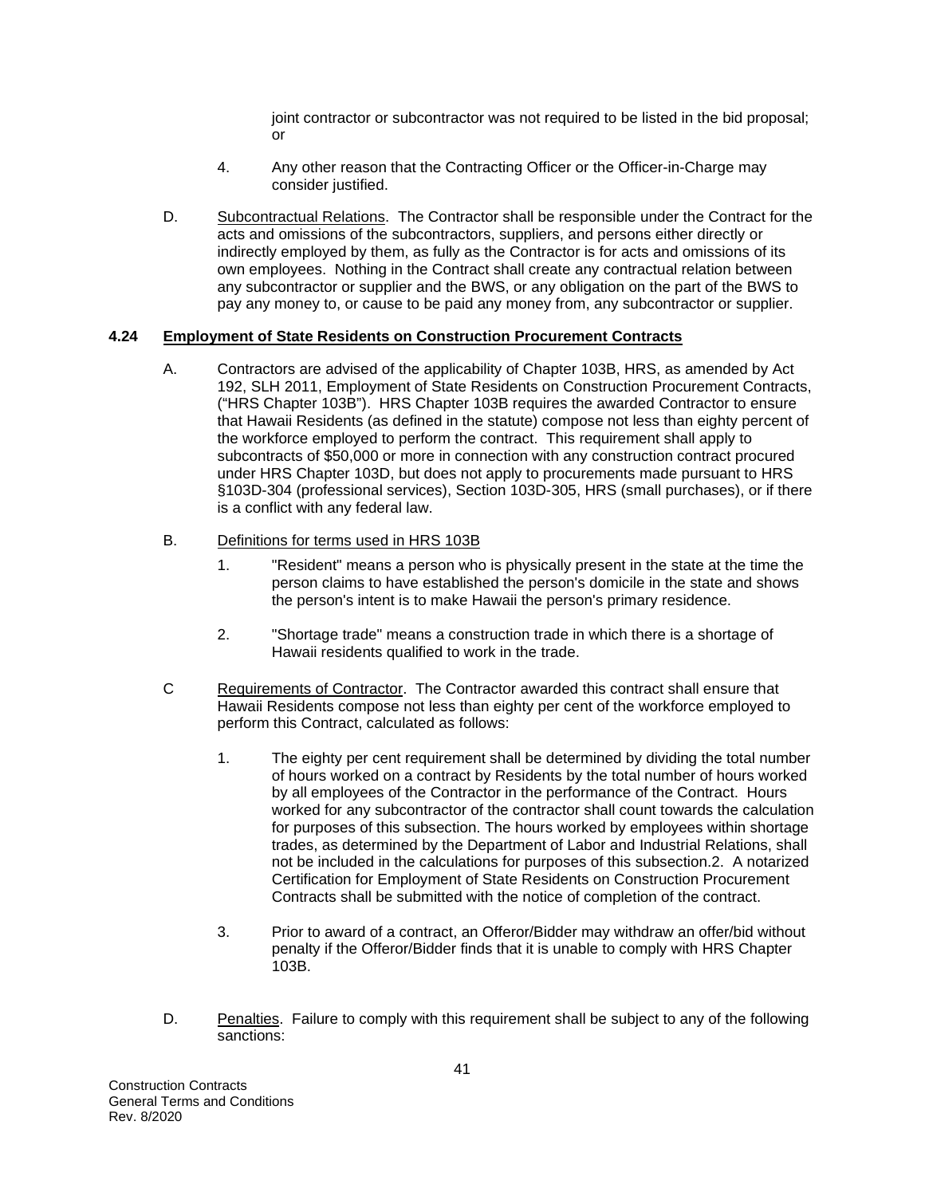joint contractor or subcontractor was not required to be listed in the bid proposal; or

4. Any other reason that the Contracting Officer or the Officer-in-Charge may consider justified.

D. Subcontractual Relations. The Contractor shall be responsible under the Contract for the acts and omissions of the subcontractors, suppliers, and persons either directly or indirectly employed by them, as fully as the Contractor is for acts and omissions of its own employees. Nothing in the Contract shall create any contractual relation between any subcontractor or supplier and the BWS, or any obligation on the part of the BWS to pay any money to, or cause to be paid any money from, any subcontractor or supplier.

### 4.24 Employment of State Residents on Construction Procurement Contracts

A. Contractors are advised of the applicability of Chapter 103B, HRS, as amended by Act 192, SLH 2011, Employment of State Residents on Construction Procurement Contracts, ("HRS Chapter 103B"). HRS Chapter 103B requires the awarded Contractor to ensure that Hawaii Residents (as defined in the statute) compose not less than eighty percent of the workforce employed to perform the contract. This requirement shall apply to subcontracts of $50,000 or more in connection with any construction contract procured under HRS Chapter 103D, but does not apply to procurements made pursuant to HRS §103D-304 (professional services), Section 103D-305, HRS (small purchases), or if there is a conflict with any federal law.

B. Definitions for terms used in HRS 103B

1. "Resident" means a person who is physically present in the state at the time the person claims to have established the person's domicile in the state and shows the person's intent is to make Hawaii the person's primary residence.

2. "Shortage trade" means a construction trade in which there is a shortage of Hawaii residents qualified to work in the trade.

C Requirements of Contractor. The Contractor awarded this contract shall ensure that Hawaii Residents compose not less than eighty per cent of the workforce employed to perform this Contract, calculated as follows:

1. The eighty per cent requirement shall be determined by dividing the total number of hours worked on a contract by Residents by the total number of hours worked by all employees of the Contractor in the performance of the Contract. Hours worked for any subcontractor of the contractor shall count towards the calculation for purposes of this subsection. The hours worked by employees within shortage trades, as determined by the Department of Labor and Industrial Relations, shall not be included in the calculations for purposes of this subsection.2. A notarized Certification for Employment of State Residents on Construction Procurement Contracts shall be submitted with the notice of completion of the contract.

3. Prior to award of a contract, an Offeror/Bidder may withdraw an offer/bid without penalty if the Offeror/Bidder finds that it is unable to comply with HRS Chapter 103B.

D. Penalties. Failure to comply with this requirement shall be subject to any of the following sanctions: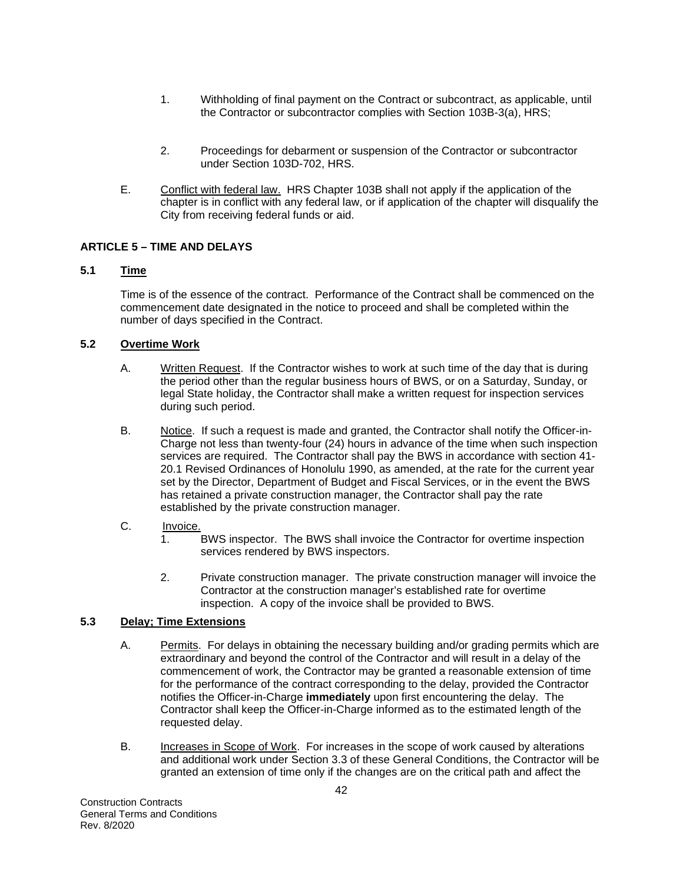1. Withholding of final payment on the Contract or subcontract, as applicable, until the Contractor or subcontractor complies with Section 103B-3(a), HRS;

2. Proceedings for debarment or suspension of the Contractor or subcontractor under Section 103D-702, HRS.

E. Conflict with federal law. HRS Chapter 103B shall not apply if the application of the chapter is in conflict with any federal law, or if application of the chapter will disqualify the City from receiving federal funds or aid.

## ARTICLE 5 – TIME AND DELAYS

### 5.1 Time

Time is of the essence of the contract. Performance of the Contract shall be commenced on the commencement date designated in the notice to proceed and shall be completed within the number of days specified in the Contract.

### 5.2 Overtime Work

A. Written Request. If the Contractor wishes to work at such time of the day that is during the period other than the regular business hours of BWS, or on a Saturday, Sunday, or legal State holiday, the Contractor shall make a written request for inspection services during such period.

B. Notice. If such a request is made and granted, the Contractor shall notify the Officer-in-Charge not less than twenty-four (24) hours in advance of the time when such inspection services are required. The Contractor shall pay the BWS in accordance with section 41-20.1 Revised Ordinances of Honolulu 1990, as amended, at the rate for the current year set by the Director, Department of Budget and Fiscal Services, or in the event the BWS has retained a private construction manager, the Contractor shall pay the rate established by the private construction manager.

C. Invoice.

1. BWS inspector. The BWS shall invoice the Contractor for overtime inspection services rendered by BWS inspectors.

2. Private construction manager. The private construction manager will invoice the Contractor at the construction manager's established rate for overtime inspection. A copy of the invoice shall be provided to BWS.

### 5.3 Delay; Time Extensions

A. Permits. For delays in obtaining the necessary building and/or grading permits which are extraordinary and beyond the control of the Contractor and will result in a delay of the commencement of work, the Contractor may be granted a reasonable extension of time for the performance of the contract corresponding to the delay, provided the Contractor notifies the Officer-in-Charge **immediately** upon first encountering the delay. The Contractor shall keep the Officer-in-Charge informed as to the estimated length of the requested delay.

B. Increases in Scope of Work. For increases in the scope of work caused by alterations and additional work under Section 3.3 of these General Conditions, the Contractor will be granted an extension of time only if the changes are on the critical path and affect the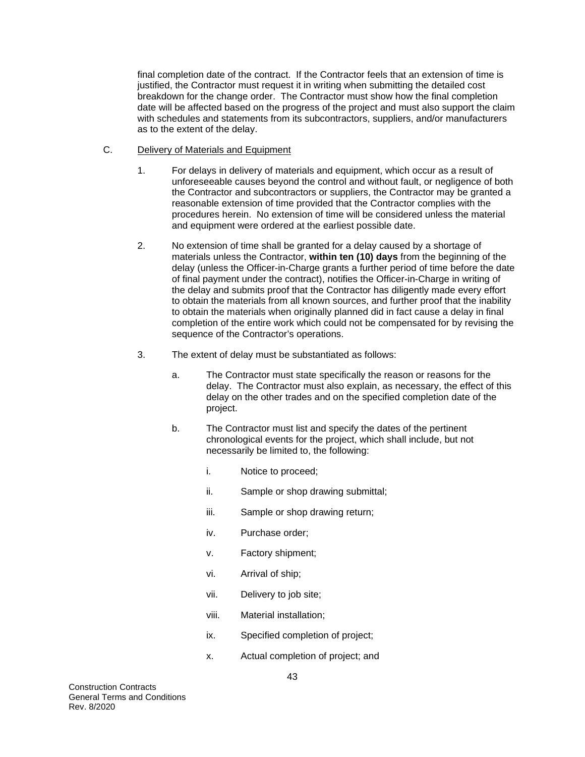final completion date of the contract. If the Contractor feels that an extension of time is justified, the Contractor must request it in writing when submitting the detailed cost breakdown for the change order. The Contractor must show how the final completion date will be affected based on the progress of the project and must also support the claim with schedules and statements from its subcontractors, suppliers, and/or manufacturers as to the extent of the delay.

C. Delivery of Materials and Equipment

1. For delays in delivery of materials and equipment, which occur as a result of unforeseeable causes beyond the control and without fault, or negligence of both the Contractor and subcontractors or suppliers, the Contractor may be granted a reasonable extension of time provided that the Contractor complies with the procedures herein. No extension of time will be considered unless the material and equipment were ordered at the earliest possible date.

2. No extension of time shall be granted for a delay caused by a shortage of materials unless the Contractor, **within ten (10) days** from the beginning of the delay (unless the Officer-in-Charge grants a further period of time before the date of final payment under the contract), notifies the Officer-in-Charge in writing of the delay and submits proof that the Contractor has diligently made every effort to obtain the materials from all known sources, and further proof that the inability to obtain the materials when originally planned did in fact cause a delay in final completion of the entire work which could not be compensated for by revising the sequence of the Contractor's operations.

3. The extent of delay must be substantiated as follows:

   a. The Contractor must state specifically the reason or reasons for the delay. The Contractor must also explain, as necessary, the effect of this delay on the other trades and on the specified completion date of the project.

   b. The Contractor must list and specify the dates of the pertinent chronological events for the project, which shall include, but not necessarily be limited to, the following:

      i. Notice to proceed;

      ii. Sample or shop drawing submittal;

      iii. Sample or shop drawing return;

      iv. Purchase order;

      v. Factory shipment;

      vi. Arrival of ship;

      vii. Delivery to job site;

      viii. Material installation;

      ix. Specified completion of project;

      x. Actual completion of project; and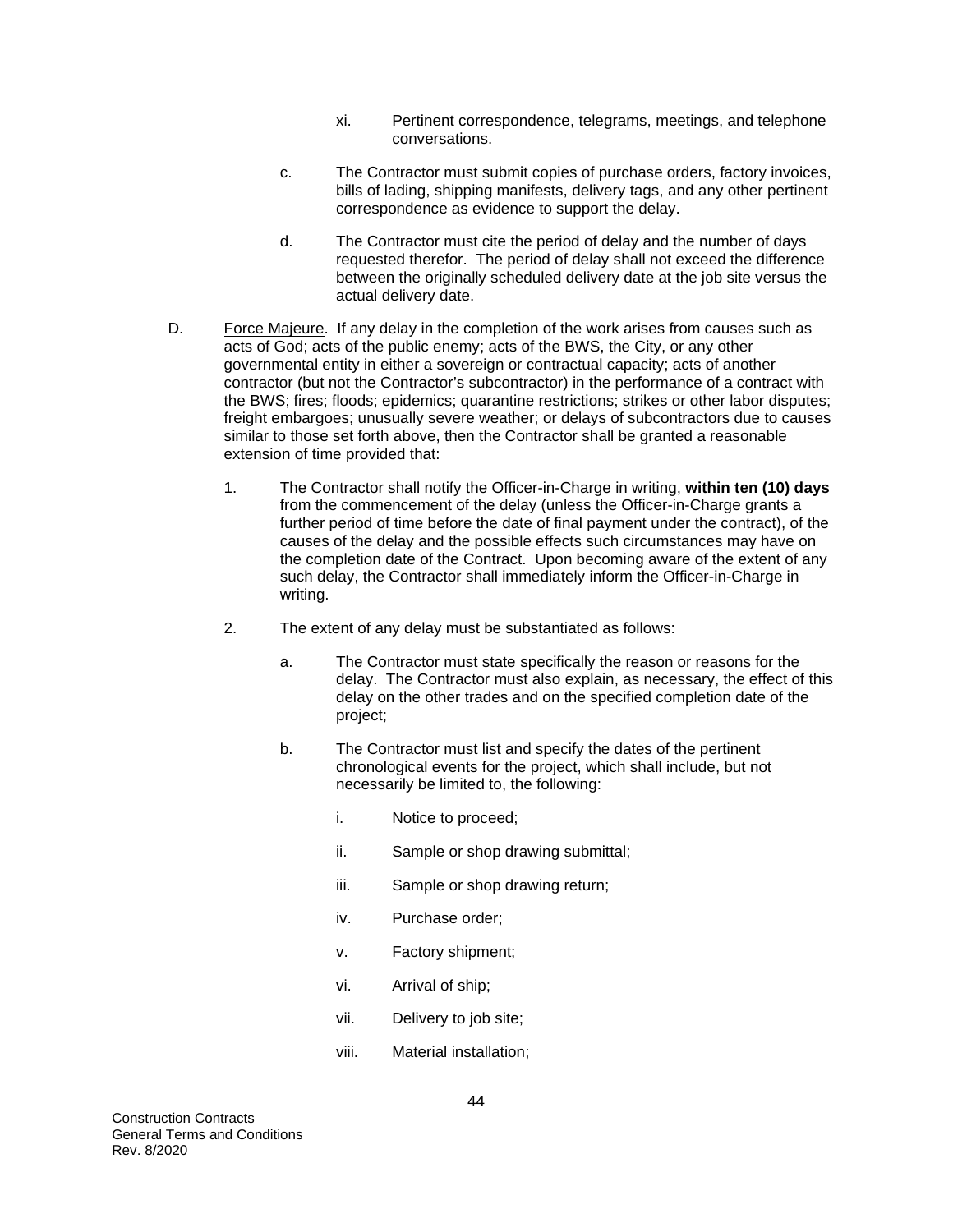xi. Pertinent correspondence, telegrams, meetings, and telephone conversations.

c. The Contractor must submit copies of purchase orders, factory invoices, bills of lading, shipping manifests, delivery tags, and any other pertinent correspondence as evidence to support the delay.

d. The Contractor must cite the period of delay and the number of days requested therefor. The period of delay shall not exceed the difference between the originally scheduled delivery date at the job site versus the actual delivery date.

D. Force Majeure. If any delay in the completion of the work arises from causes such as acts of God; acts of the public enemy; acts of the BWS, the City, or any other governmental entity in either a sovereign or contractual capacity; acts of another contractor (but not the Contractor's subcontractor) in the performance of a contract with the BWS; fires; floods; epidemics; quarantine restrictions; strikes or other labor disputes; freight embargoes; unusually severe weather; or delays of subcontractors due to causes similar to those set forth above, then the Contractor shall be granted a reasonable extension of time provided that:

1. The Contractor shall notify the Officer-in-Charge in writing, **within ten (10) days** from the commencement of the delay (unless the Officer-in-Charge grants a further period of time before the date of final payment under the contract), of the causes of the delay and the possible effects such circumstances may have on the completion date of the Contract. Upon becoming aware of the extent of any such delay, the Contractor shall immediately inform the Officer-in-Charge in writing.

2. The extent of any delay must be substantiated as follows:

   a. The Contractor must state specifically the reason or reasons for the delay. The Contractor must also explain, as necessary, the effect of this delay on the other trades and on the specified completion date of the project;

   b. The Contractor must list and specify the dates of the pertinent chronological events for the project, which shall include, but not necessarily be limited to, the following:

      i. Notice to proceed;

      ii. Sample or shop drawing submittal;

      iii. Sample or shop drawing return;

      iv. Purchase order;

      v. Factory shipment;

      vi. Arrival of ship;

      vii. Delivery to job site;

      viii. Material installation;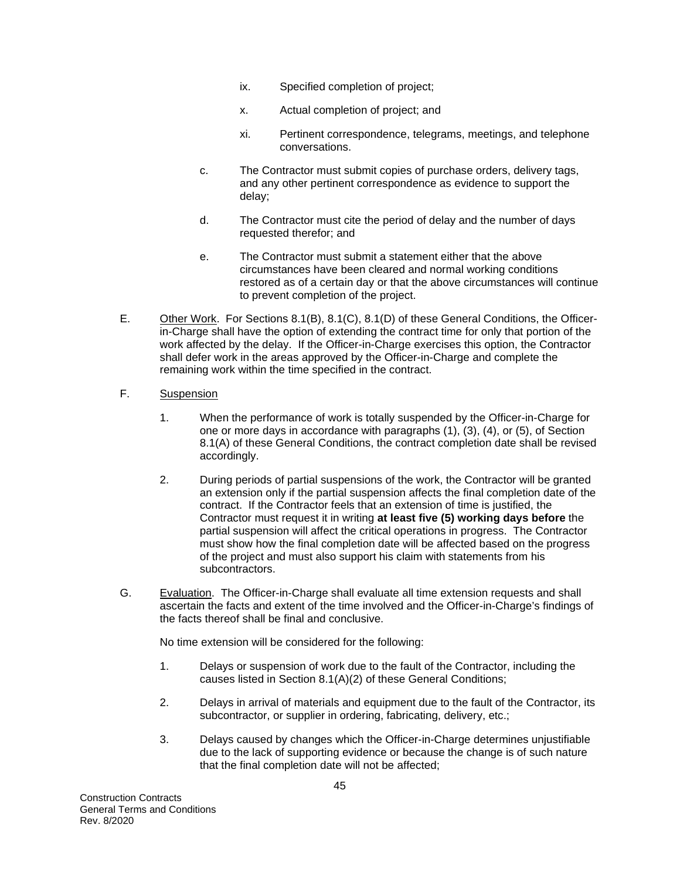ix. Specified completion of project;

x. Actual completion of project; and

xi. Pertinent correspondence, telegrams, meetings, and telephone conversations.

c. The Contractor must submit copies of purchase orders, delivery tags, and any other pertinent correspondence as evidence to support the delay;

d. The Contractor must cite the period of delay and the number of days requested therefor; and

e. The Contractor must submit a statement either that the above circumstances have been cleared and normal working conditions restored as of a certain day or that the above circumstances will continue to prevent completion of the project.

E. Other Work. For Sections 8.1(B), 8.1(C), 8.1(D) of these General Conditions, the Officer-in-Charge shall have the option of extending the contract time for only that portion of the work affected by the delay. If the Officer-in-Charge exercises this option, the Contractor shall defer work in the areas approved by the Officer-in-Charge and complete the remaining work within the time specified in the contract.

F. Suspension

1. When the performance of work is totally suspended by the Officer-in-Charge for one or more days in accordance with paragraphs (1), (3), (4), or (5), of Section 8.1(A) of these General Conditions, the contract completion date shall be revised accordingly.

2. During periods of partial suspensions of the work, the Contractor will be granted an extension only if the partial suspension affects the final completion date of the contract. If the Contractor feels that an extension of time is justified, the Contractor must request it in writing **at least five (5) working days before** the partial suspension will affect the critical operations in progress. The Contractor must show how the final completion date will be affected based on the progress of the project and must also support his claim with statements from his subcontractors.

G. Evaluation. The Officer-in-Charge shall evaluate all time extension requests and shall ascertain the facts and extent of the time involved and the Officer-in-Charge's findings of the facts thereof shall be final and conclusive.

No time extension will be considered for the following:

1. Delays or suspension of work due to the fault of the Contractor, including the causes listed in Section 8.1(A)(2) of these General Conditions;

2. Delays in arrival of materials and equipment due to the fault of the Contractor, its subcontractor, or supplier in ordering, fabricating, delivery, etc.;

3. Delays caused by changes which the Officer-in-Charge determines unjustifiable due to the lack of supporting evidence or because the change is of such nature that the final completion date will not be affected;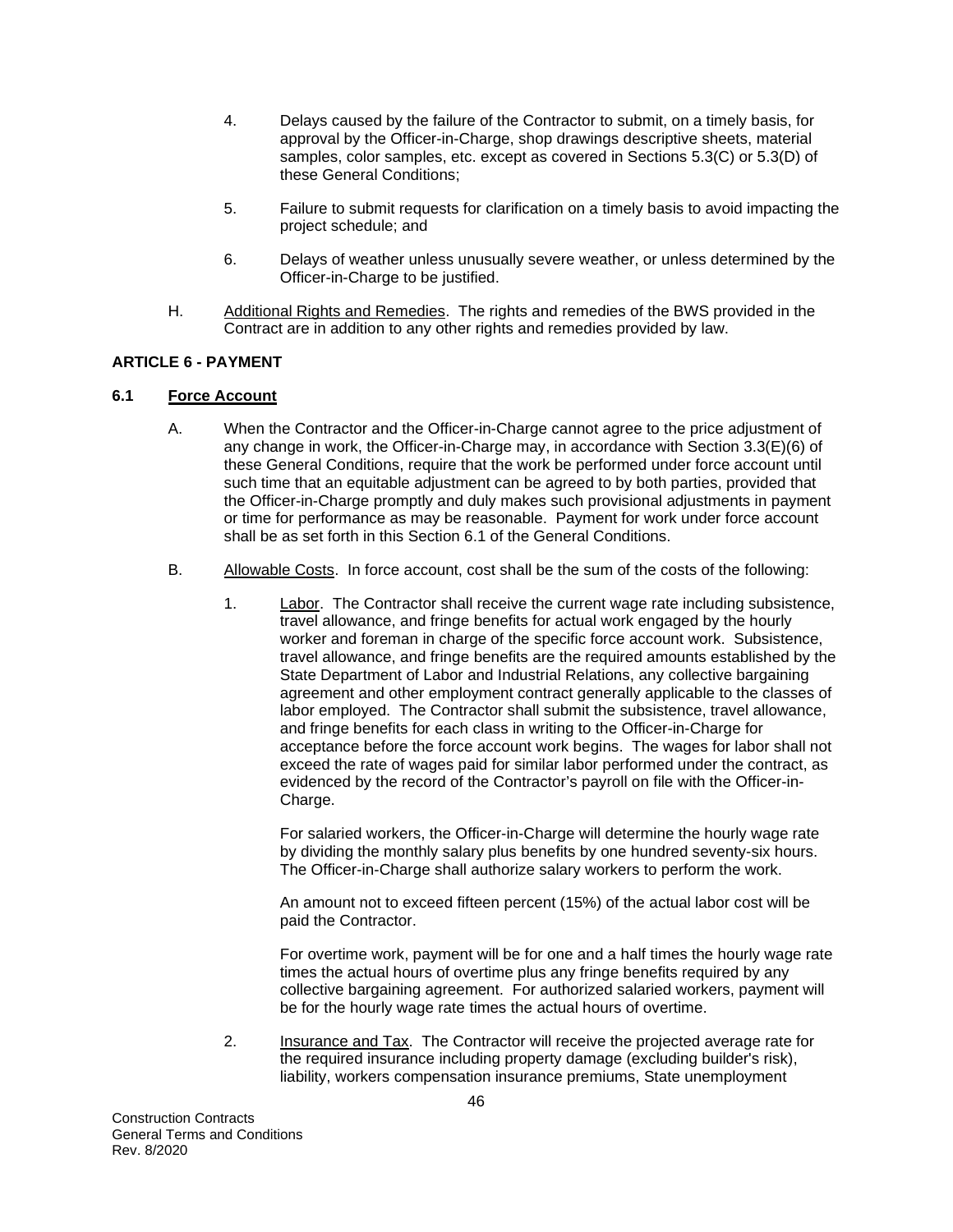4. Delays caused by the failure of the Contractor to submit, on a timely basis, for approval by the Officer-in-Charge, shop drawings descriptive sheets, material samples, color samples, etc. except as covered in Sections 5.3(C) or 5.3(D) of these General Conditions;

5. Failure to submit requests for clarification on a timely basis to avoid impacting the project schedule; and

6. Delays of weather unless unusually severe weather, or unless determined by the Officer-in-Charge to be justified.

H. Additional Rights and Remedies. The rights and remedies of the BWS provided in the Contract are in addition to any other rights and remedies provided by law.

## ARTICLE 6 - PAYMENT

### 6.1 Force Account

A. When the Contractor and the Officer-in-Charge cannot agree to the price adjustment of any change in work, the Officer-in-Charge may, in accordance with Section 3.3(E)(6) of these General Conditions, require that the work be performed under force account until such time that an equitable adjustment can be agreed to by both parties, provided that the Officer-in-Charge promptly and duly makes such provisional adjustments in payment or time for performance as may be reasonable. Payment for work under force account shall be as set forth in this Section 6.1 of the General Conditions.

B. Allowable Costs. In force account, cost shall be the sum of the costs of the following:

1. Labor. The Contractor shall receive the current wage rate including subsistence, travel allowance, and fringe benefits for actual work engaged by the hourly worker and foreman in charge of the specific force account work. Subsistence, travel allowance, and fringe benefits are the required amounts established by the State Department of Labor and Industrial Relations, any collective bargaining agreement and other employment contract generally applicable to the classes of labor employed. The Contractor shall submit the subsistence, travel allowance, and fringe benefits for each class in writing to the Officer-in-Charge for acceptance before the force account work begins. The wages for labor shall not exceed the rate of wages paid for similar labor performed under the contract, as evidenced by the record of the Contractor's payroll on file with the Officer-in-Charge.

   For salaried workers, the Officer-in-Charge will determine the hourly wage rate by dividing the monthly salary plus benefits by one hundred seventy-six hours. The Officer-in-Charge shall authorize salary workers to perform the work.

   An amount not to exceed fifteen percent (15%) of the actual labor cost will be paid the Contractor.

   For overtime work, payment will be for one and a half times the hourly wage rate times the actual hours of overtime plus any fringe benefits required by any collective bargaining agreement. For authorized salaried workers, payment will be for the hourly wage rate times the actual hours of overtime.

2. Insurance and Tax. The Contractor will receive the projected average rate for the required insurance including property damage (excluding builder's risk), liability, workers compensation insurance premiums, State unemployment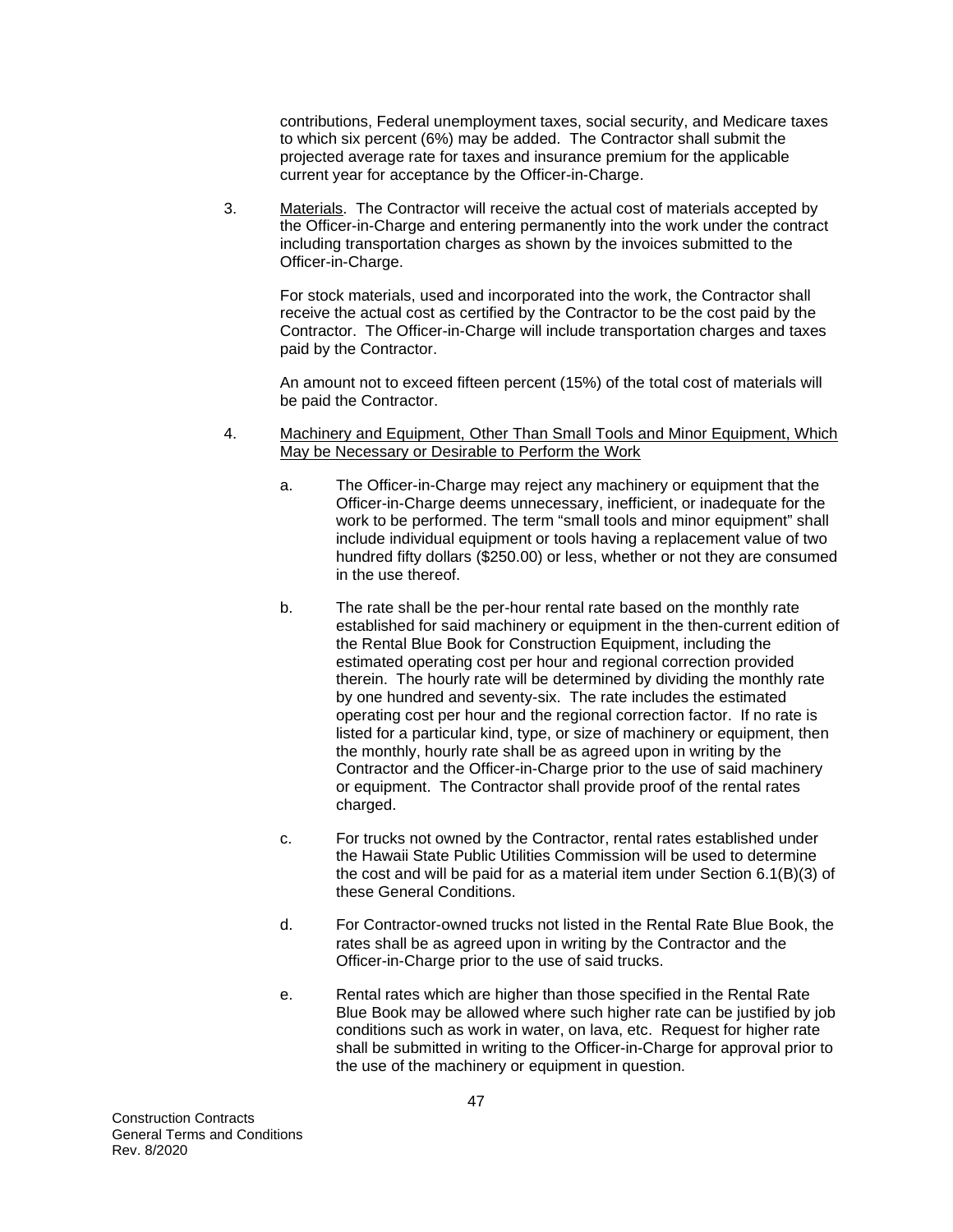contributions, Federal unemployment taxes, social security, and Medicare taxes to which six percent (6%) may be added. The Contractor shall submit the projected average rate for taxes and insurance premium for the applicable current year for acceptance by the Officer-in-Charge.

3. <u>Materials</u>. The Contractor will receive the actual cost of materials accepted by the Officer-in-Charge and entering permanently into the work under the contract including transportation charges as shown by the invoices submitted to the Officer-in-Charge.

   For stock materials, used and incorporated into the work, the Contractor shall receive the actual cost as certified by the Contractor to be the cost paid by the Contractor. The Officer-in-Charge will include transportation charges and taxes paid by the Contractor.

   An amount not to exceed fifteen percent (15%) of the total cost of materials will be paid the Contractor.

4. <u>Machinery and Equipment, Other Than Small Tools and Minor Equipment, Which May be Necessary or Desirable to Perform the Work</u>

   a. The Officer-in-Charge may reject any machinery or equipment that the Officer-in-Charge deems unnecessary, inefficient, or inadequate for the work to be performed. The term "small tools and minor equipment" shall include individual equipment or tools having a replacement value of two hundred fifty dollars ($250.00) or less, whether or not they are consumed in the use thereof.

   b. The rate shall be the per-hour rental rate based on the monthly rate established for said machinery or equipment in the then-current edition of the Rental Blue Book for Construction Equipment, including the estimated operating cost per hour and regional correction provided therein. The hourly rate will be determined by dividing the monthly rate by one hundred and seventy-six. The rate includes the estimated operating cost per hour and the regional correction factor. If no rate is listed for a particular kind, type, or size of machinery or equipment, then the monthly, hourly rate shall be as agreed upon in writing by the Contractor and the Officer-in-Charge prior to the use of said machinery or equipment. The Contractor shall provide proof of the rental rates charged.

   c. For trucks not owned by the Contractor, rental rates established under the Hawaii State Public Utilities Commission will be used to determine the cost and will be paid for as a material item under Section 6.1(B)(3) of these General Conditions.

   d. For Contractor-owned trucks not listed in the Rental Rate Blue Book, the rates shall be as agreed upon in writing by the Contractor and the Officer-in-Charge prior to the use of said trucks.

   e. Rental rates which are higher than those specified in the Rental Rate Blue Book may be allowed where such higher rate can be justified by job conditions such as work in water, on lava, etc. Request for higher rate shall be submitted in writing to the Officer-in-Charge for approval prior to the use of the machinery or equipment in question.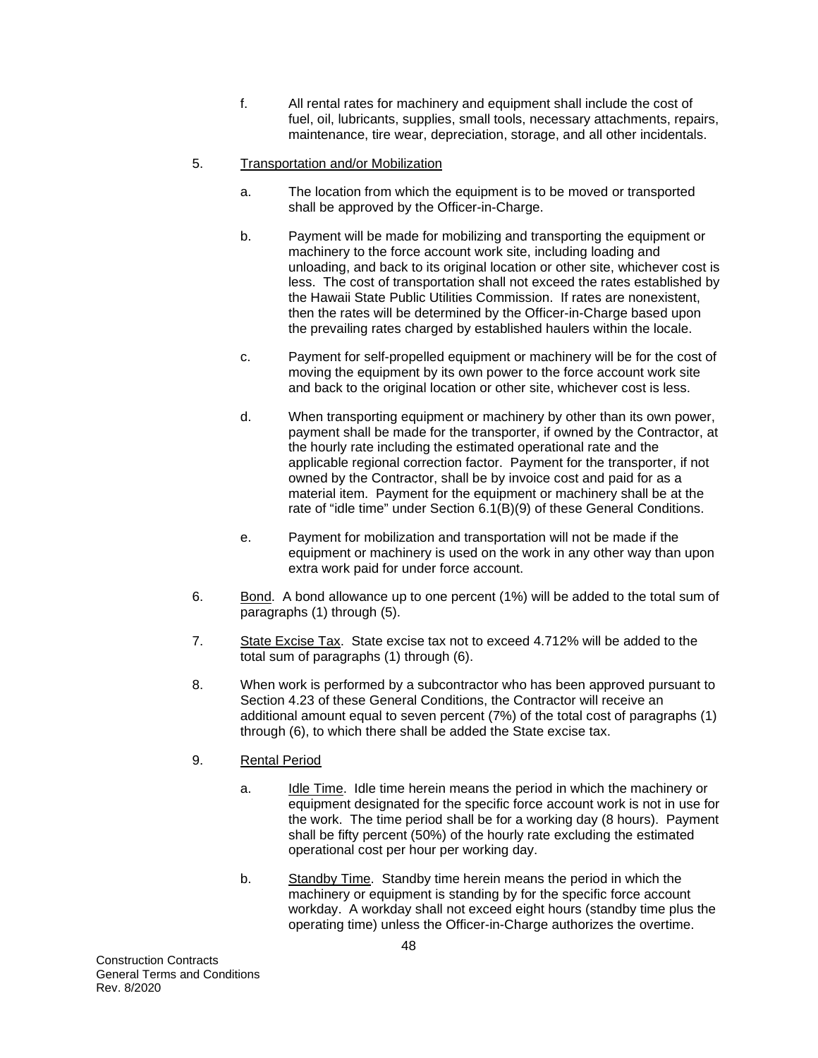f. All rental rates for machinery and equipment shall include the cost of fuel, oil, lubricants, supplies, small tools, necessary attachments, repairs, maintenance, tire wear, depreciation, storage, and all other incidentals.

5. Transportation and/or Mobilization

   a. The location from which the equipment is to be moved or transported shall be approved by the Officer-in-Charge.

   b. Payment will be made for mobilizing and transporting the equipment or machinery to the force account work site, including loading and unloading, and back to its original location or other site, whichever cost is less. The cost of transportation shall not exceed the rates established by the Hawaii State Public Utilities Commission. If rates are nonexistent, then the rates will be determined by the Officer-in-Charge based upon the prevailing rates charged by established haulers within the locale.

   c. Payment for self-propelled equipment or machinery will be for the cost of moving the equipment by its own power to the force account work site and back to the original location or other site, whichever cost is less.

   d. When transporting equipment or machinery by other than its own power, payment shall be made for the transporter, if owned by the Contractor, at the hourly rate including the estimated operational rate and the applicable regional correction factor. Payment for the transporter, if not owned by the Contractor, shall be by invoice cost and paid for as a material item. Payment for the equipment or machinery shall be at the rate of "idle time" under Section 6.1(B)(9) of these General Conditions.

   e. Payment for mobilization and transportation will not be made if the equipment or machinery is used on the work in any other way than upon extra work paid for under force account.

6. Bond. A bond allowance up to one percent (1%) will be added to the total sum of paragraphs (1) through (5).

7. State Excise Tax. State excise tax not to exceed 4.712% will be added to the total sum of paragraphs (1) through (6).

8. When work is performed by a subcontractor who has been approved pursuant to Section 4.23 of these General Conditions, the Contractor will receive an additional amount equal to seven percent (7%) of the total cost of paragraphs (1) through (6), to which there shall be added the State excise tax.

9. Rental Period

   a. Idle Time. Idle time herein means the period in which the machinery or equipment designated for the specific force account work is not in use for the work. The time period shall be for a working day (8 hours). Payment shall be fifty percent (50%) of the hourly rate excluding the estimated operational cost per hour per working day.

   b. Standby Time. Standby time herein means the period in which the machinery or equipment is standing by for the specific force account workday. A workday shall not exceed eight hours (standby time plus the operating time) unless the Officer-in-Charge authorizes the overtime.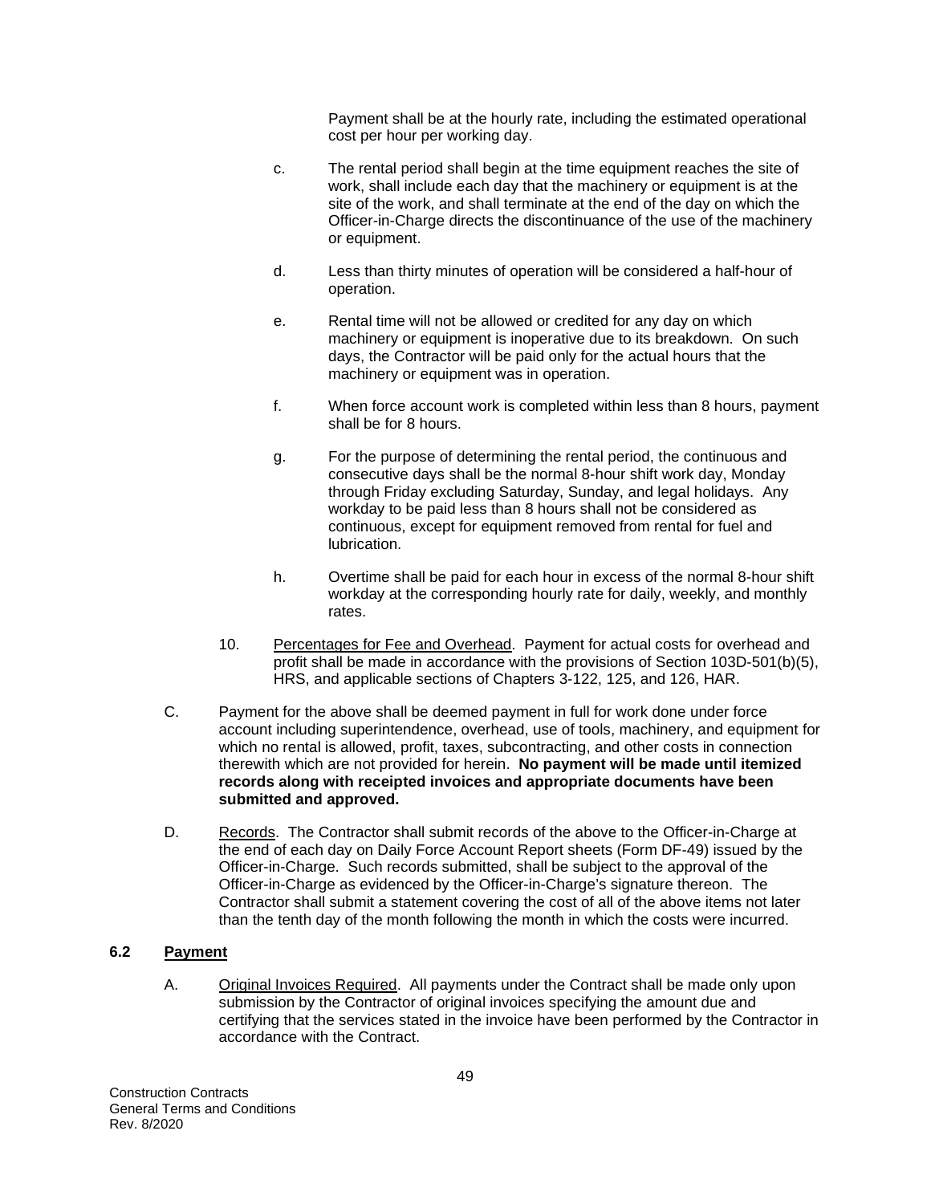Payment shall be at the hourly rate, including the estimated operational cost per hour per working day.

c. The rental period shall begin at the time equipment reaches the site of work, shall include each day that the machinery or equipment is at the site of the work, and shall terminate at the end of the day on which the Officer-in-Charge directs the discontinuance of the use of the machinery or equipment.

d. Less than thirty minutes of operation will be considered a half-hour of operation.

e. Rental time will not be allowed or credited for any day on which machinery or equipment is inoperative due to its breakdown. On such days, the Contractor will be paid only for the actual hours that the machinery or equipment was in operation.

f. When force account work is completed within less than 8 hours, payment shall be for 8 hours.

g. For the purpose of determining the rental period, the continuous and consecutive days shall be the normal 8-hour shift work day, Monday through Friday excluding Saturday, Sunday, and legal holidays. Any workday to be paid less than 8 hours shall not be considered as continuous, except for equipment removed from rental for fuel and lubrication.

h. Overtime shall be paid for each hour in excess of the normal 8-hour shift workday at the corresponding hourly rate for daily, weekly, and monthly rates.

10. Percentages for Fee and Overhead. Payment for actual costs for overhead and profit shall be made in accordance with the provisions of Section 103D-501(b)(5), HRS, and applicable sections of Chapters 3-122, 125, and 126, HAR.

C. Payment for the above shall be deemed payment in full for work done under force account including superintendence, overhead, use of tools, machinery, and equipment for which no rental is allowed, profit, taxes, subcontracting, and other costs in connection therewith which are not provided for herein. **No payment will be made until itemized records along with receipted invoices and appropriate documents have been submitted and approved.**

D. Records. The Contractor shall submit records of the above to the Officer-in-Charge at the end of each day on Daily Force Account Report sheets (Form DF-49) issued by the Officer-in-Charge. Such records submitted, shall be subject to the approval of the Officer-in-Charge as evidenced by the Officer-in-Charge's signature thereon. The Contractor shall submit a statement covering the cost of all of the above items not later than the tenth day of the month following the month in which the costs were incurred.

## 6.2 Payment

A. Original Invoices Required. All payments under the Contract shall be made only upon submission by the Contractor of original invoices specifying the amount due and certifying that the services stated in the invoice have been performed by the Contractor in accordance with the Contract.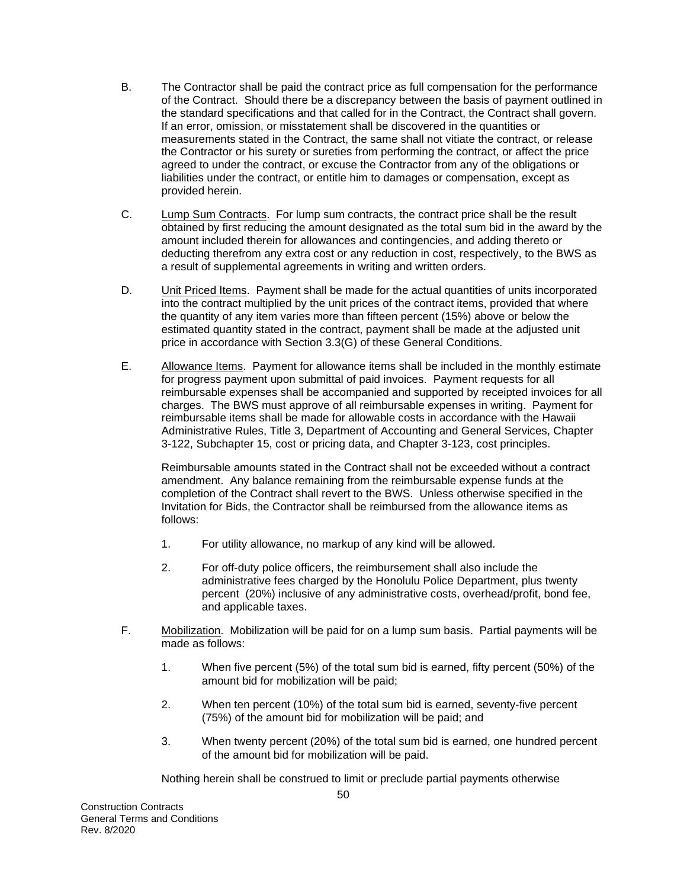B. The Contractor shall be paid the contract price as full compensation for the performance of the Contract. Should there be a discrepancy between the basis of payment outlined in the standard specifications and that called for in the Contract, the Contract shall govern. If an error, omission, or misstatement shall be discovered in the quantities or measurements stated in the Contract, the same shall not vitiate the contract, or release the Contractor or his surety or sureties from performing the contract, or affect the price agreed to under the contract, or excuse the Contractor from any of the obligations or liabilities under the contract, or entitle him to damages or compensation, except as provided herein.

C. Lump Sum Contracts. For lump sum contracts, the contract price shall be the result obtained by first reducing the amount designated as the total sum bid in the award by the amount included therein for allowances and contingencies, and adding thereto or deducting therefrom any extra cost or any reduction in cost, respectively, to the BWS as a result of supplemental agreements in writing and written orders.

D. Unit Priced Items. Payment shall be made for the actual quantities of units incorporated into the contract multiplied by the unit prices of the contract items, provided that where the quantity of any item varies more than fifteen percent (15%) above or below the estimated quantity stated in the contract, payment shall be made at the adjusted unit price in accordance with Section 3.3(G) of these General Conditions.

E. Allowance Items. Payment for allowance items shall be included in the monthly estimate for progress payment upon submittal of paid invoices. Payment requests for all reimbursable expenses shall be accompanied and supported by receipted invoices for all charges. The BWS must approve of all reimbursable expenses in writing. Payment for reimbursable items shall be made for allowable costs in accordance with the Hawaii Administrative Rules, Title 3, Department of Accounting and General Services, Chapter 3-122, Subchapter 15, cost or pricing data, and Chapter 3-123, cost principles.

   Reimbursable amounts stated in the Contract shall not be exceeded without a contract amendment. Any balance remaining from the reimbursable expense funds at the completion of the Contract shall revert to the BWS. Unless otherwise specified in the Invitation for Bids, the Contractor shall be reimbursed from the allowance items as follows:

   1. For utility allowance, no markup of any kind will be allowed.

   2. For off-duty police officers, the reimbursement shall also include the administrative fees charged by the Honolulu Police Department, plus twenty percent (20%) inclusive of any administrative costs, overhead/profit, bond fee, and applicable taxes.

F. Mobilization. Mobilization will be paid for on a lump sum basis. Partial payments will be made as follows:

   1. When five percent (5%) of the total sum bid is earned, fifty percent (50%) of the amount bid for mobilization will be paid;

   2. When ten percent (10%) of the total sum bid is earned, seventy-five percent (75%) of the amount bid for mobilization will be paid; and

   3. When twenty percent (20%) of the total sum bid is earned, one hundred percent of the amount bid for mobilization will be paid.

   Nothing herein shall be construed to limit or preclude partial payments otherwise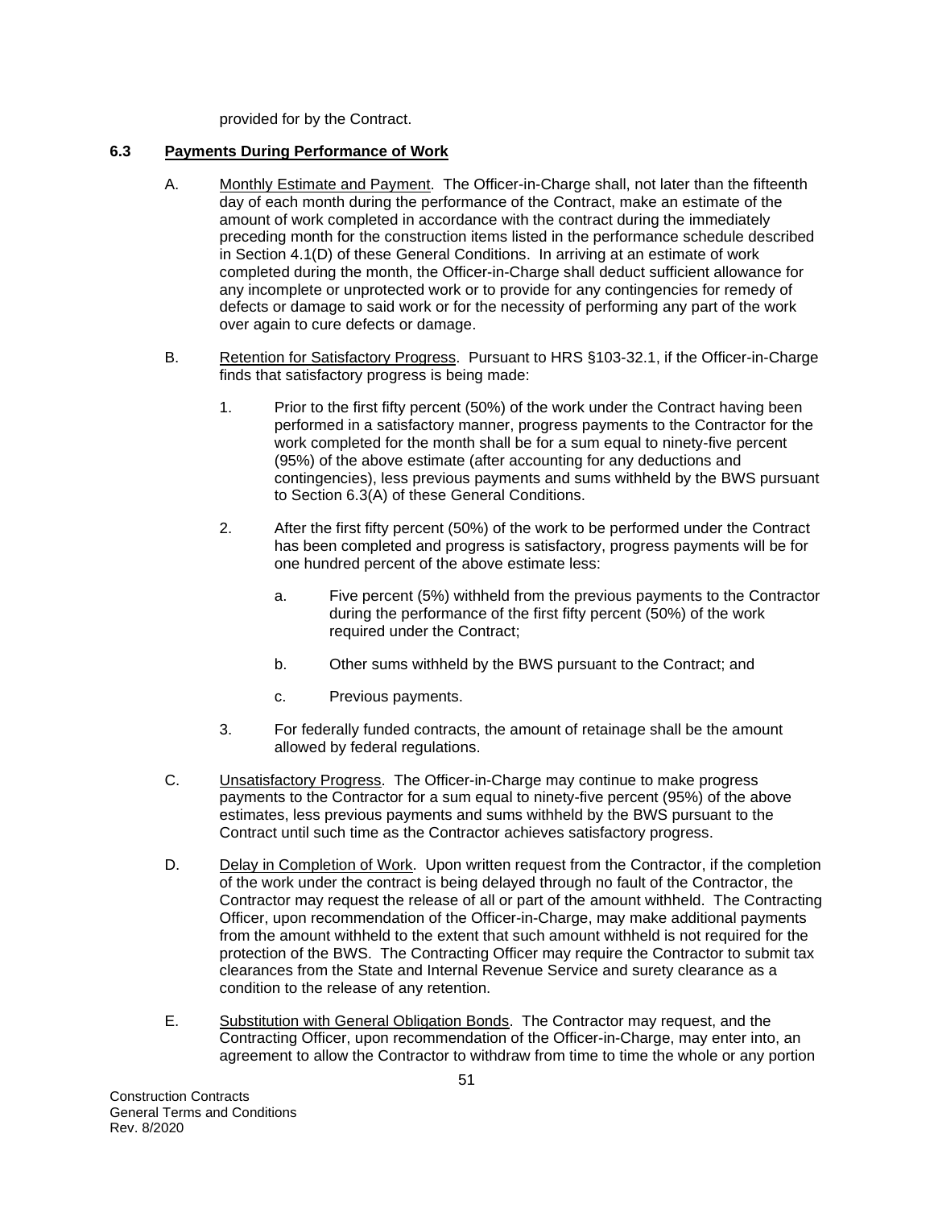provided for by the Contract.

### 6.3 Payments During Performance of Work

A. Monthly Estimate and Payment. The Officer-in-Charge shall, not later than the fifteenth day of each month during the performance of the Contract, make an estimate of the amount of work completed in accordance with the contract during the immediately preceding month for the construction items listed in the performance schedule described in Section 4.1(D) of these General Conditions. In arriving at an estimate of work completed during the month, the Officer-in-Charge shall deduct sufficient allowance for any incomplete or unprotected work or to provide for any contingencies for remedy of defects or damage to said work or for the necessity of performing any part of the work over again to cure defects or damage.

B. Retention for Satisfactory Progress. Pursuant to HRS §103-32.1, if the Officer-in-Charge finds that satisfactory progress is being made:

1. Prior to the first fifty percent (50%) of the work under the Contract having been performed in a satisfactory manner, progress payments to the Contractor for the work completed for the month shall be for a sum equal to ninety-five percent (95%) of the above estimate (after accounting for any deductions and contingencies), less previous payments and sums withheld by the BWS pursuant to Section 6.3(A) of these General Conditions.

2. After the first fifty percent (50%) of the work to be performed under the Contract has been completed and progress is satisfactory, progress payments will be for one hundred percent of the above estimate less:

   a. Five percent (5%) withheld from the previous payments to the Contractor during the performance of the first fifty percent (50%) of the work required under the Contract;

   b. Other sums withheld by the BWS pursuant to the Contract; and

   c. Previous payments.

3. For federally funded contracts, the amount of retainage shall be the amount allowed by federal regulations.

C. Unsatisfactory Progress. The Officer-in-Charge may continue to make progress payments to the Contractor for a sum equal to ninety-five percent (95%) of the above estimates, less previous payments and sums withheld by the BWS pursuant to the Contract until such time as the Contractor achieves satisfactory progress.

D. Delay in Completion of Work. Upon written request from the Contractor, if the completion of the work under the contract is being delayed through no fault of the Contractor, the Contractor may request the release of all or part of the amount withheld. The Contracting Officer, upon recommendation of the Officer-in-Charge, may make additional payments from the amount withheld to the extent that such amount withheld is not required for the protection of the BWS. The Contracting Officer may require the Contractor to submit tax clearances from the State and Internal Revenue Service and surety clearance as a condition to the release of any retention.

E. Substitution with General Obligation Bonds. The Contractor may request, and the Contracting Officer, upon recommendation of the Officer-in-Charge, may enter into, an agreement to allow the Contractor to withdraw from time to time the whole or any portion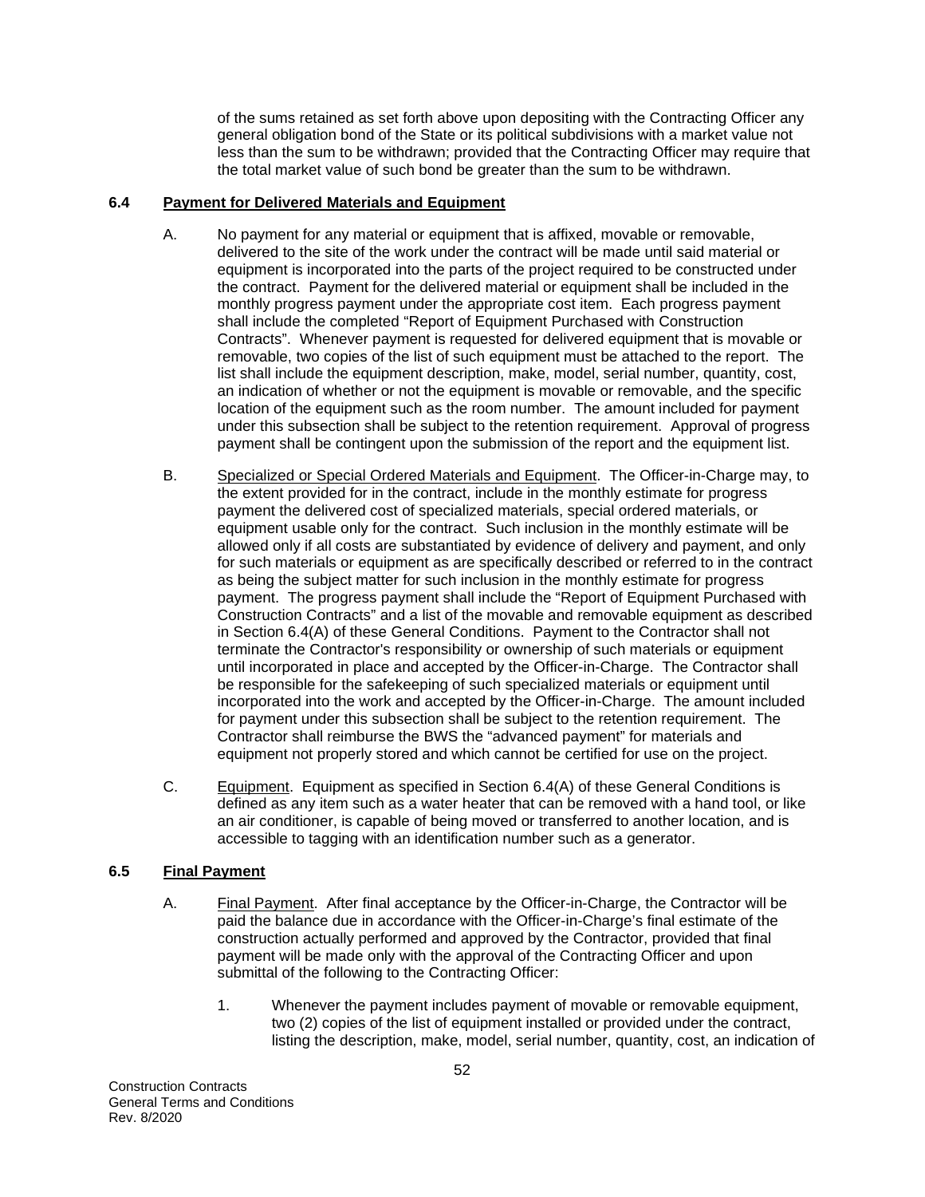of the sums retained as set forth above upon depositing with the Contracting Officer any general obligation bond of the State or its political subdivisions with a market value not less than the sum to be withdrawn; provided that the Contracting Officer may require that the total market value of such bond be greater than the sum to be withdrawn.

### 6.4 Payment for Delivered Materials and Equipment

A. No payment for any material or equipment that is affixed, movable or removable, delivered to the site of the work under the contract will be made until said material or equipment is incorporated into the parts of the project required to be constructed under the contract. Payment for the delivered material or equipment shall be included in the monthly progress payment under the appropriate cost item. Each progress payment shall include the completed "Report of Equipment Purchased with Construction Contracts". Whenever payment is requested for delivered equipment that is movable or removable, two copies of the list of such equipment must be attached to the report. The list shall include the equipment description, make, model, serial number, quantity, cost, an indication of whether or not the equipment is movable or removable, and the specific location of the equipment such as the room number. The amount included for payment under this subsection shall be subject to the retention requirement. Approval of progress payment shall be contingent upon the submission of the report and the equipment list.

B. Specialized or Special Ordered Materials and Equipment. The Officer-in-Charge may, to the extent provided for in the contract, include in the monthly estimate for progress payment the delivered cost of specialized materials, special ordered materials, or equipment usable only for the contract. Such inclusion in the monthly estimate will be allowed only if all costs are substantiated by evidence of delivery and payment, and only for such materials or equipment as are specifically described or referred to in the contract as being the subject matter for such inclusion in the monthly estimate for progress payment. The progress payment shall include the "Report of Equipment Purchased with Construction Contracts" and a list of the movable and removable equipment as described in Section 6.4(A) of these General Conditions. Payment to the Contractor shall not terminate the Contractor's responsibility or ownership of such materials or equipment until incorporated in place and accepted by the Officer-in-Charge. The Contractor shall be responsible for the safekeeping of such specialized materials or equipment until incorporated into the work and accepted by the Officer-in-Charge. The amount included for payment under this subsection shall be subject to the retention requirement. The Contractor shall reimburse the BWS the "advanced payment" for materials and equipment not properly stored and which cannot be certified for use on the project.

C. Equipment. Equipment as specified in Section 6.4(A) of these General Conditions is defined as any item such as a water heater that can be removed with a hand tool, or like an air conditioner, is capable of being moved or transferred to another location, and is accessible to tagging with an identification number such as a generator.

### 6.5 Final Payment

A. Final Payment. After final acceptance by the Officer-in-Charge, the Contractor will be paid the balance due in accordance with the Officer-in-Charge's final estimate of the construction actually performed and approved by the Contractor, provided that final payment will be made only with the approval of the Contracting Officer and upon submittal of the following to the Contracting Officer:

1. Whenever the payment includes payment of movable or removable equipment, two (2) copies of the list of equipment installed or provided under the contract, listing the description, make, model, serial number, quantity, cost, an indication of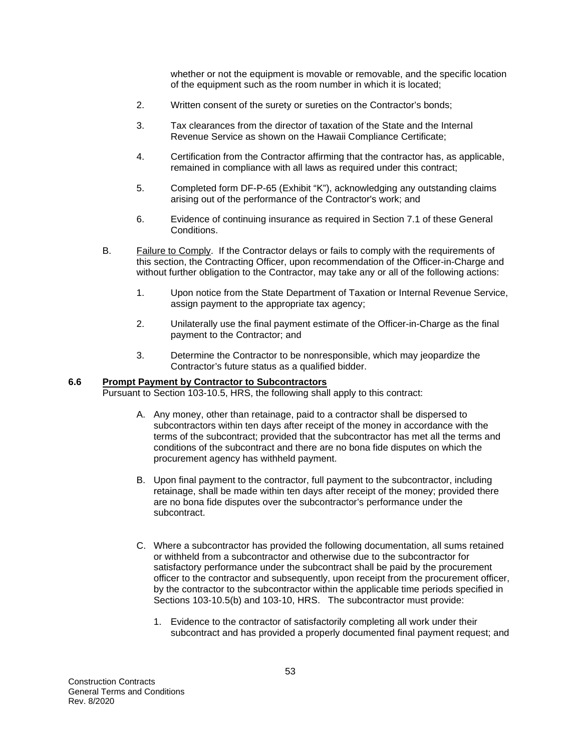whether or not the equipment is movable or removable, and the specific location of the equipment such as the room number in which it is located;

2. Written consent of the surety or sureties on the Contractor's bonds;

3. Tax clearances from the director of taxation of the State and the Internal Revenue Service as shown on the Hawaii Compliance Certificate;

4. Certification from the Contractor affirming that the contractor has, as applicable, remained in compliance with all laws as required under this contract;

5. Completed form DF-P-65 (Exhibit "K"), acknowledging any outstanding claims arising out of the performance of the Contractor's work; and

6. Evidence of continuing insurance as required in Section 7.1 of these General Conditions.

B. Failure to Comply. If the Contractor delays or fails to comply with the requirements of this section, the Contracting Officer, upon recommendation of the Officer-in-Charge and without further obligation to the Contractor, may take any or all of the following actions:

1. Upon notice from the State Department of Taxation or Internal Revenue Service, assign payment to the appropriate tax agency;

2. Unilaterally use the final payment estimate of the Officer-in-Charge as the final payment to the Contractor; and

3. Determine the Contractor to be nonresponsible, which may jeopardize the Contractor's future status as a qualified bidder.

**6.6 Prompt Payment by Contractor to Subcontractors**

Pursuant to Section 103-10.5, HRS, the following shall apply to this contract:

A. Any money, other than retainage, paid to a contractor shall be dispersed to subcontractors within ten days after receipt of the money in accordance with the terms of the subcontract; provided that the subcontractor has met all the terms and conditions of the subcontract and there are no bona fide disputes on which the procurement agency has withheld payment.

B. Upon final payment to the contractor, full payment to the subcontractor, including retainage, shall be made within ten days after receipt of the money; provided there are no bona fide disputes over the subcontractor's performance under the subcontract.

C. Where a subcontractor has provided the following documentation, all sums retained or withheld from a subcontractor and otherwise due to the subcontractor for satisfactory performance under the subcontract shall be paid by the procurement officer to the contractor and subsequently, upon receipt from the procurement officer, by the contractor to the subcontractor within the applicable time periods specified in Sections 103-10.5(b) and 103-10, HRS. The subcontractor must provide:

1. Evidence to the contractor of satisfactorily completing all work under their subcontract and has provided a properly documented final payment request; and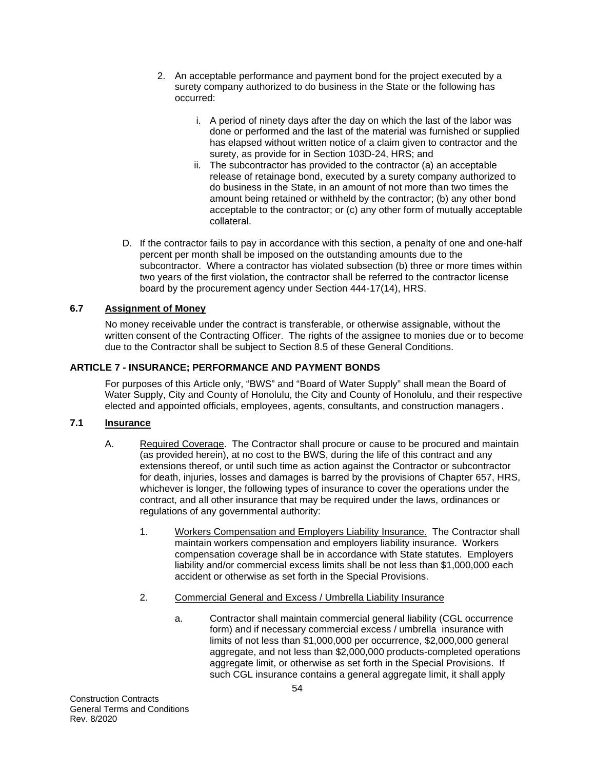2. An acceptable performance and payment bond for the project executed by a surety company authorized to do business in the State or the following has occurred:

    i. A period of ninety days after the day on which the last of the labor was done or performed and the last of the material was furnished or supplied has elapsed without written notice of a claim given to contractor and the surety, as provide for in Section 103D-24, HRS; and
    
    ii. The subcontractor has provided to the contractor (a) an acceptable release of retainage bond, executed by a surety company authorized to do business in the State, in an amount of not more than two times the amount being retained or withheld by the contractor; (b) any other bond acceptable to the contractor; or (c) any other form of mutually acceptable collateral.

D. If the contractor fails to pay in accordance with this section, a penalty of one and one-half percent per month shall be imposed on the outstanding amounts due to the subcontractor. Where a contractor has violated subsection (b) three or more times within two years of the first violation, the contractor shall be referred to the contractor license board by the procurement agency under Section 444-17(14), HRS.

### 6.7 Assignment of Money

No money receivable under the contract is transferable, or otherwise assignable, without the written consent of the Contracting Officer. The rights of the assignee to monies due or to become due to the Contractor shall be subject to Section 8.5 of these General Conditions.

## ARTICLE 7 - INSURANCE; PERFORMANCE AND PAYMENT BONDS

For purposes of this Article only, "BWS" and "Board of Water Supply" shall mean the Board of Water Supply, City and County of Honolulu, the City and County of Honolulu, and their respective elected and appointed officials, employees, agents, consultants, and construction managers.

### 7.1 Insurance

A. Required Coverage. The Contractor shall procure or cause to be procured and maintain (as provided herein), at no cost to the BWS, during the life of this contract and any extensions thereof, or until such time as action against the Contractor or subcontractor for death, injuries, losses and damages is barred by the provisions of Chapter 657, HRS, whichever is longer, the following types of insurance to cover the operations under the contract, and all other insurance that may be required under the laws, ordinances or regulations of any governmental authority:

1. Workers Compensation and Employers Liability Insurance. The Contractor shall maintain workers compensation and employers liability insurance. Workers compensation coverage shall be in accordance with State statutes. Employers liability and/or commercial excess limits shall be not less than $1,000,000 each accident or otherwise as set forth in the Special Provisions.

2. Commercial General and Excess / Umbrella Liability Insurance

    a. Contractor shall maintain commercial general liability (CGL occurrence form) and if necessary commercial excess / umbrella insurance with limits of not less than $1,000,000 per occurrence, $2,000,000 general aggregate, and not less than $2,000,000 products-completed operations aggregate limit, or otherwise as set forth in the Special Provisions. If such CGL insurance contains a general aggregate limit, it shall apply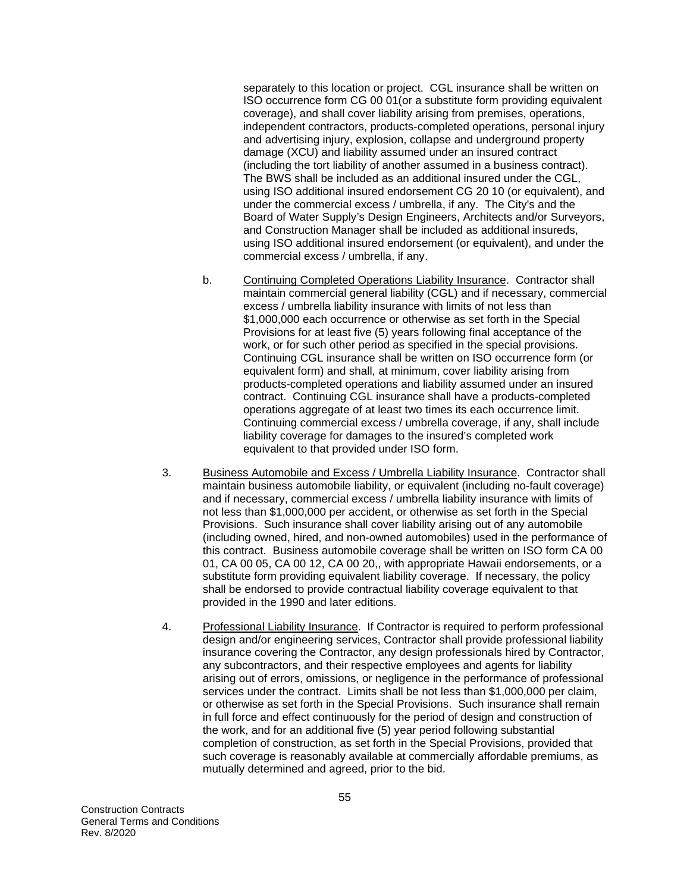separately to this location or project. CGL insurance shall be written on ISO occurrence form CG 00 01(or a substitute form providing equivalent coverage), and shall cover liability arising from premises, operations, independent contractors, products-completed operations, personal injury and advertising injury, explosion, collapse and underground property damage (XCU) and liability assumed under an insured contract (including the tort liability of another assumed in a business contract). The BWS shall be included as an additional insured under the CGL, using ISO additional insured endorsement CG 20 10 (or equivalent), and under the commercial excess / umbrella, if any. The City's and the Board of Water Supply's Design Engineers, Architects and/or Surveyors, and Construction Manager shall be included as additional insureds, using ISO additional insured endorsement (or equivalent), and under the commercial excess / umbrella, if any.

b. Continuing Completed Operations Liability Insurance. Contractor shall maintain commercial general liability (CGL) and if necessary, commercial excess / umbrella liability insurance with limits of not less than $1,000,000 each occurrence or otherwise as set forth in the Special Provisions for at least five (5) years following final acceptance of the work, or for such other period as specified in the special provisions. Continuing CGL insurance shall be written on ISO occurrence form (or equivalent form) and shall, at minimum, cover liability arising from products-completed operations and liability assumed under an insured contract. Continuing CGL insurance shall have a products-completed operations aggregate of at least two times its each occurrence limit. Continuing commercial excess / umbrella coverage, if any, shall include liability coverage for damages to the insured's completed work equivalent to that provided under ISO form.

3. Business Automobile and Excess / Umbrella Liability Insurance. Contractor shall maintain business automobile liability, or equivalent (including no-fault coverage) and if necessary, commercial excess / umbrella liability insurance with limits of not less than $1,000,000 per accident, or otherwise as set forth in the Special Provisions. Such insurance shall cover liability arising out of any automobile (including owned, hired, and non-owned automobiles) used in the performance of this contract. Business automobile coverage shall be written on ISO form CA 00 01, CA 00 05, CA 00 12, CA 00 20,, with appropriate Hawaii endorsements, or a substitute form providing equivalent liability coverage. If necessary, the policy shall be endorsed to provide contractual liability coverage equivalent to that provided in the 1990 and later editions.

4. Professional Liability Insurance. If Contractor is required to perform professional design and/or engineering services, Contractor shall provide professional liability insurance covering the Contractor, any design professionals hired by Contractor, any subcontractors, and their respective employees and agents for liability arising out of errors, omissions, or negligence in the performance of professional services under the contract. Limits shall be not less than $1,000,000 per claim, or otherwise as set forth in the Special Provisions. Such insurance shall remain in full force and effect continuously for the period of design and construction of the work, and for an additional five (5) year period following substantial completion of construction, as set forth in the Special Provisions, provided that such coverage is reasonably available at commercially affordable premiums, as mutually determined and agreed, prior to the bid.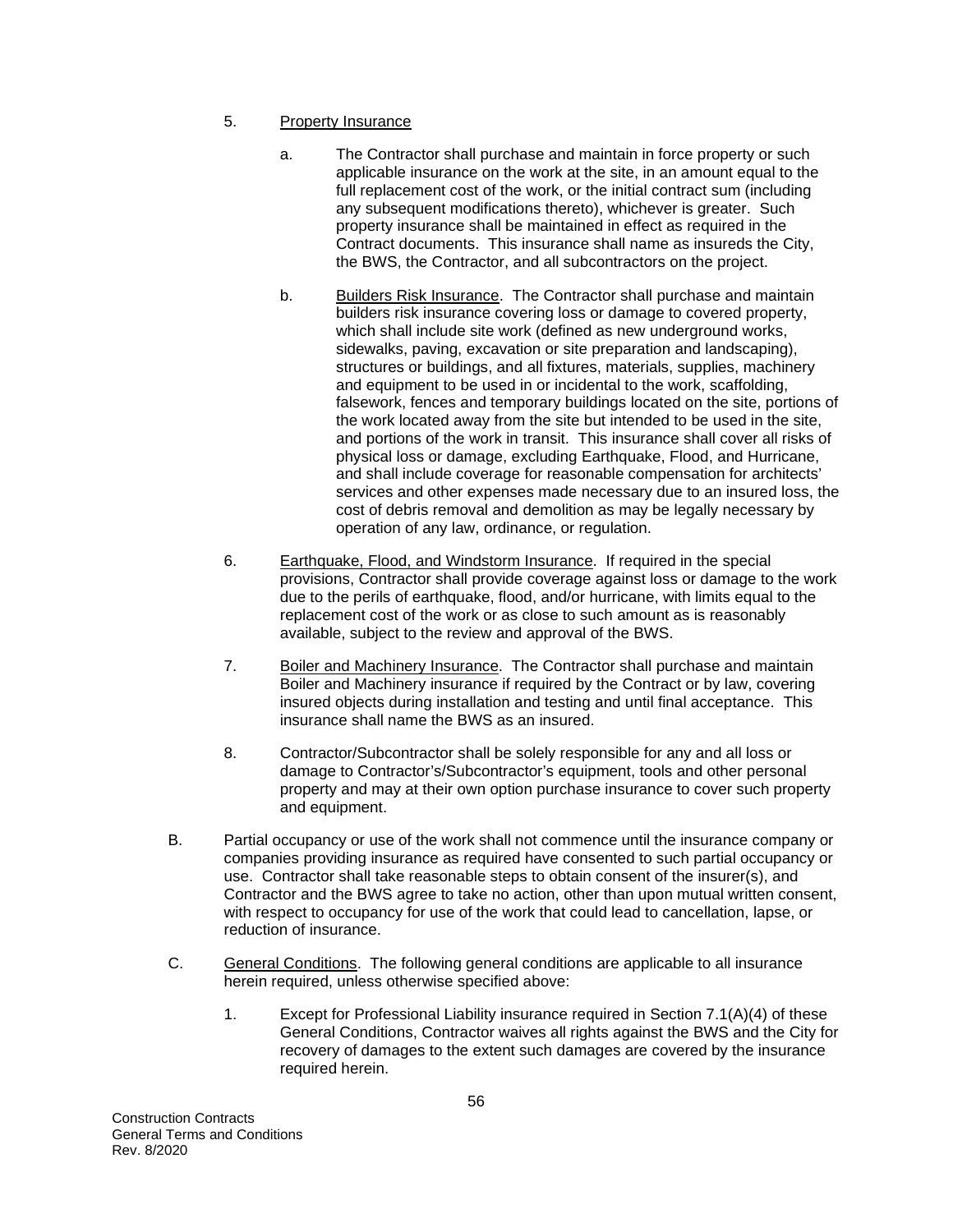5. <u>Property Insurance</u>

   a. The Contractor shall purchase and maintain in force property or such applicable insurance on the work at the site, in an amount equal to the full replacement cost of the work, or the initial contract sum (including any subsequent modifications thereto), whichever is greater. Such property insurance shall be maintained in effect as required in the Contract documents. This insurance shall name as insureds the City, the BWS, the Contractor, and all subcontractors on the project.

   b. <u>Builders Risk Insurance</u>. The Contractor shall purchase and maintain builders risk insurance covering loss or damage to covered property, which shall include site work (defined as new underground works, sidewalks, paving, excavation or site preparation and landscaping), structures or buildings, and all fixtures, materials, supplies, machinery and equipment to be used in or incidental to the work, scaffolding, falsework, fences and temporary buildings located on the site, portions of the work located away from the site but intended to be used in the site, and portions of the work in transit. This insurance shall cover all risks of physical loss or damage, excluding Earthquake, Flood, and Hurricane, and shall include coverage for reasonable compensation for architects' services and other expenses made necessary due to an insured loss, the cost of debris removal and demolition as may be legally necessary by operation of any law, ordinance, or regulation.

6. <u>Earthquake, Flood, and Windstorm Insurance</u>. If required in the special provisions, Contractor shall provide coverage against loss or damage to the work due to the perils of earthquake, flood, and/or hurricane, with limits equal to the replacement cost of the work or as close to such amount as is reasonably available, subject to the review and approval of the BWS.

7. <u>Boiler and Machinery Insurance</u>. The Contractor shall purchase and maintain Boiler and Machinery insurance if required by the Contract or by law, covering insured objects during installation and testing and until final acceptance. This insurance shall name the BWS as an insured.

8. Contractor/Subcontractor shall be solely responsible for any and all loss or damage to Contractor's/Subcontractor's equipment, tools and other personal property and may at their own option purchase insurance to cover such property and equipment.

B. Partial occupancy or use of the work shall not commence until the insurance company or companies providing insurance as required have consented to such partial occupancy or use. Contractor shall take reasonable steps to obtain consent of the insurer(s), and Contractor and the BWS agree to take no action, other than upon mutual written consent, with respect to occupancy for use of the work that could lead to cancellation, lapse, or reduction of insurance.

C. <u>General Conditions</u>. The following general conditions are applicable to all insurance herein required, unless otherwise specified above:

   1. Except for Professional Liability insurance required in Section 7.1(A)(4) of these General Conditions, Contractor waives all rights against the BWS and the City for recovery of damages to the extent such damages are covered by the insurance required herein.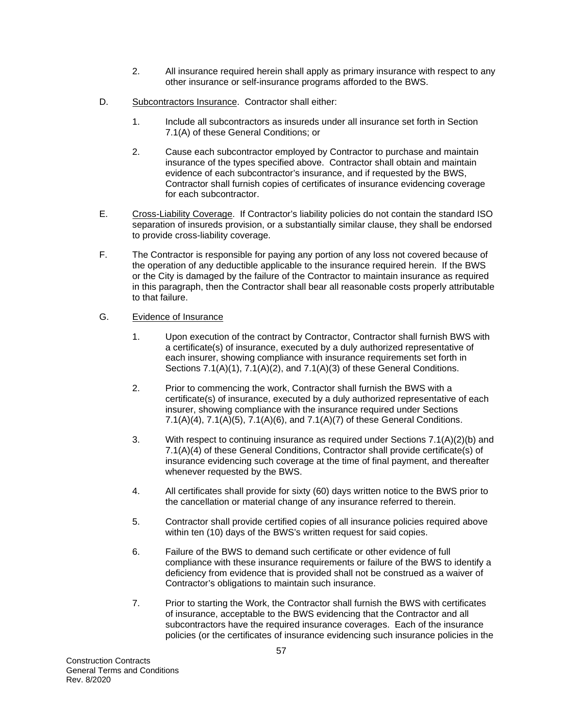2. All insurance required herein shall apply as primary insurance with respect to any other insurance or self-insurance programs afforded to the BWS.

D. Subcontractors Insurance. Contractor shall either:

1. Include all subcontractors as insureds under all insurance set forth in Section 7.1(A) of these General Conditions; or

2. Cause each subcontractor employed by Contractor to purchase and maintain insurance of the types specified above. Contractor shall obtain and maintain evidence of each subcontractor's insurance, and if requested by the BWS, Contractor shall furnish copies of certificates of insurance evidencing coverage for each subcontractor.

E. Cross-Liability Coverage. If Contractor's liability policies do not contain the standard ISO separation of insureds provision, or a substantially similar clause, they shall be endorsed to provide cross-liability coverage.

F. The Contractor is responsible for paying any portion of any loss not covered because of the operation of any deductible applicable to the insurance required herein. If the BWS or the City is damaged by the failure of the Contractor to maintain insurance as required in this paragraph, then the Contractor shall bear all reasonable costs properly attributable to that failure.

G. Evidence of Insurance

1. Upon execution of the contract by Contractor, Contractor shall furnish BWS with a certificate(s) of insurance, executed by a duly authorized representative of each insurer, showing compliance with insurance requirements set forth in Sections 7.1(A)(1), 7.1(A)(2), and 7.1(A)(3) of these General Conditions.

2. Prior to commencing the work, Contractor shall furnish the BWS with a certificate(s) of insurance, executed by a duly authorized representative of each insurer, showing compliance with the insurance required under Sections 7.1(A)(4), 7.1(A)(5), 7.1(A)(6), and 7.1(A)(7) of these General Conditions.

3. With respect to continuing insurance as required under Sections 7.1(A)(2)(b) and 7.1(A)(4) of these General Conditions, Contractor shall provide certificate(s) of insurance evidencing such coverage at the time of final payment, and thereafter whenever requested by the BWS.

4. All certificates shall provide for sixty (60) days written notice to the BWS prior to the cancellation or material change of any insurance referred to therein.

5. Contractor shall provide certified copies of all insurance policies required above within ten (10) days of the BWS's written request for said copies.

6. Failure of the BWS to demand such certificate or other evidence of full compliance with these insurance requirements or failure of the BWS to identify a deficiency from evidence that is provided shall not be construed as a waiver of Contractor's obligations to maintain such insurance.

7. Prior to starting the Work, the Contractor shall furnish the BWS with certificates of insurance, acceptable to the BWS evidencing that the Contractor and all subcontractors have the required insurance coverages. Each of the insurance policies (or the certificates of insurance evidencing such insurance policies in the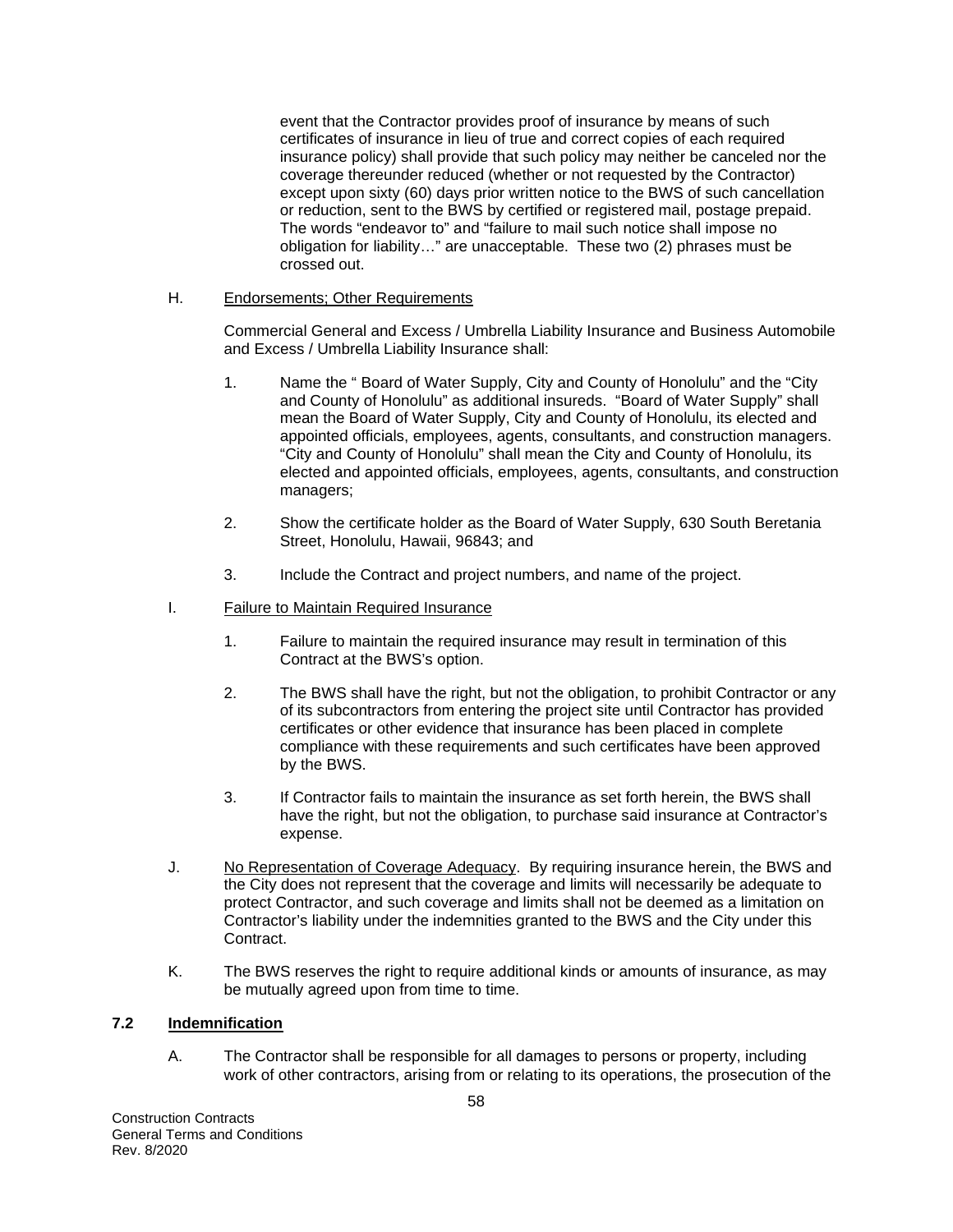event that the Contractor provides proof of insurance by means of such certificates of insurance in lieu of true and correct copies of each required insurance policy) shall provide that such policy may neither be canceled nor the coverage thereunder reduced (whether or not requested by the Contractor) except upon sixty (60) days prior written notice to the BWS of such cancellation or reduction, sent to the BWS by certified or registered mail, postage prepaid. The words "endeavor to" and "failure to mail such notice shall impose no obligation for liability…" are unacceptable. These two (2) phrases must be crossed out.

H. Endorsements; Other Requirements

Commercial General and Excess / Umbrella Liability Insurance and Business Automobile and Excess / Umbrella Liability Insurance shall:

1. Name the " Board of Water Supply, City and County of Honolulu" and the "City and County of Honolulu" as additional insureds. "Board of Water Supply" shall mean the Board of Water Supply, City and County of Honolulu, its elected and appointed officials, employees, agents, consultants, and construction managers. "City and County of Honolulu" shall mean the City and County of Honolulu, its elected and appointed officials, employees, agents, consultants, and construction managers;

2. Show the certificate holder as the Board of Water Supply, 630 South Beretania Street, Honolulu, Hawaii, 96843; and

3. Include the Contract and project numbers, and name of the project.

I. Failure to Maintain Required Insurance

1. Failure to maintain the required insurance may result in termination of this Contract at the BWS's option.

2. The BWS shall have the right, but not the obligation, to prohibit Contractor or any of its subcontractors from entering the project site until Contractor has provided certificates or other evidence that insurance has been placed in complete compliance with these requirements and such certificates have been approved by the BWS.

3. If Contractor fails to maintain the insurance as set forth herein, the BWS shall have the right, but not the obligation, to purchase said insurance at Contractor's expense.

J. No Representation of Coverage Adequacy. By requiring insurance herein, the BWS and the City does not represent that the coverage and limits will necessarily be adequate to protect Contractor, and such coverage and limits shall not be deemed as a limitation on Contractor's liability under the indemnities granted to the BWS and the City under this Contract.

K. The BWS reserves the right to require additional kinds or amounts of insurance, as may be mutually agreed upon from time to time.

## 7.2 Indemnification

A. The Contractor shall be responsible for all damages to persons or property, including work of other contractors, arising from or relating to its operations, the prosecution of the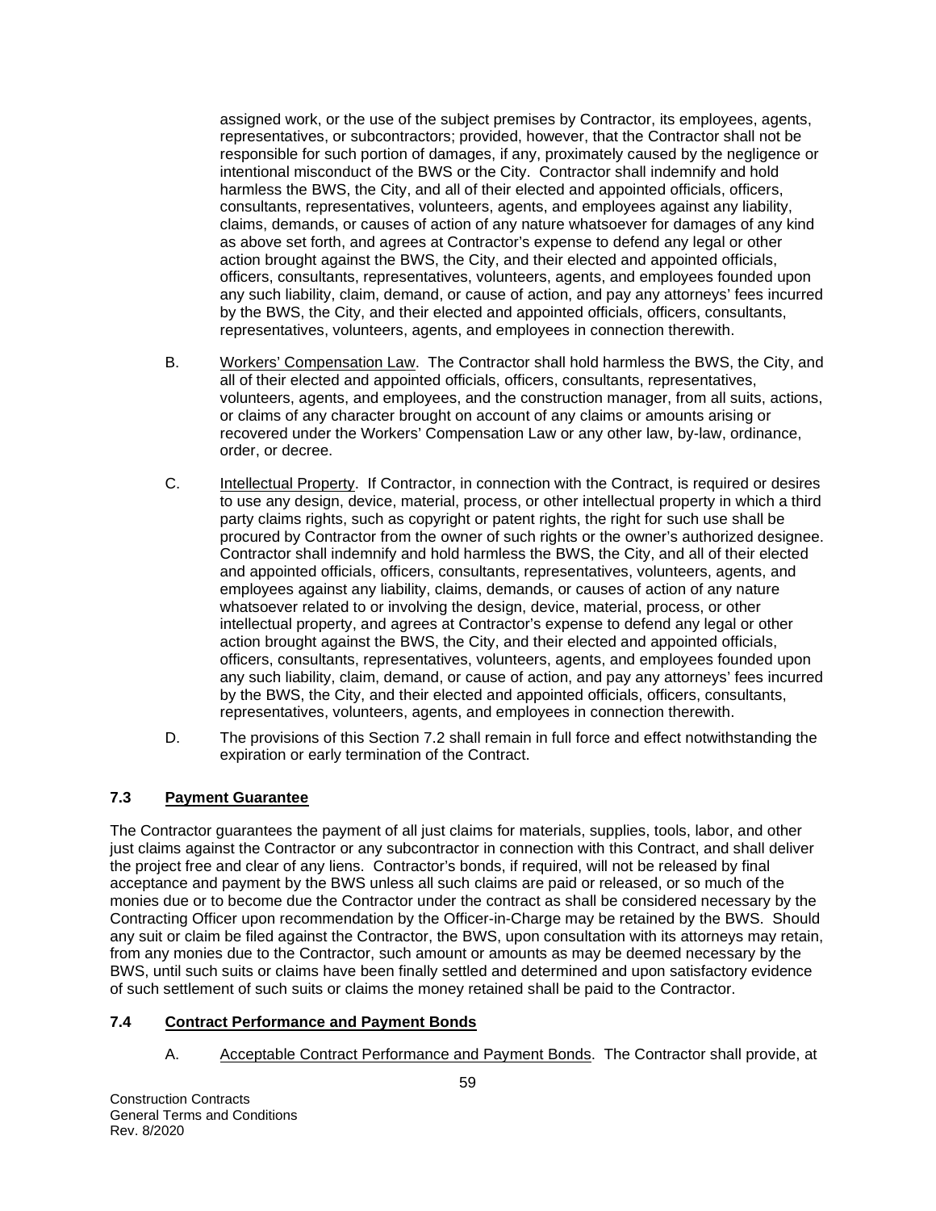assigned work, or the use of the subject premises by Contractor, its employees, agents, representatives, or subcontractors; provided, however, that the Contractor shall not be responsible for such portion of damages, if any, proximately caused by the negligence or intentional misconduct of the BWS or the City. Contractor shall indemnify and hold harmless the BWS, the City, and all of their elected and appointed officials, officers, consultants, representatives, volunteers, agents, and employees against any liability, claims, demands, or causes of action of any nature whatsoever for damages of any kind as above set forth, and agrees at Contractor's expense to defend any legal or other action brought against the BWS, the City, and their elected and appointed officials, officers, consultants, representatives, volunteers, agents, and employees founded upon any such liability, claim, demand, or cause of action, and pay any attorneys' fees incurred by the BWS, the City, and their elected and appointed officials, officers, consultants, representatives, volunteers, agents, and employees in connection therewith.

B. Workers' Compensation Law. The Contractor shall hold harmless the BWS, the City, and all of their elected and appointed officials, officers, consultants, representatives, volunteers, agents, and employees, and the construction manager, from all suits, actions, or claims of any character brought on account of any claims or amounts arising or recovered under the Workers' Compensation Law or any other law, by-law, ordinance, order, or decree.

C. Intellectual Property. If Contractor, in connection with the Contract, is required or desires to use any design, device, material, process, or other intellectual property in which a third party claims rights, such as copyright or patent rights, the right for such use shall be procured by Contractor from the owner of such rights or the owner's authorized designee. Contractor shall indemnify and hold harmless the BWS, the City, and all of their elected and appointed officials, officers, consultants, representatives, volunteers, agents, and employees against any liability, claims, demands, or causes of action of any nature whatsoever related to or involving the design, device, material, process, or other intellectual property, and agrees at Contractor's expense to defend any legal or other action brought against the BWS, the City, and their elected and appointed officials, officers, consultants, representatives, volunteers, agents, and employees founded upon any such liability, claim, demand, or cause of action, and pay any attorneys' fees incurred by the BWS, the City, and their elected and appointed officials, officers, consultants, representatives, volunteers, agents, and employees in connection therewith.

D. The provisions of this Section 7.2 shall remain in full force and effect notwithstanding the expiration or early termination of the Contract.

### 7.3 Payment Guarantee

The Contractor guarantees the payment of all just claims for materials, supplies, tools, labor, and other just claims against the Contractor or any subcontractor in connection with this Contract, and shall deliver the project free and clear of any liens. Contractor's bonds, if required, will not be released by final acceptance and payment by the BWS unless all such claims are paid or released, or so much of the monies due or to become due the Contractor under the contract as shall be considered necessary by the Contracting Officer upon recommendation by the Officer-in-Charge may be retained by the BWS. Should any suit or claim be filed against the Contractor, the BWS, upon consultation with its attorneys may retain, from any monies due to the Contractor, such amount or amounts as may be deemed necessary by the BWS, until such suits or claims have been finally settled and determined and upon satisfactory evidence of such settlement of such suits or claims the money retained shall be paid to the Contractor.

### 7.4 Contract Performance and Payment Bonds

A. Acceptable Contract Performance and Payment Bonds. The Contractor shall provide, at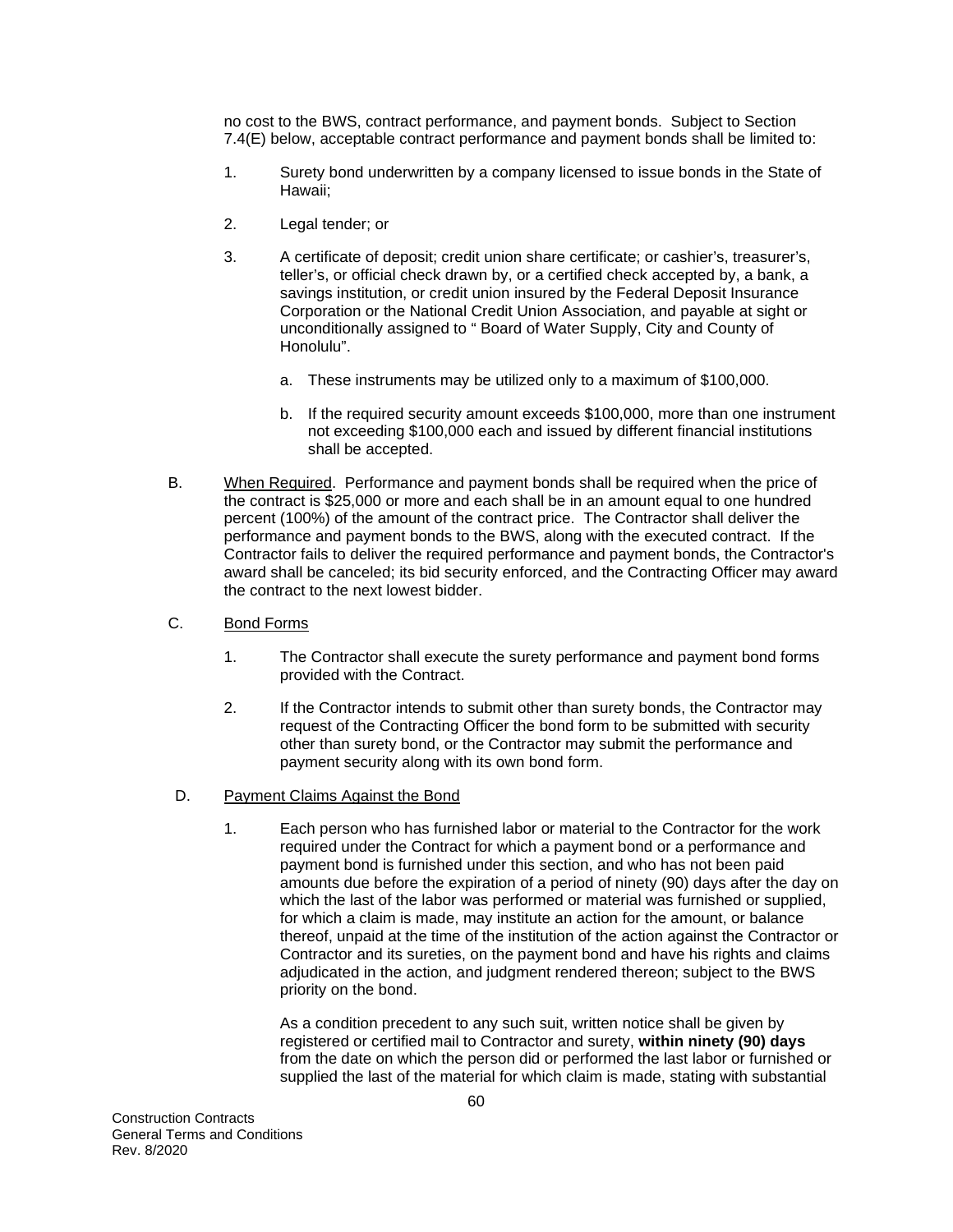no cost to the BWS, contract performance, and payment bonds. Subject to Section 7.4(E) below, acceptable contract performance and payment bonds shall be limited to:

1. Surety bond underwritten by a company licensed to issue bonds in the State of Hawaii;

2. Legal tender; or

3. A certificate of deposit; credit union share certificate; or cashier's, treasurer's, teller's, or official check drawn by, or a certified check accepted by, a bank, a savings institution, or credit union insured by the Federal Deposit Insurance Corporation or the National Credit Union Association, and payable at sight or unconditionally assigned to " Board of Water Supply, City and County of Honolulu".

   a. These instruments may be utilized only to a maximum of $100,000.

   b. If the required security amount exceeds $100,000, more than one instrument not exceeding $100,000 each and issued by different financial institutions shall be accepted.

B. <u>When Required</u>. Performance and payment bonds shall be required when the price of the contract is $25,000 or more and each shall be in an amount equal to one hundred percent (100%) of the amount of the contract price. The Contractor shall deliver the performance and payment bonds to the BWS, along with the executed contract. If the Contractor fails to deliver the required performance and payment bonds, the Contractor's award shall be canceled; its bid security enforced, and the Contracting Officer may award the contract to the next lowest bidder.

C. <u>Bond Forms</u>

1. The Contractor shall execute the surety performance and payment bond forms provided with the Contract.

2. If the Contractor intends to submit other than surety bonds, the Contractor may request of the Contracting Officer the bond form to be submitted with security other than surety bond, or the Contractor may submit the performance and payment security along with its own bond form.

D. <u>Payment Claims Against the Bond</u>

1. Each person who has furnished labor or material to the Contractor for the work required under the Contract for which a payment bond or a performance and payment bond is furnished under this section, and who has not been paid amounts due before the expiration of a period of ninety (90) days after the day on which the last of the labor was performed or material was furnished or supplied, for which a claim is made, may institute an action for the amount, or balance thereof, unpaid at the time of the institution of the action against the Contractor or Contractor and its sureties, on the payment bond and have his rights and claims adjudicated in the action, and judgment rendered thereon; subject to the BWS priority on the bond.

   As a condition precedent to any such suit, written notice shall be given by registered or certified mail to Contractor and surety, **within ninety (90) days** from the date on which the person did or performed the last labor or furnished or supplied the last of the material for which claim is made, stating with substantial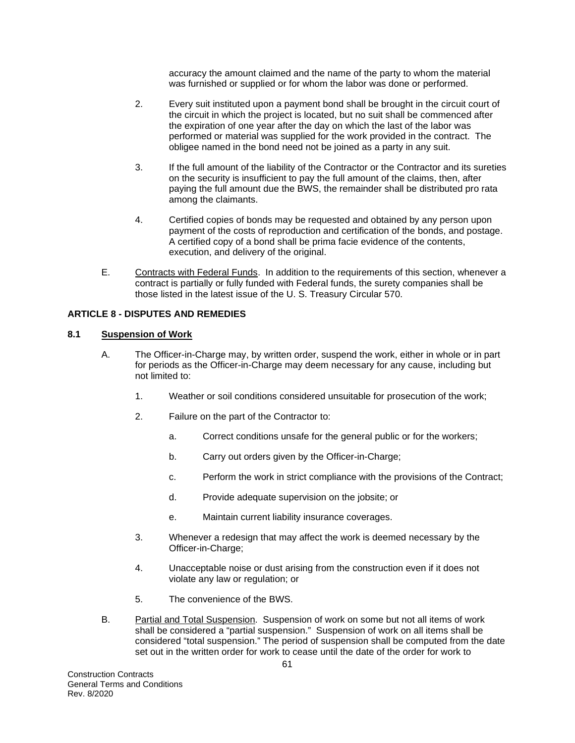accuracy the amount claimed and the name of the party to whom the material was furnished or supplied or for whom the labor was done or performed.

2. Every suit instituted upon a payment bond shall be brought in the circuit court of the circuit in which the project is located, but no suit shall be commenced after the expiration of one year after the day on which the last of the labor was performed or material was supplied for the work provided in the contract. The obligee named in the bond need not be joined as a party in any suit.

3. If the full amount of the liability of the Contractor or the Contractor and its sureties on the security is insufficient to pay the full amount of the claims, then, after paying the full amount due the BWS, the remainder shall be distributed pro rata among the claimants.

4. Certified copies of bonds may be requested and obtained by any person upon payment of the costs of reproduction and certification of the bonds, and postage. A certified copy of a bond shall be prima facie evidence of the contents, execution, and delivery of the original.

E. Contracts with Federal Funds. In addition to the requirements of this section, whenever a contract is partially or fully funded with Federal funds, the surety companies shall be those listed in the latest issue of the U. S. Treasury Circular 570.

## ARTICLE 8 - DISPUTES AND REMEDIES

### 8.1 Suspension of Work

A. The Officer-in-Charge may, by written order, suspend the work, either in whole or in part for periods as the Officer-in-Charge may deem necessary for any cause, including but not limited to:

1. Weather or soil conditions considered unsuitable for prosecution of the work;

2. Failure on the part of the Contractor to:

   a. Correct conditions unsafe for the general public or for the workers;

   b. Carry out orders given by the Officer-in-Charge;

   c. Perform the work in strict compliance with the provisions of the Contract;

   d. Provide adequate supervision on the jobsite; or

   e. Maintain current liability insurance coverages.

3. Whenever a redesign that may affect the work is deemed necessary by the Officer-in-Charge;

4. Unacceptable noise or dust arising from the construction even if it does not violate any law or regulation; or

5. The convenience of the BWS.

B. Partial and Total Suspension. Suspension of work on some but not all items of work shall be considered a "partial suspension." Suspension of work on all items shall be considered "total suspension." The period of suspension shall be computed from the date set out in the written order for work to cease until the date of the order for work to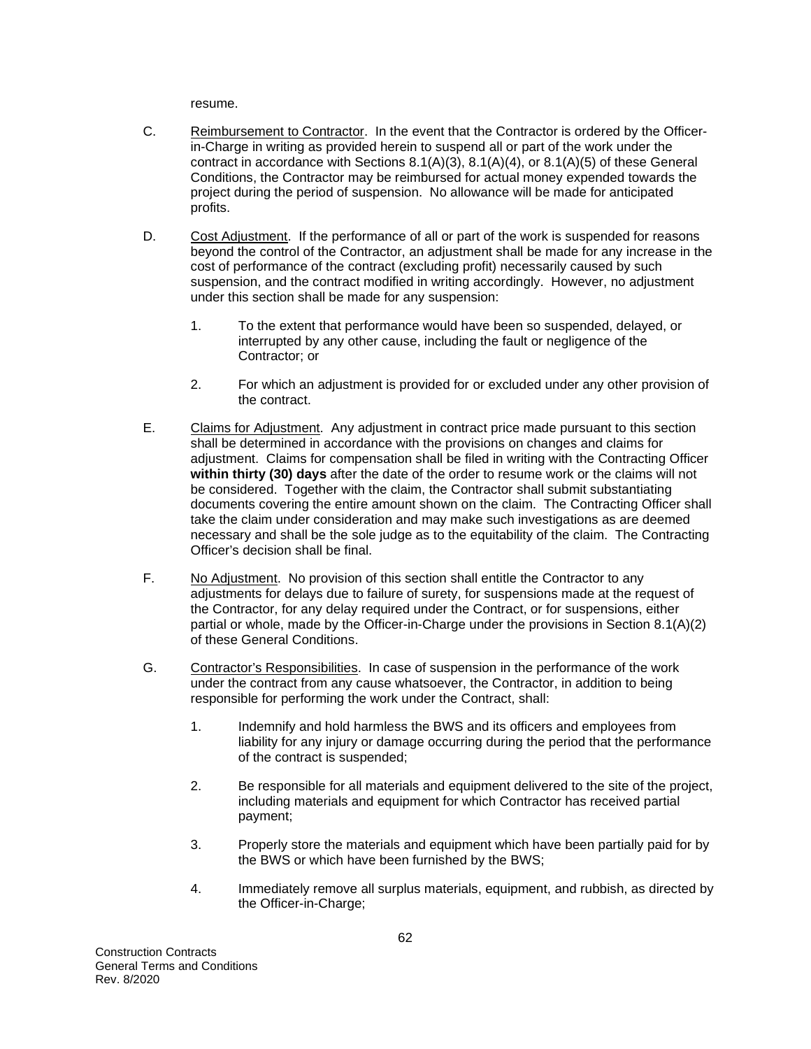resume.

C. Reimbursement to Contractor. In the event that the Contractor is ordered by the Officer-in-Charge in writing as provided herein to suspend all or part of the work under the contract in accordance with Sections 8.1(A)(3), 8.1(A)(4), or 8.1(A)(5) of these General Conditions, the Contractor may be reimbursed for actual money expended towards the project during the period of suspension. No allowance will be made for anticipated profits.

D. Cost Adjustment. If the performance of all or part of the work is suspended for reasons beyond the control of the Contractor, an adjustment shall be made for any increase in the cost of performance of the contract (excluding profit) necessarily caused by such suspension, and the contract modified in writing accordingly. However, no adjustment under this section shall be made for any suspension:

1. To the extent that performance would have been so suspended, delayed, or interrupted by any other cause, including the fault or negligence of the Contractor; or

2. For which an adjustment is provided for or excluded under any other provision of the contract.

E. Claims for Adjustment. Any adjustment in contract price made pursuant to this section shall be determined in accordance with the provisions on changes and claims for adjustment. Claims for compensation shall be filed in writing with the Contracting Officer **within thirty (30) days** after the date of the order to resume work or the claims will not be considered. Together with the claim, the Contractor shall submit substantiating documents covering the entire amount shown on the claim. The Contracting Officer shall take the claim under consideration and may make such investigations as are deemed necessary and shall be the sole judge as to the equitability of the claim. The Contracting Officer's decision shall be final.

F. No Adjustment. No provision of this section shall entitle the Contractor to any adjustments for delays due to failure of surety, for suspensions made at the request of the Contractor, for any delay required under the Contract, or for suspensions, either partial or whole, made by the Officer-in-Charge under the provisions in Section 8.1(A)(2) of these General Conditions.

G. Contractor's Responsibilities. In case of suspension in the performance of the work under the contract from any cause whatsoever, the Contractor, in addition to being responsible for performing the work under the Contract, shall:

1. Indemnify and hold harmless the BWS and its officers and employees from liability for any injury or damage occurring during the period that the performance of the contract is suspended;

2. Be responsible for all materials and equipment delivered to the site of the project, including materials and equipment for which Contractor has received partial payment;

3. Properly store the materials and equipment which have been partially paid for by the BWS or which have been furnished by the BWS;

4. Immediately remove all surplus materials, equipment, and rubbish, as directed by the Officer-in-Charge;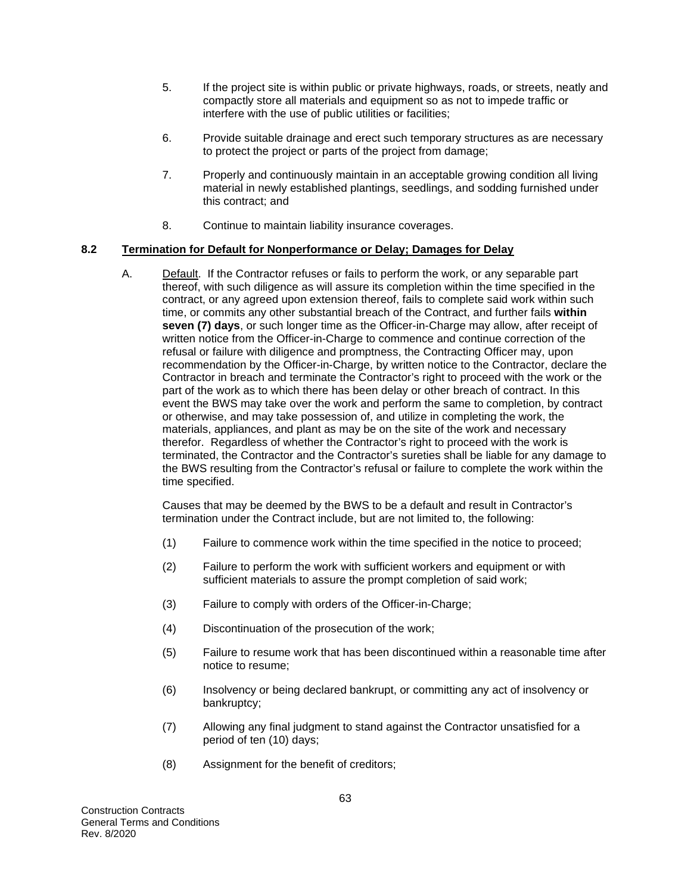5. If the project site is within public or private highways, roads, or streets, neatly and compactly store all materials and equipment so as not to impede traffic or interfere with the use of public utilities or facilities;

6. Provide suitable drainage and erect such temporary structures as are necessary to protect the project or parts of the project from damage;

7. Properly and continuously maintain in an acceptable growing condition all living material in newly established plantings, seedlings, and sodding furnished under this contract; and

8. Continue to maintain liability insurance coverages.

### 8.2 Termination for Default for Nonperformance or Delay; Damages for Delay

A. Default. If the Contractor refuses or fails to perform the work, or any separable part thereof, with such diligence as will assure its completion within the time specified in the contract, or any agreed upon extension thereof, fails to complete said work within such time, or commits any other substantial breach of the Contract, and further fails **within seven (7) days**, or such longer time as the Officer-in-Charge may allow, after receipt of written notice from the Officer-in-Charge to commence and continue correction of the refusal or failure with diligence and promptness, the Contracting Officer may, upon recommendation by the Officer-in-Charge, by written notice to the Contractor, declare the Contractor in breach and terminate the Contractor's right to proceed with the work or the part of the work as to which there has been delay or other breach of contract. In this event the BWS may take over the work and perform the same to completion, by contract or otherwise, and may take possession of, and utilize in completing the work, the materials, appliances, and plant as may be on the site of the work and necessary therefor. Regardless of whether the Contractor's right to proceed with the work is terminated, the Contractor and the Contractor's sureties shall be liable for any damage to the BWS resulting from the Contractor's refusal or failure to complete the work within the time specified.

   Causes that may be deemed by the BWS to be a default and result in Contractor's termination under the Contract include, but are not limited to, the following:

   (1) Failure to commence work within the time specified in the notice to proceed;

   (2) Failure to perform the work with sufficient workers and equipment or with sufficient materials to assure the prompt completion of said work;

   (3) Failure to comply with orders of the Officer-in-Charge;

   (4) Discontinuation of the prosecution of the work;

   (5) Failure to resume work that has been discontinued within a reasonable time after notice to resume;

   (6) Insolvency or being declared bankrupt, or committing any act of insolvency or bankruptcy;

   (7) Allowing any final judgment to stand against the Contractor unsatisfied for a period of ten (10) days;

   (8) Assignment for the benefit of creditors;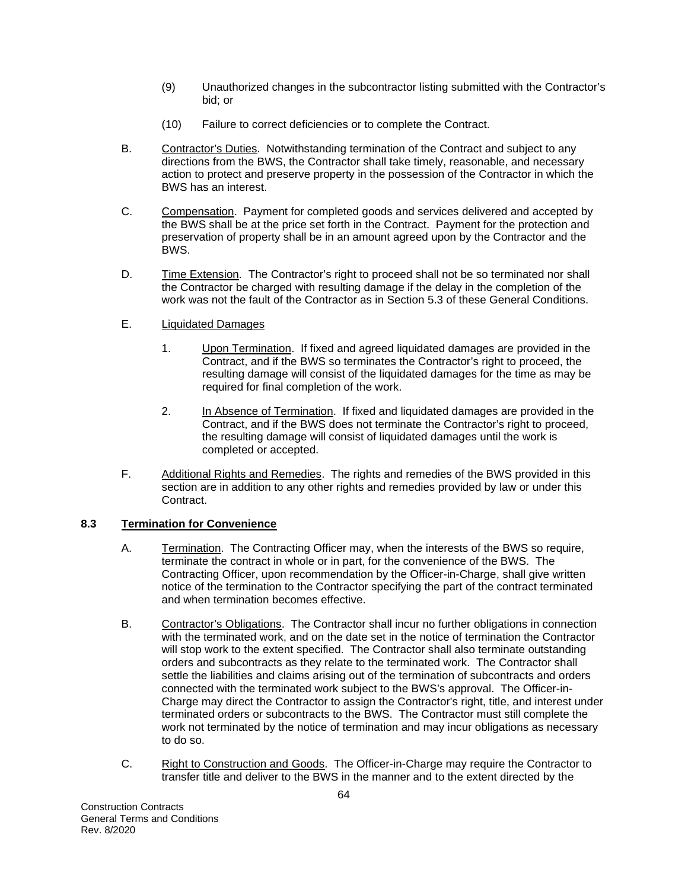(9) Unauthorized changes in the subcontractor listing submitted with the Contractor's bid; or

(10) Failure to correct deficiencies or to complete the Contract.

B. Contractor's Duties. Notwithstanding termination of the Contract and subject to any directions from the BWS, the Contractor shall take timely, reasonable, and necessary action to protect and preserve property in the possession of the Contractor in which the BWS has an interest.

C. Compensation. Payment for completed goods and services delivered and accepted by the BWS shall be at the price set forth in the Contract. Payment for the protection and preservation of property shall be in an amount agreed upon by the Contractor and the BWS.

D. Time Extension. The Contractor's right to proceed shall not be so terminated nor shall the Contractor be charged with resulting damage if the delay in the completion of the work was not the fault of the Contractor as in Section 5.3 of these General Conditions.

E. Liquidated Damages

1. Upon Termination. If fixed and agreed liquidated damages are provided in the Contract, and if the BWS so terminates the Contractor's right to proceed, the resulting damage will consist of the liquidated damages for the time as may be required for final completion of the work.

2. In Absence of Termination. If fixed and liquidated damages are provided in the Contract, and if the BWS does not terminate the Contractor's right to proceed, the resulting damage will consist of liquidated damages until the work is completed or accepted.

F. Additional Rights and Remedies. The rights and remedies of the BWS provided in this section are in addition to any other rights and remedies provided by law or under this Contract.

**8.3 Termination for Convenience**

A. Termination. The Contracting Officer may, when the interests of the BWS so require, terminate the contract in whole or in part, for the convenience of the BWS. The Contracting Officer, upon recommendation by the Officer-in-Charge, shall give written notice of the termination to the Contractor specifying the part of the contract terminated and when termination becomes effective.

B. Contractor's Obligations. The Contractor shall incur no further obligations in connection with the terminated work, and on the date set in the notice of termination the Contractor will stop work to the extent specified. The Contractor shall also terminate outstanding orders and subcontracts as they relate to the terminated work. The Contractor shall settle the liabilities and claims arising out of the termination of subcontracts and orders connected with the terminated work subject to the BWS's approval. The Officer-in-Charge may direct the Contractor to assign the Contractor's right, title, and interest under terminated orders or subcontracts to the BWS. The Contractor must still complete the work not terminated by the notice of termination and may incur obligations as necessary to do so.

C. Right to Construction and Goods. The Officer-in-Charge may require the Contractor to transfer title and deliver to the BWS in the manner and to the extent directed by the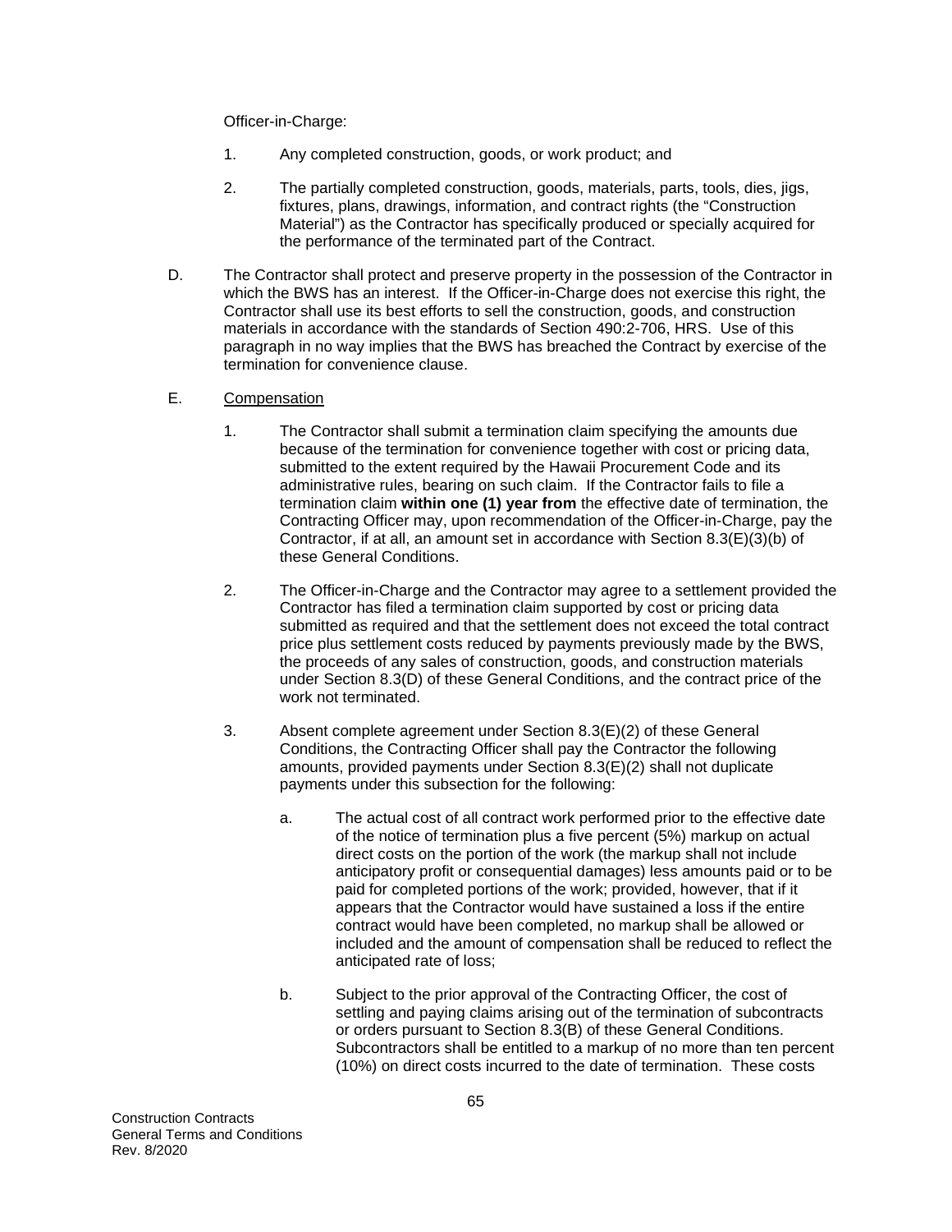Officer-in-Charge:

1. Any completed construction, goods, or work product; and

2. The partially completed construction, goods, materials, parts, tools, dies, jigs, fixtures, plans, drawings, information, and contract rights (the “Construction Material”) as the Contractor has specifically produced or specially acquired for the performance of the terminated part of the Contract.

D. The Contractor shall protect and preserve property in the possession of the Contractor in which the BWS has an interest. If the Officer-in-Charge does not exercise this right, the Contractor shall use its best efforts to sell the construction, goods, and construction materials in accordance with the standards of Section 490:2-706, HRS. Use of this paragraph in no way implies that the BWS has breached the Contract by exercise of the termination for convenience clause.

E. Compensation

1. The Contractor shall submit a termination claim specifying the amounts due because of the termination for convenience together with cost or pricing data, submitted to the extent required by the Hawaii Procurement Code and its administrative rules, bearing on such claim. If the Contractor fails to file a termination claim **within one (1) year from** the effective date of termination, the Contracting Officer may, upon recommendation of the Officer-in-Charge, pay the Contractor, if at all, an amount set in accordance with Section 8.3(E)(3)(b) of these General Conditions.

2. The Officer-in-Charge and the Contractor may agree to a settlement provided the Contractor has filed a termination claim supported by cost or pricing data submitted as required and that the settlement does not exceed the total contract price plus settlement costs reduced by payments previously made by the BWS, the proceeds of any sales of construction, goods, and construction materials under Section 8.3(D) of these General Conditions, and the contract price of the work not terminated.

3. Absent complete agreement under Section 8.3(E)(2) of these General Conditions, the Contracting Officer shall pay the Contractor the following amounts, provided payments under Section 8.3(E)(2) shall not duplicate payments under this subsection for the following:

   a. The actual cost of all contract work performed prior to the effective date of the notice of termination plus a five percent (5%) markup on actual direct costs on the portion of the work (the markup shall not include anticipatory profit or consequential damages) less amounts paid or to be paid for completed portions of the work; provided, however, that if it appears that the Contractor would have sustained a loss if the entire contract would have been completed, no markup shall be allowed or included and the amount of compensation shall be reduced to reflect the anticipated rate of loss;

   b. Subject to the prior approval of the Contracting Officer, the cost of settling and paying claims arising out of the termination of subcontracts or orders pursuant to Section 8.3(B) of these General Conditions. Subcontractors shall be entitled to a markup of no more than ten percent (10%) on direct costs incurred to the date of termination. These costs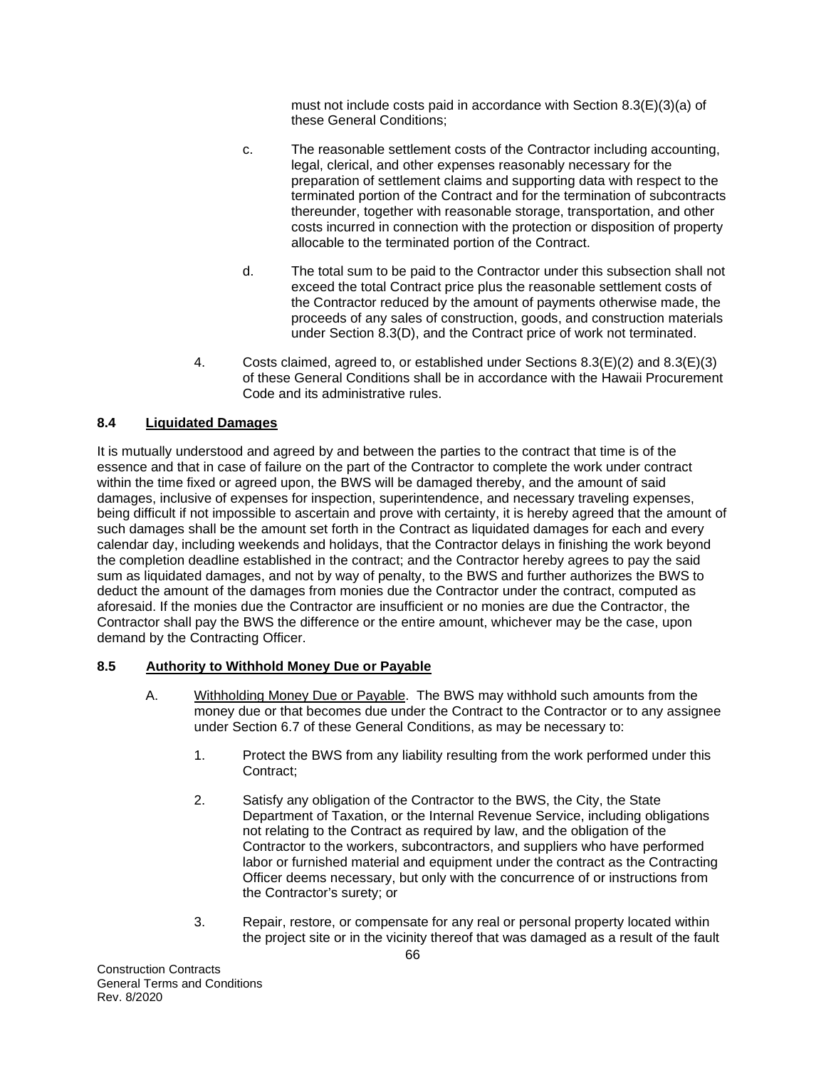must not include costs paid in accordance with Section 8.3(E)(3)(a) of these General Conditions;

c. The reasonable settlement costs of the Contractor including accounting, legal, clerical, and other expenses reasonably necessary for the preparation of settlement claims and supporting data with respect to the terminated portion of the Contract and for the termination of subcontracts thereunder, together with reasonable storage, transportation, and other costs incurred in connection with the protection or disposition of property allocable to the terminated portion of the Contract.

d. The total sum to be paid to the Contractor under this subsection shall not exceed the total Contract price plus the reasonable settlement costs of the Contractor reduced by the amount of payments otherwise made, the proceeds of any sales of construction, goods, and construction materials under Section 8.3(D), and the Contract price of work not terminated.

4. Costs claimed, agreed to, or established under Sections 8.3(E)(2) and 8.3(E)(3) of these General Conditions shall be in accordance with the Hawaii Procurement Code and its administrative rules.

### 8.4 Liquidated Damages

It is mutually understood and agreed by and between the parties to the contract that time is of the essence and that in case of failure on the part of the Contractor to complete the work under contract within the time fixed or agreed upon, the BWS will be damaged thereby, and the amount of said damages, inclusive of expenses for inspection, superintendence, and necessary traveling expenses, being difficult if not impossible to ascertain and prove with certainty, it is hereby agreed that the amount of such damages shall be the amount set forth in the Contract as liquidated damages for each and every calendar day, including weekends and holidays, that the Contractor delays in finishing the work beyond the completion deadline established in the contract; and the Contractor hereby agrees to pay the said sum as liquidated damages, and not by way of penalty, to the BWS and further authorizes the BWS to deduct the amount of the damages from monies due the Contractor under the contract, computed as aforesaid. If the monies due the Contractor are insufficient or no monies are due the Contractor, the Contractor shall pay the BWS the difference or the entire amount, whichever may be the case, upon demand by the Contracting Officer.

### 8.5 Authority to Withhold Money Due or Payable

A. Withholding Money Due or Payable. The BWS may withhold such amounts from the money due or that becomes due under the Contract to the Contractor or to any assignee under Section 6.7 of these General Conditions, as may be necessary to:

1. Protect the BWS from any liability resulting from the work performed under this Contract;

2. Satisfy any obligation of the Contractor to the BWS, the City, the State Department of Taxation, or the Internal Revenue Service, including obligations not relating to the Contract as required by law, and the obligation of the Contractor to the workers, subcontractors, and suppliers who have performed labor or furnished material and equipment under the contract as the Contracting Officer deems necessary, but only with the concurrence of or instructions from the Contractor's surety; or

3. Repair, restore, or compensate for any real or personal property located within the project site or in the vicinity thereof that was damaged as a result of the fault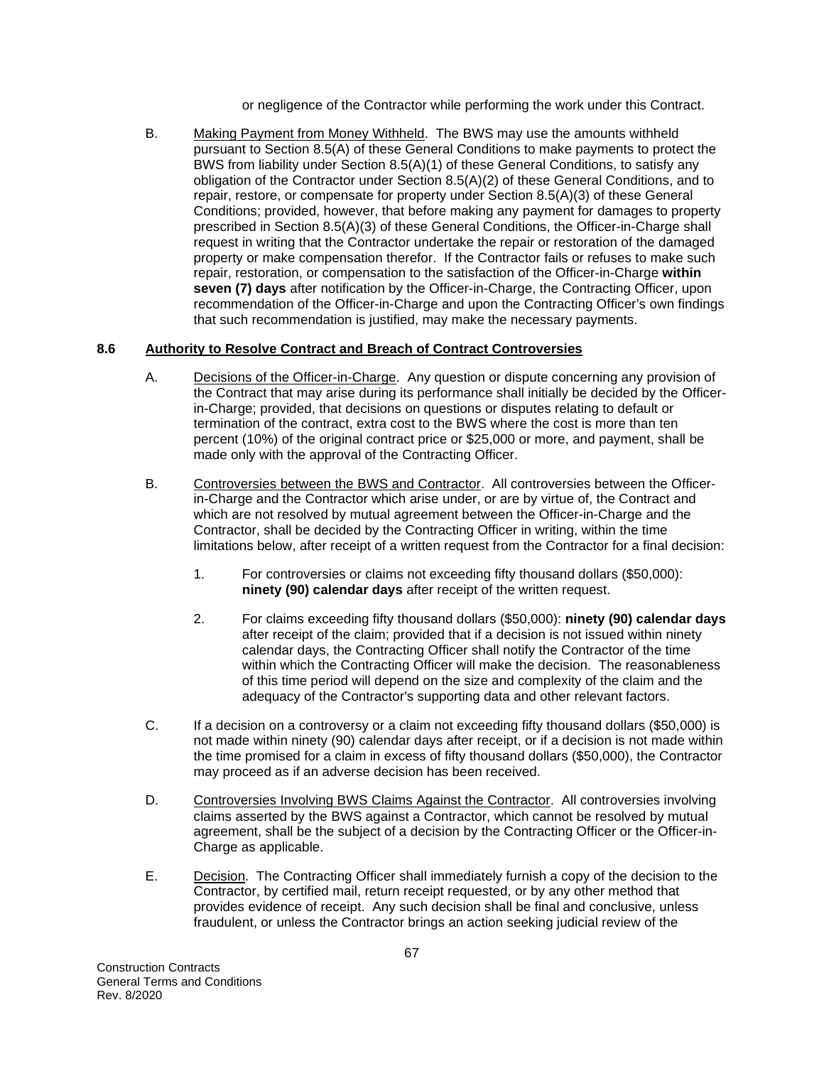or negligence of the Contractor while performing the work under this Contract.

B. Making Payment from Money Withheld. The BWS may use the amounts withheld pursuant to Section 8.5(A) of these General Conditions to make payments to protect the BWS from liability under Section 8.5(A)(1) of these General Conditions, to satisfy any obligation of the Contractor under Section 8.5(A)(2) of these General Conditions, and to repair, restore, or compensate for property under Section 8.5(A)(3) of these General Conditions; provided, however, that before making any payment for damages to property prescribed in Section 8.5(A)(3) of these General Conditions, the Officer-in-Charge shall request in writing that the Contractor undertake the repair or restoration of the damaged property or make compensation therefor. If the Contractor fails or refuses to make such repair, restoration, or compensation to the satisfaction of the Officer-in-Charge **within seven (7) days** after notification by the Officer-in-Charge, the Contracting Officer, upon recommendation of the Officer-in-Charge and upon the Contracting Officer's own findings that such recommendation is justified, may make the necessary payments.

### 8.6 Authority to Resolve Contract and Breach of Contract Controversies

A. Decisions of the Officer-in-Charge. Any question or dispute concerning any provision of the Contract that may arise during its performance shall initially be decided by the Officer-in-Charge; provided, that decisions on questions or disputes relating to default or termination of the contract, extra cost to the BWS where the cost is more than ten percent (10%) of the original contract price or $25,000 or more, and payment, shall be made only with the approval of the Contracting Officer.

B. Controversies between the BWS and Contractor. All controversies between the Officer-in-Charge and the Contractor which arise under, or are by virtue of, the Contract and which are not resolved by mutual agreement between the Officer-in-Charge and the Contractor, shall be decided by the Contracting Officer in writing, within the time limitations below, after receipt of a written request from the Contractor for a final decision:

1. For controversies or claims not exceeding fifty thousand dollars ($50,000): **ninety (90) calendar days** after receipt of the written request.

2. For claims exceeding fifty thousand dollars ($50,000): **ninety (90) calendar days** after receipt of the claim; provided that if a decision is not issued within ninety calendar days, the Contracting Officer shall notify the Contractor of the time within which the Contracting Officer will make the decision. The reasonableness of this time period will depend on the size and complexity of the claim and the adequacy of the Contractor's supporting data and other relevant factors.

C. If a decision on a controversy or a claim not exceeding fifty thousand dollars ($50,000) is not made within ninety (90) calendar days after receipt, or if a decision is not made within the time promised for a claim in excess of fifty thousand dollars ($50,000), the Contractor may proceed as if an adverse decision has been received.

D. Controversies Involving BWS Claims Against the Contractor. All controversies involving claims asserted by the BWS against a Contractor, which cannot be resolved by mutual agreement, shall be the subject of a decision by the Contracting Officer or the Officer-in-Charge as applicable.

E. Decision. The Contracting Officer shall immediately furnish a copy of the decision to the Contractor, by certified mail, return receipt requested, or by any other method that provides evidence of receipt. Any such decision shall be final and conclusive, unless fraudulent, or unless the Contractor brings an action seeking judicial review of the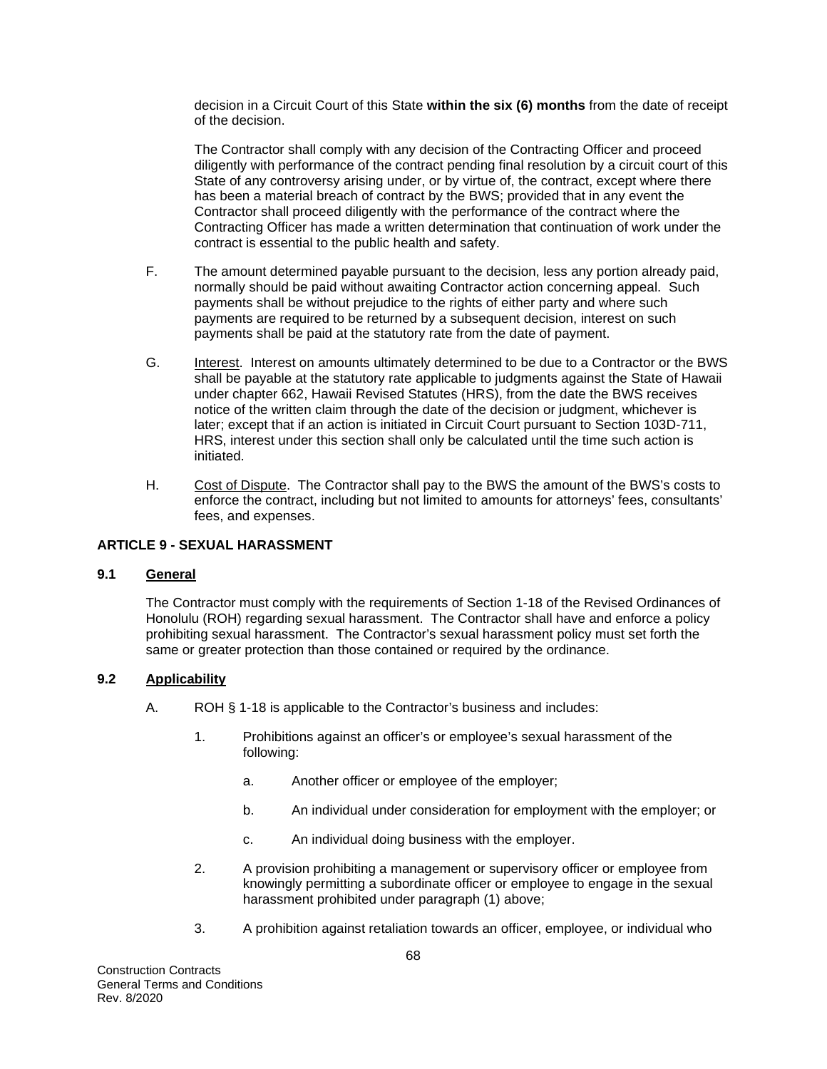decision in a Circuit Court of this State **within the six (6) months** from the date of receipt of the decision.

The Contractor shall comply with any decision of the Contracting Officer and proceed diligently with performance of the contract pending final resolution by a circuit court of this State of any controversy arising under, or by virtue of, the contract, except where there has been a material breach of contract by the BWS; provided that in any event the Contractor shall proceed diligently with the performance of the contract where the Contracting Officer has made a written determination that continuation of work under the contract is essential to the public health and safety.

F. The amount determined payable pursuant to the decision, less any portion already paid, normally should be paid without awaiting Contractor action concerning appeal. Such payments shall be without prejudice to the rights of either party and where such payments are required to be returned by a subsequent decision, interest on such payments shall be paid at the statutory rate from the date of payment.

G. Interest. Interest on amounts ultimately determined to be due to a Contractor or the BWS shall be payable at the statutory rate applicable to judgments against the State of Hawaii under chapter 662, Hawaii Revised Statutes (HRS), from the date the BWS receives notice of the written claim through the date of the decision or judgment, whichever is later; except that if an action is initiated in Circuit Court pursuant to Section 103D-711, HRS, interest under this section shall only be calculated until the time such action is initiated.

H. Cost of Dispute. The Contractor shall pay to the BWS the amount of the BWS's costs to enforce the contract, including but not limited to amounts for attorneys' fees, consultants' fees, and expenses.

## ARTICLE 9 - SEXUAL HARASSMENT

### 9.1 General

The Contractor must comply with the requirements of Section 1-18 of the Revised Ordinances of Honolulu (ROH) regarding sexual harassment. The Contractor shall have and enforce a policy prohibiting sexual harassment. The Contractor's sexual harassment policy must set forth the same or greater protection than those contained or required by the ordinance.

### 9.2 Applicability

A. ROH § 1-18 is applicable to the Contractor's business and includes:

1. Prohibitions against an officer's or employee's sexual harassment of the following:

   a. Another officer or employee of the employer;

   b. An individual under consideration for employment with the employer; or

   c. An individual doing business with the employer.

2. A provision prohibiting a management or supervisory officer or employee from knowingly permitting a subordinate officer or employee to engage in the sexual harassment prohibited under paragraph (1) above;

3. A prohibition against retaliation towards an officer, employee, or individual who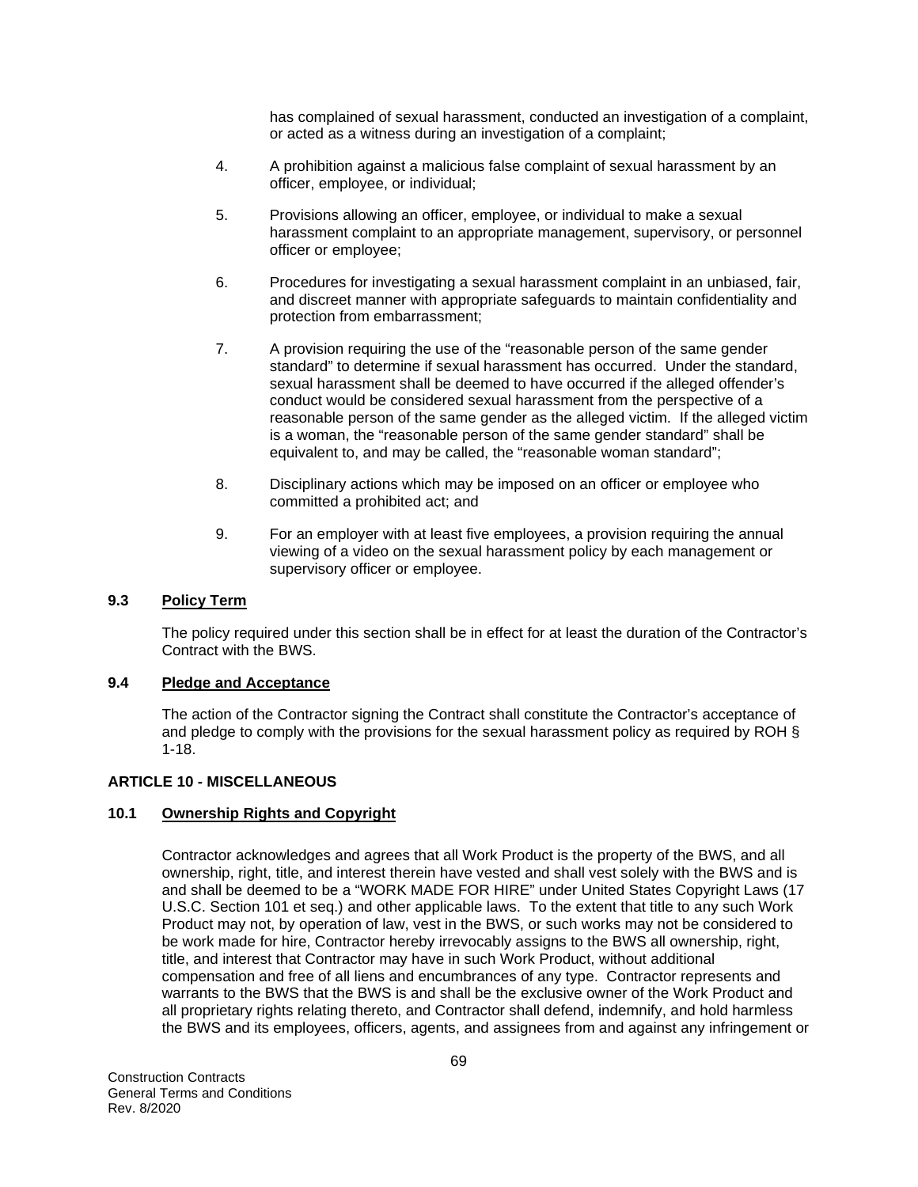has complained of sexual harassment, conducted an investigation of a complaint, or acted as a witness during an investigation of a complaint;

4. A prohibition against a malicious false complaint of sexual harassment by an officer, employee, or individual;

5. Provisions allowing an officer, employee, or individual to make a sexual harassment complaint to an appropriate management, supervisory, or personnel officer or employee;

6. Procedures for investigating a sexual harassment complaint in an unbiased, fair, and discreet manner with appropriate safeguards to maintain confidentiality and protection from embarrassment;

7. A provision requiring the use of the "reasonable person of the same gender standard" to determine if sexual harassment has occurred. Under the standard, sexual harassment shall be deemed to have occurred if the alleged offender's conduct would be considered sexual harassment from the perspective of a reasonable person of the same gender as the alleged victim. If the alleged victim is a woman, the "reasonable person of the same gender standard" shall be equivalent to, and may be called, the "reasonable woman standard";

8. Disciplinary actions which may be imposed on an officer or employee who committed a prohibited act; and

9. For an employer with at least five employees, a provision requiring the annual viewing of a video on the sexual harassment policy by each management or supervisory officer or employee.

### 9.3 Policy Term

The policy required under this section shall be in effect for at least the duration of the Contractor's Contract with the BWS.

### 9.4 Pledge and Acceptance

The action of the Contractor signing the Contract shall constitute the Contractor's acceptance of and pledge to comply with the provisions for the sexual harassment policy as required by ROH § 1-18.

## ARTICLE 10 - MISCELLANEOUS

### 10.1 Ownership Rights and Copyright

Contractor acknowledges and agrees that all Work Product is the property of the BWS, and all ownership, right, title, and interest therein have vested and shall vest solely with the BWS and is and shall be deemed to be a "WORK MADE FOR HIRE" under United States Copyright Laws (17 U.S.C. Section 101 et seq.) and other applicable laws. To the extent that title to any such Work Product may not, by operation of law, vest in the BWS, or such works may not be considered to be work made for hire, Contractor hereby irrevocably assigns to the BWS all ownership, right, title, and interest that Contractor may have in such Work Product, without additional compensation and free of all liens and encumbrances of any type. Contractor represents and warrants to the BWS that the BWS is and shall be the exclusive owner of the Work Product and all proprietary rights relating thereto, and Contractor shall defend, indemnify, and hold harmless the BWS and its employees, officers, agents, and assignees from and against any infringement or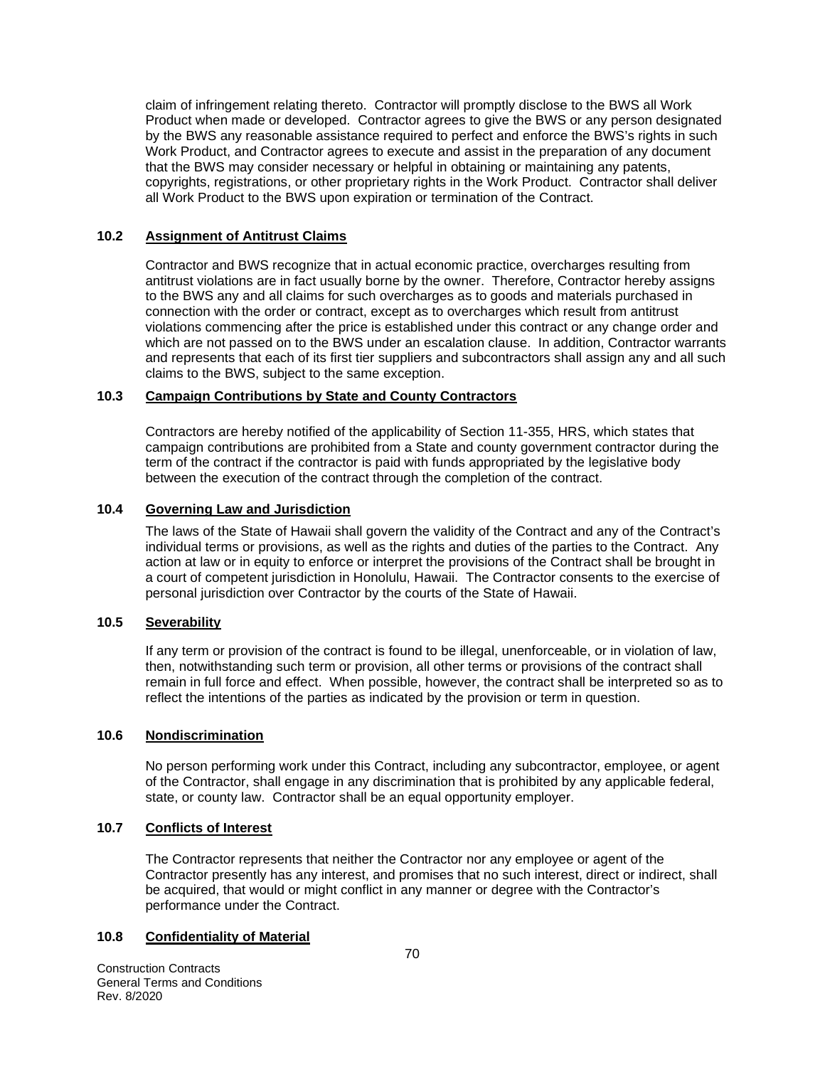claim of infringement relating thereto. Contractor will promptly disclose to the BWS all Work Product when made or developed. Contractor agrees to give the BWS or any person designated by the BWS any reasonable assistance required to perfect and enforce the BWS's rights in such Work Product, and Contractor agrees to execute and assist in the preparation of any document that the BWS may consider necessary or helpful in obtaining or maintaining any patents, copyrights, registrations, or other proprietary rights in the Work Product. Contractor shall deliver all Work Product to the BWS upon expiration or termination of the Contract.

### 10.2 Assignment of Antitrust Claims

Contractor and BWS recognize that in actual economic practice, overcharges resulting from antitrust violations are in fact usually borne by the owner. Therefore, Contractor hereby assigns to the BWS any and all claims for such overcharges as to goods and materials purchased in connection with the order or contract, except as to overcharges which result from antitrust violations commencing after the price is established under this contract or any change order and which are not passed on to the BWS under an escalation clause. In addition, Contractor warrants and represents that each of its first tier suppliers and subcontractors shall assign any and all such claims to the BWS, subject to the same exception.

### 10.3 Campaign Contributions by State and County Contractors

Contractors are hereby notified of the applicability of Section 11-355, HRS, which states that campaign contributions are prohibited from a State and county government contractor during the term of the contract if the contractor is paid with funds appropriated by the legislative body between the execution of the contract through the completion of the contract.

### 10.4 Governing Law and Jurisdiction

The laws of the State of Hawaii shall govern the validity of the Contract and any of the Contract's individual terms or provisions, as well as the rights and duties of the parties to the Contract. Any action at law or in equity to enforce or interpret the provisions of the Contract shall be brought in a court of competent jurisdiction in Honolulu, Hawaii. The Contractor consents to the exercise of personal jurisdiction over Contractor by the courts of the State of Hawaii.

### 10.5 Severability

If any term or provision of the contract is found to be illegal, unenforceable, or in violation of law, then, notwithstanding such term or provision, all other terms or provisions of the contract shall remain in full force and effect. When possible, however, the contract shall be interpreted so as to reflect the intentions of the parties as indicated by the provision or term in question.

### 10.6 Nondiscrimination

No person performing work under this Contract, including any subcontractor, employee, or agent of the Contractor, shall engage in any discrimination that is prohibited by any applicable federal, state, or county law. Contractor shall be an equal opportunity employer.

### 10.7 Conflicts of Interest

The Contractor represents that neither the Contractor nor any employee or agent of the Contractor presently has any interest, and promises that no such interest, direct or indirect, shall be acquired, that would or might conflict in any manner or degree with the Contractor's performance under the Contract.

### 10.8 Confidentiality of Material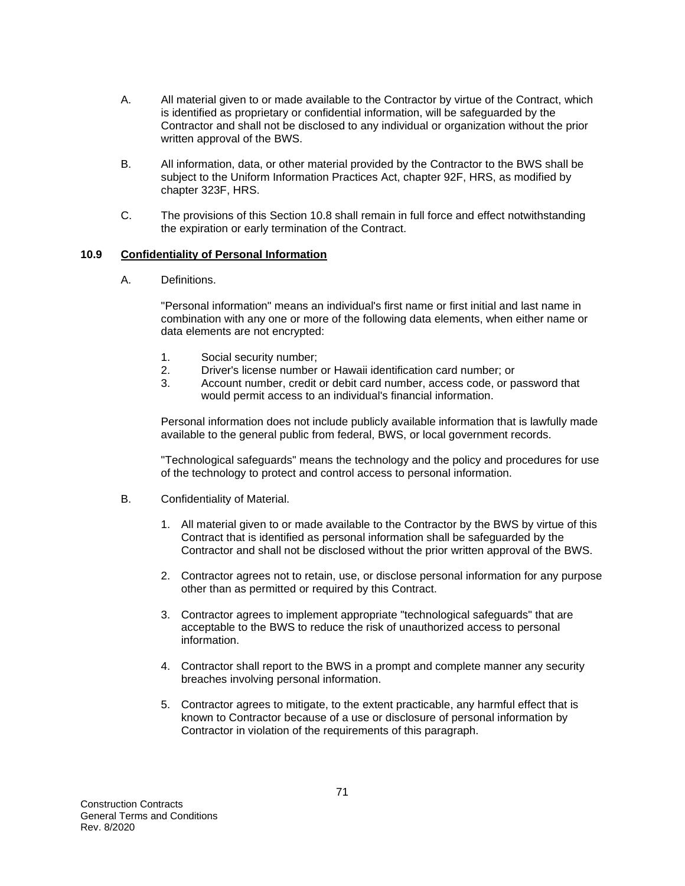A. All material given to or made available to the Contractor by virtue of the Contract, which is identified as proprietary or confidential information, will be safeguarded by the Contractor and shall not be disclosed to any individual or organization without the prior written approval of the BWS.

B. All information, data, or other material provided by the Contractor to the BWS shall be subject to the Uniform Information Practices Act, chapter 92F, HRS, as modified by chapter 323F, HRS.

C. The provisions of this Section 10.8 shall remain in full force and effect notwithstanding the expiration or early termination of the Contract.

### 10.9 Confidentiality of Personal Information

A. Definitions.

"Personal information" means an individual's first name or first initial and last name in combination with any one or more of the following data elements, when either name or data elements are not encrypted:

1. Social security number;
2. Driver's license number or Hawaii identification card number; or
3. Account number, credit or debit card number, access code, or password that would permit access to an individual's financial information.

Personal information does not include publicly available information that is lawfully made available to the general public from federal, BWS, or local government records.

"Technological safeguards" means the technology and the policy and procedures for use of the technology to protect and control access to personal information.

B. Confidentiality of Material.

1. All material given to or made available to the Contractor by the BWS by virtue of this Contract that is identified as personal information shall be safeguarded by the Contractor and shall not be disclosed without the prior written approval of the BWS.

2. Contractor agrees not to retain, use, or disclose personal information for any purpose other than as permitted or required by this Contract.

3. Contractor agrees to implement appropriate "technological safeguards" that are acceptable to the BWS to reduce the risk of unauthorized access to personal information.

4. Contractor shall report to the BWS in a prompt and complete manner any security breaches involving personal information.

5. Contractor agrees to mitigate, to the extent practicable, any harmful effect that is known to Contractor because of a use or disclosure of personal information by Contractor in violation of the requirements of this paragraph.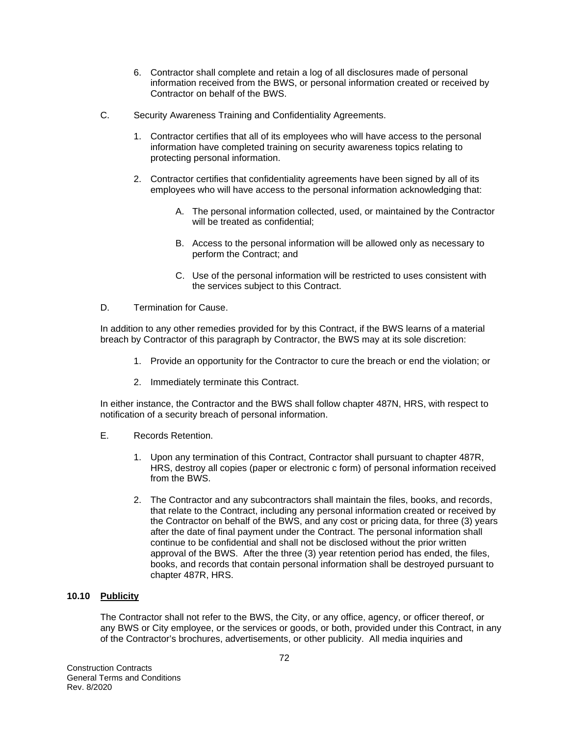6. Contractor shall complete and retain a log of all disclosures made of personal information received from the BWS, or personal information created or received by Contractor on behalf of the BWS.

C. Security Awareness Training and Confidentiality Agreements.

1. Contractor certifies that all of its employees who will have access to the personal information have completed training on security awareness topics relating to protecting personal information.

2. Contractor certifies that confidentiality agreements have been signed by all of its employees who will have access to the personal information acknowledging that:

   A. The personal information collected, used, or maintained by the Contractor will be treated as confidential;

   B. Access to the personal information will be allowed only as necessary to perform the Contract; and

   C. Use of the personal information will be restricted to uses consistent with the services subject to this Contract.

D. Termination for Cause.

In addition to any other remedies provided for by this Contract, if the BWS learns of a material breach by Contractor of this paragraph by Contractor, the BWS may at its sole discretion:

1. Provide an opportunity for the Contractor to cure the breach or end the violation; or

2. Immediately terminate this Contract.

In either instance, the Contractor and the BWS shall follow chapter 487N, HRS, with respect to notification of a security breach of personal information.

E. Records Retention.

1. Upon any termination of this Contract, Contractor shall pursuant to chapter 487R, HRS, destroy all copies (paper or electronic c form) of personal information received from the BWS.

2. The Contractor and any subcontractors shall maintain the files, books, and records, that relate to the Contract, including any personal information created or received by the Contractor on behalf of the BWS, and any cost or pricing data, for three (3) years after the date of final payment under the Contract. The personal information shall continue to be confidential and shall not be disclosed without the prior written approval of the BWS. After the three (3) year retention period has ended, the files, books, and records that contain personal information shall be destroyed pursuant to chapter 487R, HRS.

**10.10 Publicity**

The Contractor shall not refer to the BWS, the City, or any office, agency, or officer thereof, or any BWS or City employee, or the services or goods, or both, provided under this Contract, in any of the Contractor's brochures, advertisements, or other publicity. All media inquiries and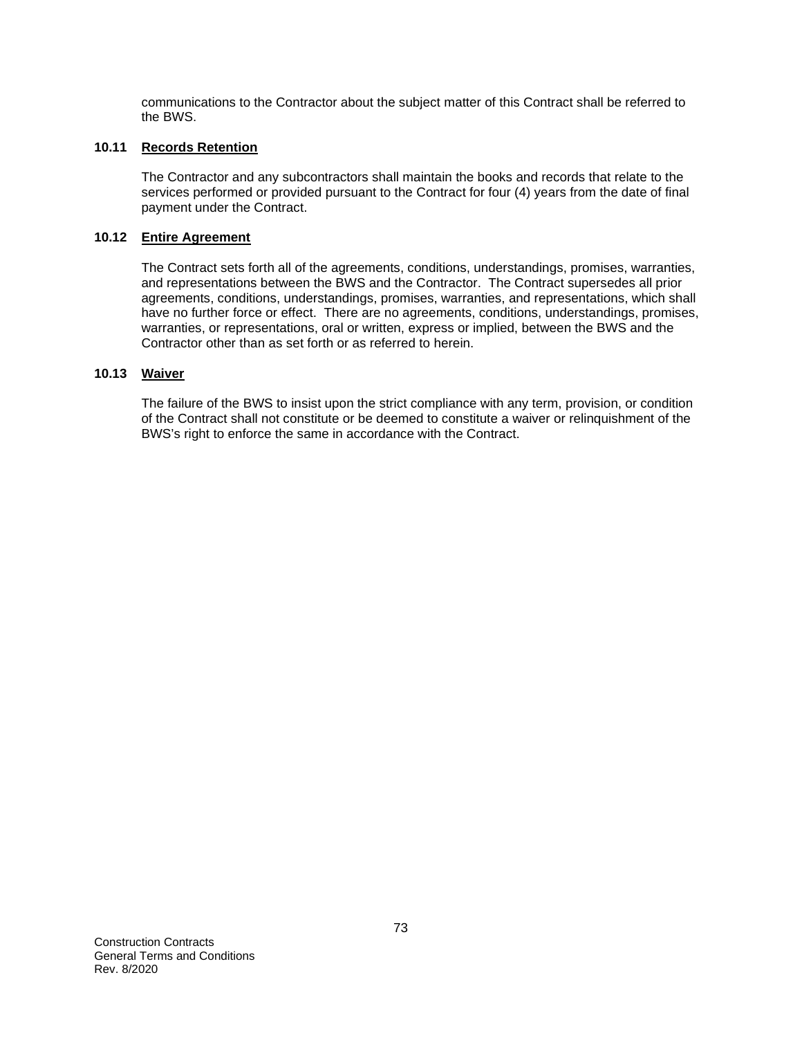communications to the Contractor about the subject matter of this Contract shall be referred to the BWS.

### 10.11 Records Retention

The Contractor and any subcontractors shall maintain the books and records that relate to the services performed or provided pursuant to the Contract for four (4) years from the date of final payment under the Contract.

### 10.12 Entire Agreement

The Contract sets forth all of the agreements, conditions, understandings, promises, warranties, and representations between the BWS and the Contractor. The Contract supersedes all prior agreements, conditions, understandings, promises, warranties, and representations, which shall have no further force or effect. There are no agreements, conditions, understandings, promises, warranties, or representations, oral or written, express or implied, between the BWS and the Contractor other than as set forth or as referred to herein.

### 10.13 Waiver

The failure of the BWS to insist upon the strict compliance with any term, provision, or condition of the Contract shall not constitute or be deemed to constitute a waiver or relinquishment of the BWS's right to enforce the same in accordance with the Contract.